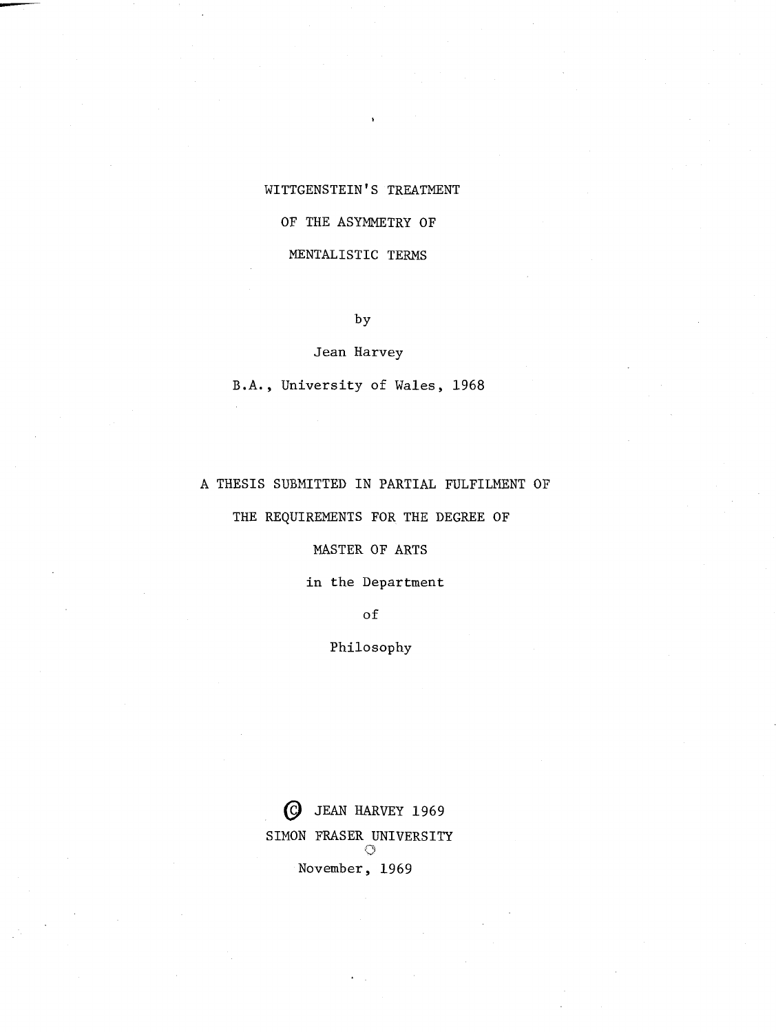# WITTGENSTEIN'S TREATMENT OF THE ASYMMETRY OF MENTALISTIC TERMS

by

Jean Harvey

B.A., University of Wales, 1968

A THESIS SUBMITTED IN PARTIAL FULFILMENT OF

THE REQUIREMENTS FOR THE DEGREE OF

MASTER OF ARTS

in the Department

of

Philosophy

© JEAN HARVEY 1969

SIMON FRASER UNIVERSITY

November, 1969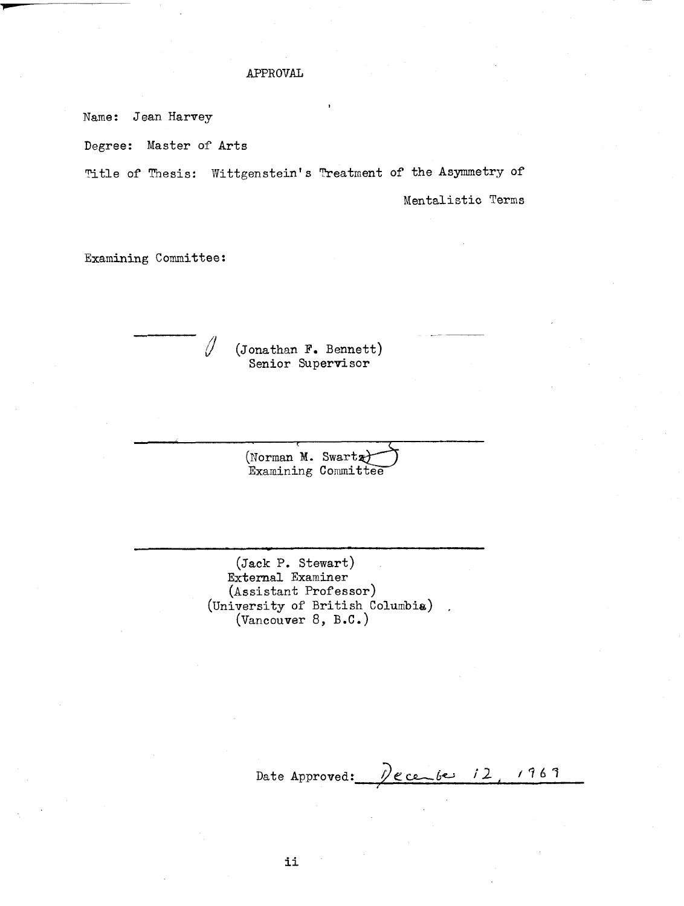# APPROVAL

Name: Jean Harvey

Degree: Master of Arts

Title of Thesis: Wittgenstein's Treatment of the Asymmetry of Mentalistic Terms

Examining Committee:

(Jonathan F. Bennett)
Senior Supervisor

(Norman M. Swartz)
Examining Committee

(Jack P. Stewart)
External Examiner
(Assistant Professor)
(University of British Columbia)
(Vancouver 8, B.C.)

Date Approved: December 12, 1969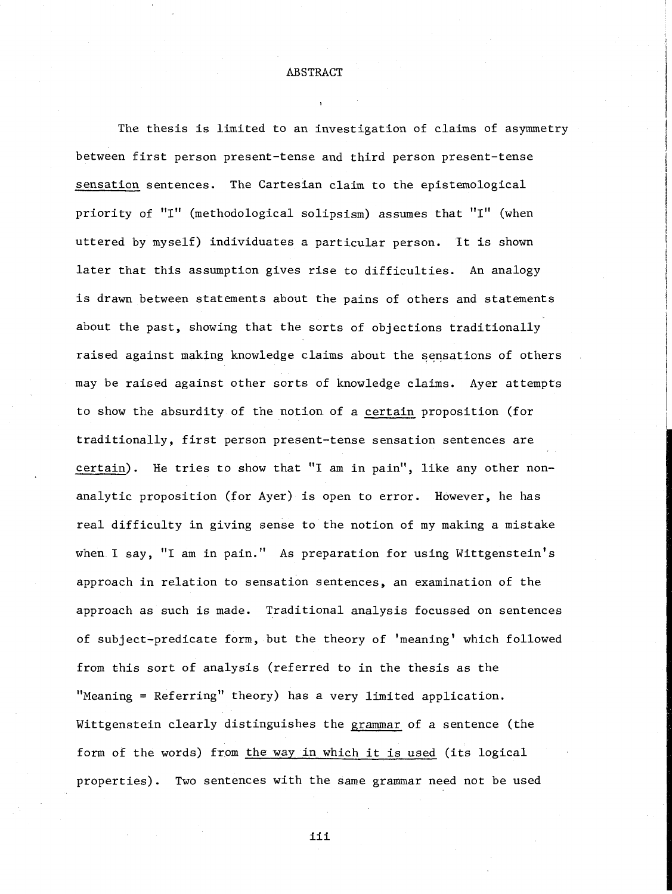## ABSTRACT

The thesis is limited to an investigation of claims of asymmetry between first person present-tense and third person present-tense sensation sentences. The Cartesian claim to the epistemological priority of "I" (methodological solipsism) assumes that "I" (when uttered by myself) individuates a particular person. It is shown later that this assumption gives rise to difficulties. An analogy is drawn between statements about the pains of others and statements about the past, showing that the sorts of objections traditionally raised against making knowledge claims about the sensations of others may be raised against other sorts of knowledge claims. Ayer attempts to show the absurdity of the notion of a certain proposition (for traditionally, first person present-tense sensation sentences are certain). He tries to show that "I am in pain", like any other non-analytic proposition (for Ayer) is open to error. However, he has real difficulty in giving sense to the notion of my making a mistake when I say, "I am in pain." As preparation for using Wittgenstein's approach in relation to sensation sentences, an examination of the approach as such is made. Traditional analysis focussed on sentences of subject-predicate form, but the theory of 'meaning' which followed from this sort of analysis (referred to in the thesis as the "Meaning = Referring" theory) has a very limited application. Wittgenstein clearly distinguishes the grammar of a sentence (the form of the words) from the way in which it is used (its logical properties). Two sentences with the same grammar need not be used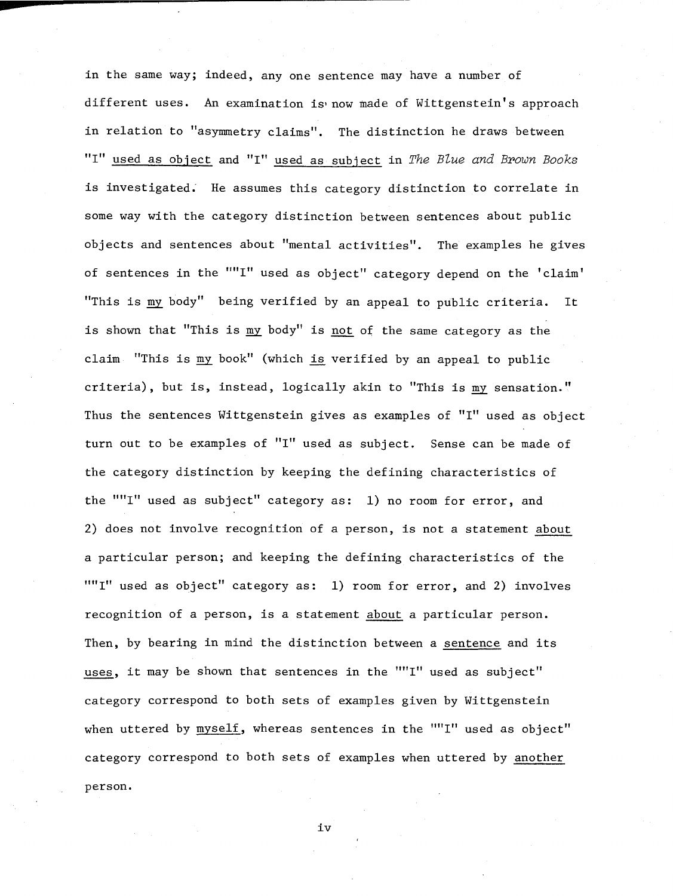in the same way; indeed, any one sentence may have a number of different uses. An examination is now made of Wittgenstein's approach in relation to "asymmetry claims". The distinction he draws between "I" <u>used as object</u> and "I" <u>used as subject</u> in *The Blue and Brown Books* is investigated. He assumes this category distinction to correlate in some way with the category distinction between sentences about public objects and sentences about "mental activities". The examples he gives of sentences in the ""I" used as object" category depend on the 'claim' "This is <u>my</u> body" being verified by an appeal to public criteria. It is shown that "This is <u>my</u> body" is <u>not</u> of the same category as the claim "This is <u>my</u> book" (which <u>is</u> verified by an appeal to public criteria), but is, instead, logically akin to "This is <u>my</u> sensation." Thus the sentences Wittgenstein gives as examples of "I" used as object turn out to be examples of "I" used as subject. Sense can be made of the category distinction by keeping the defining characteristics of the ""I" used as subject" category as: 1) no room for error, and 2) does not involve recognition of a person, is not a statement <u>about</u> a particular person; and keeping the defining characteristics of the ""I" used as object" category as: 1) room for error, and 2) involves recognition of a person, is a statement <u>about</u> a particular person. Then, by bearing in mind the distinction between a <u>sentence</u> and its <u>uses</u>, it may be shown that sentences in the ""I" used as subject" category correspond to both sets of examples given by Wittgenstein when uttered by <u>myself</u>, whereas sentences in the ""I" used as object" category correspond to both sets of examples when uttered by <u>another</u> person.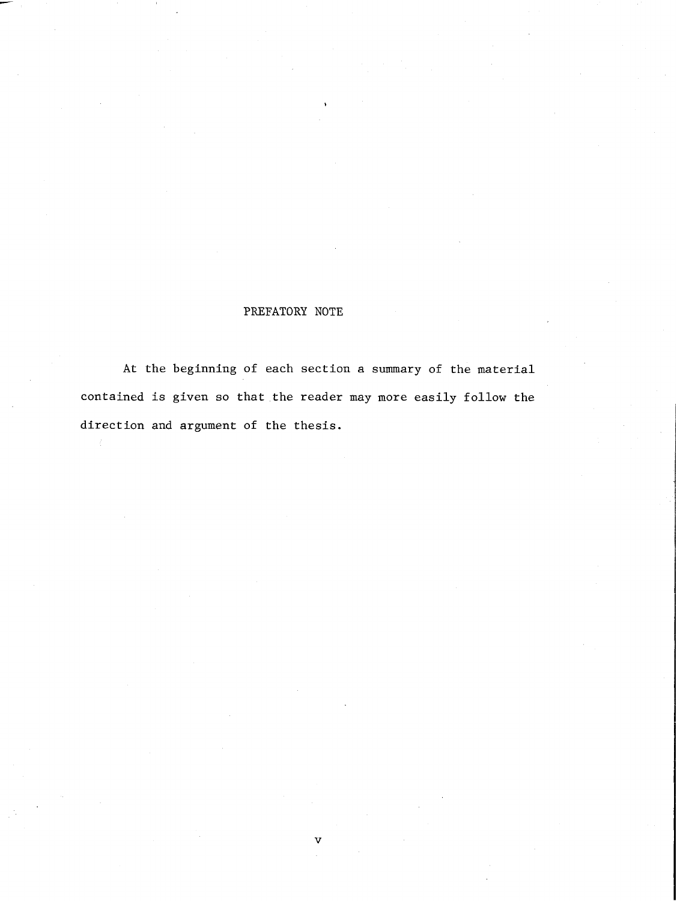## PREFATORY NOTE

At the beginning of each section a summary of the material contained is given so that the reader may more easily follow the direction and argument of the thesis.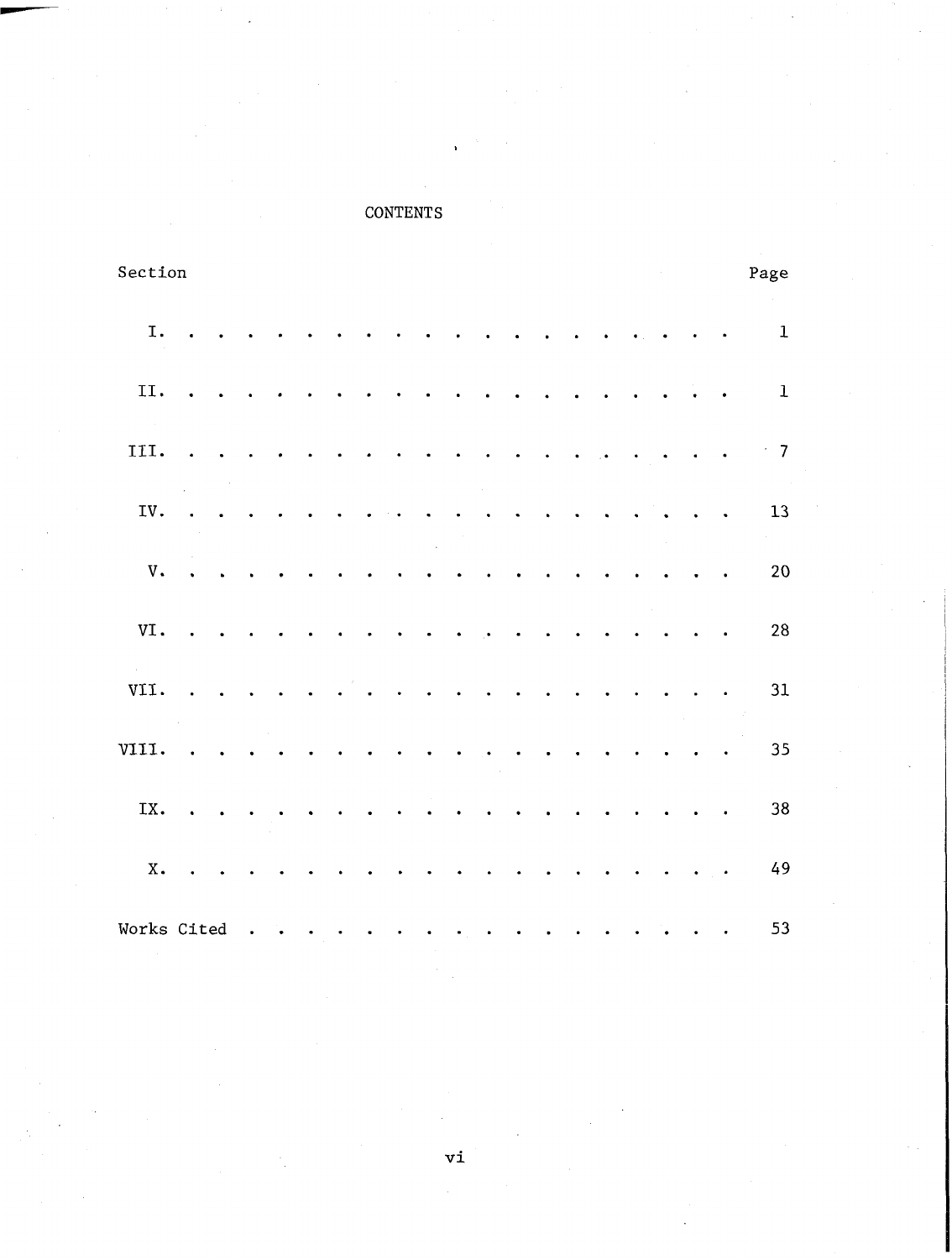# CONTENTS

| Section | Page |
| --- | --- |
| I. | 1 |
| II. | 1 |
| III. | 7 |
| IV. | 13 |
| V. | 20 |
| VI. | 28 |
| VII. | 31 |
| VIII. | 35 |
| IX. | 38 |
| X. | 49 |
| Works Cited | 53 |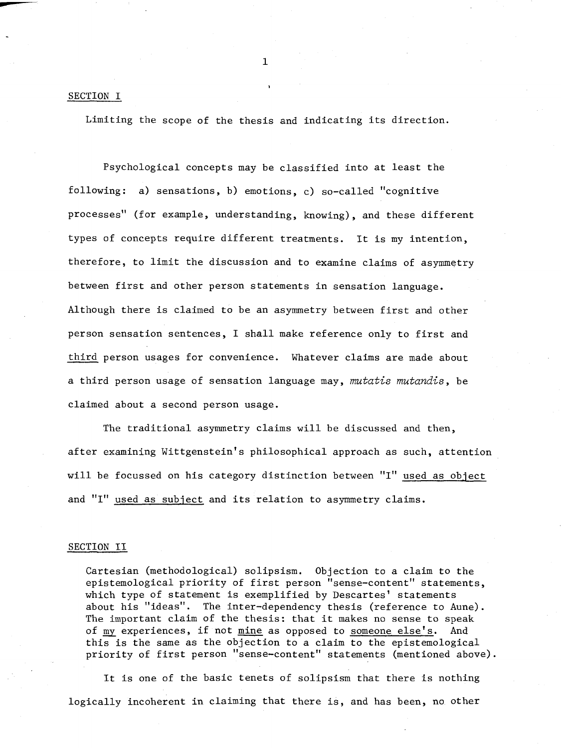## SECTION I

Limiting the scope of the thesis and indicating its direction.

Psychological concepts may be classified into at least the following: a) sensations, b) emotions, c) so-called "cognitive processes" (for example, understanding, knowing), and these different types of concepts require different treatments. It is my intention, therefore, to limit the discussion and to examine claims of asymmetry between first and other person statements in sensation language. Although there is claimed to be an asymmetry between first and other person sensation sentences, I shall make reference only to first and third person usages for convenience. Whatever claims are made about a third person usage of sensation language may, *mutatis mutandis*, be claimed about a second person usage.

The traditional asymmetry claims will be discussed and then, after examining Wittgenstein's philosophical approach as such, attention will be focussed on his category distinction between "I" used as object and "I" used as subject and its relation to asymmetry claims.

## SECTION II

Cartesian (methodological) solipsism. Objection to a claim to the epistemological priority of first person "sense-content" statements, which type of statement is exemplified by Descartes' statements about his "ideas". The inter-dependency thesis (reference to Aune). The important claim of the thesis: that it makes no sense to speak of my experiences, if not mine as opposed to someone else's. And this is the same as the objection to a claim to the epistemological priority of first person "sense-content" statements (mentioned above).

It is one of the basic tenets of solipsism that there is nothing logically incoherent in claiming that there is, and has been, no other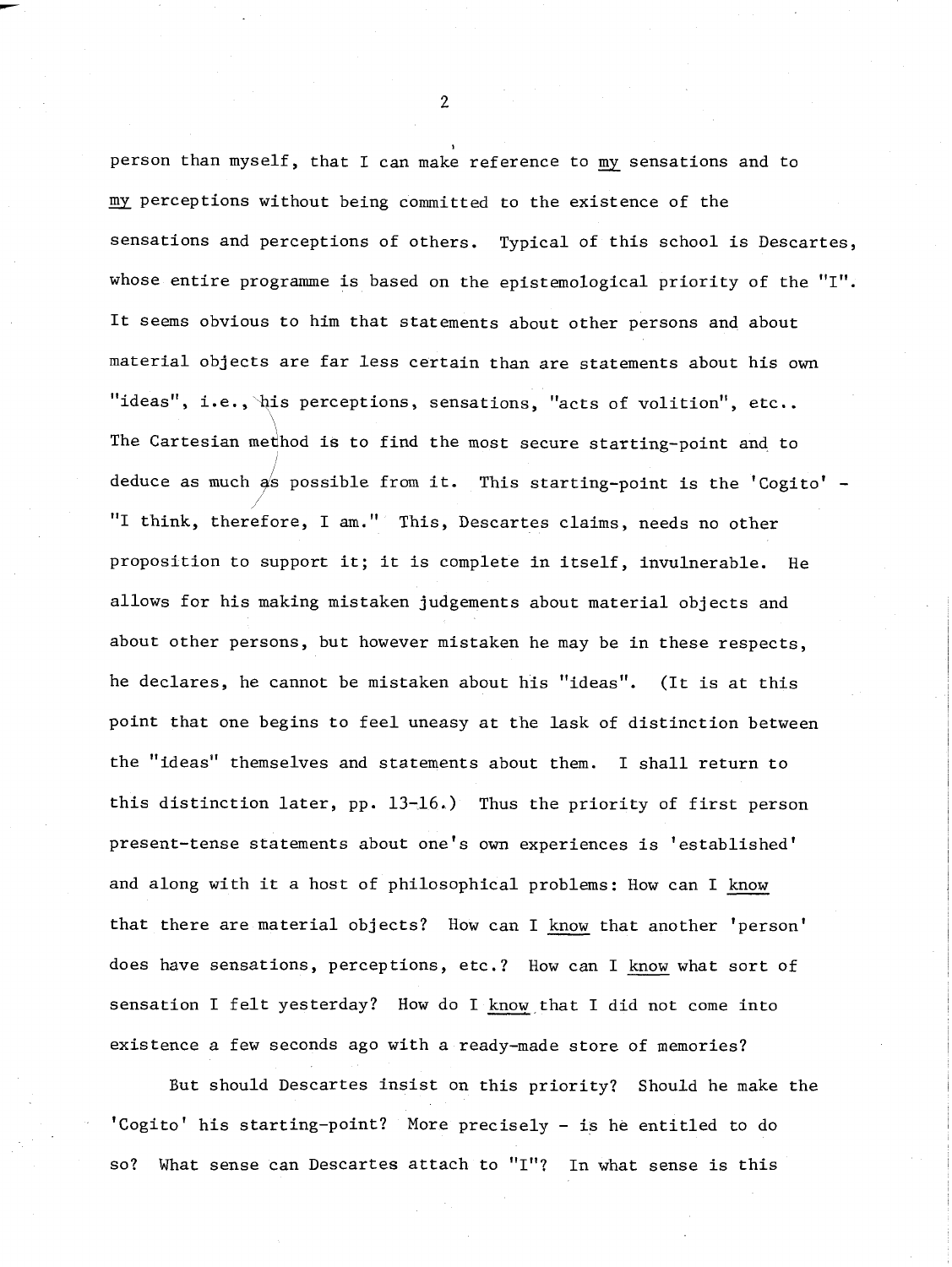person than myself, that I can make reference to _my_ sensations and to _my_ perceptions without being committed to the existence of the sensations and perceptions of others. Typical of this school is Descartes, whose entire programme is based on the epistemological priority of the "I". It seems obvious to him that statements about other persons and about material objects are far less certain than are statements about his own "ideas", i.e., his perceptions, sensations, "acts of volition", etc.. The Cartesian method is to find the most secure starting-point and to deduce as much as possible from it. This starting-point is the 'Cogito' - "I think, therefore, I am." This, Descartes claims, needs no other proposition to support it; it is complete in itself, invulnerable. He allows for his making mistaken judgements about material objects and about other persons, but however mistaken he may be in these respects, he declares, he cannot be mistaken about his "ideas". (It is at this point that one begins to feel uneasy at the lask of distinction between the "ideas" themselves and statements about them. I shall return to this distinction later, pp. 13-16.) Thus the priority of first person present-tense statements about one's own experiences is 'established' and along with it a host of philosophical problems: How can I _know_ that there are material objects? How can I _know_ that another 'person' does have sensations, perceptions, etc.? How can I _know_ what sort of sensation I felt yesterday? How do I _know_ that I did not come into existence a few seconds ago with a ready-made store of memories?

But should Descartes insist on this priority? Should he make the 'Cogito' his starting-point? More precisely - is he entitled to do so? What sense can Descartes attach to "I"? In what sense is this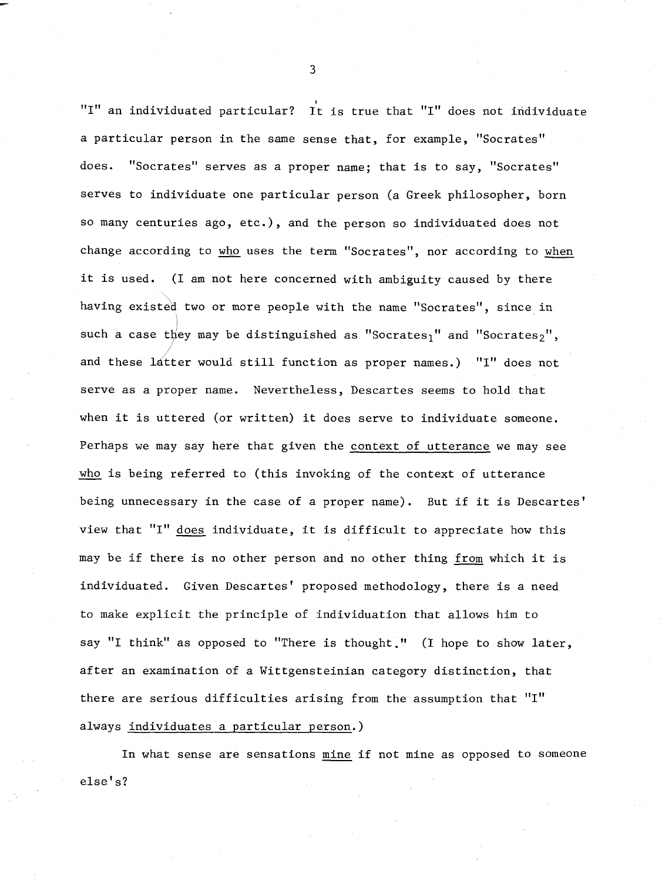"I" an individuated particular? It is true that "I" does not individuate a particular person in the same sense that, for example, "Socrates" does. "Socrates" serves as a proper name; that is to say, "Socrates" serves to individuate one particular person (a Greek philosopher, born so many centuries ago, etc.), and the person so individuated does not change according to <u>who</u> uses the term "Socrates", nor according to <u>when</u> it is used. (I am not here concerned with ambiguity caused by there having existed two or more people with the name "Socrates", since in such a case they may be distinguished as "$\text{Socrates}_1$" and "$\text{Socrates}_2$", and these latter would still function as proper names.) "I" does not serve as a proper name. Nevertheless, Descartes seems to hold that when it is uttered (or written) it does serve to individuate someone. Perhaps we may say here that given the <u>context of utterance</u> we may see <u>who</u> is being referred to (this invoking of the context of utterance being unnecessary in the case of a proper name). But if it is Descartes' view that "I" <u>does</u> individuate, it is difficult to appreciate how this may be if there is no other person and no other thing <u>from</u> which it is individuated. Given Descartes' proposed methodology, there is a need to make explicit the principle of individuation that allows him to say "I think" as opposed to "There is thought." (I hope to show later, after an examination of a Wittgensteinian category distinction, that there are serious difficulties arising from the assumption that "I" always <u>individuates a particular person</u>.)

In what sense are sensations <u>mine</u> if not mine as opposed to someone else's?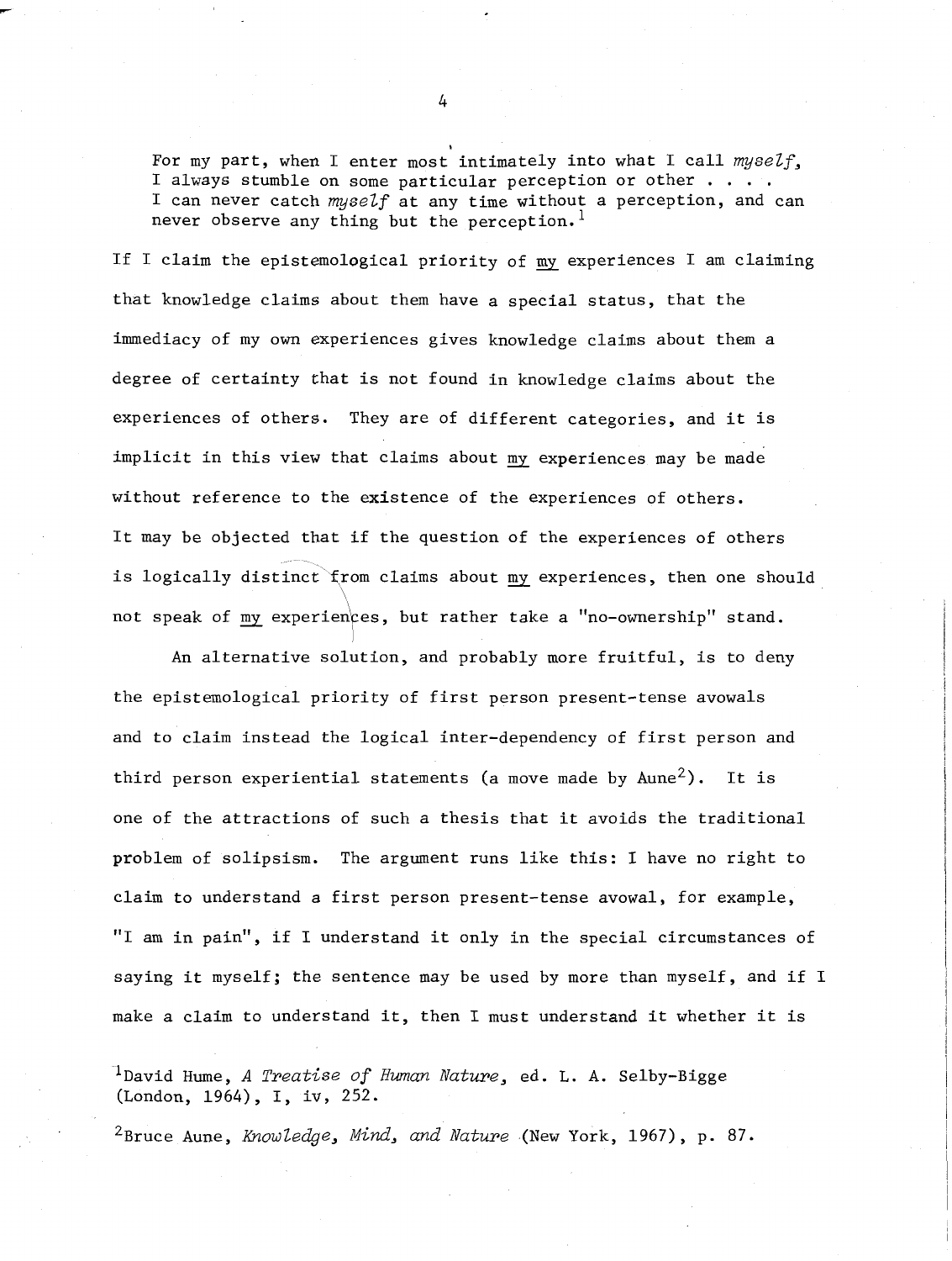> For my part, when I enter most intimately into what I call *myself*, I always stumble on some particular perception or other . . . . I can never catch *myself* at any time without a perception, and can never observe any thing but the perception.[1]

If I claim the epistemological priority of my experiences I am claiming that knowledge claims about them have a special status, that the immediacy of my own experiences gives knowledge claims about them a degree of certainty that is not found in knowledge claims about the experiences of others. They are of different categories, and it is implicit in this view that claims about my experiences may be made without reference to the existence of the experiences of others. It may be objected that if the question of the experiences of others is logically distinct from claims about my experiences, then one should not speak of my experiences, but rather take a "no-ownership" stand.

An alternative solution, and probably more fruitful, is to deny the epistemological priority of first person present-tense avowals and to claim instead the logical inter-dependency of first person and third person experiential statements (a move made by Aune[2]). It is one of the attractions of such a thesis that it avoids the traditional problem of solipsism. The argument runs like this: I have no right to claim to understand a first person present-tense avowal, for example, "I am in pain", if I understand it only in the special circumstances of saying it myself; the sentence may be used by more than myself, and if I make a claim to understand it, then I must understand it whether it is

[1] David Hume, *A Treatise of Human Nature*, ed. L. A. Selby-Bigge (London, 1964), I, iv, 252.

[2] Bruce Aune, *Knowledge, Mind, and Nature* (New York, 1967), p. 87.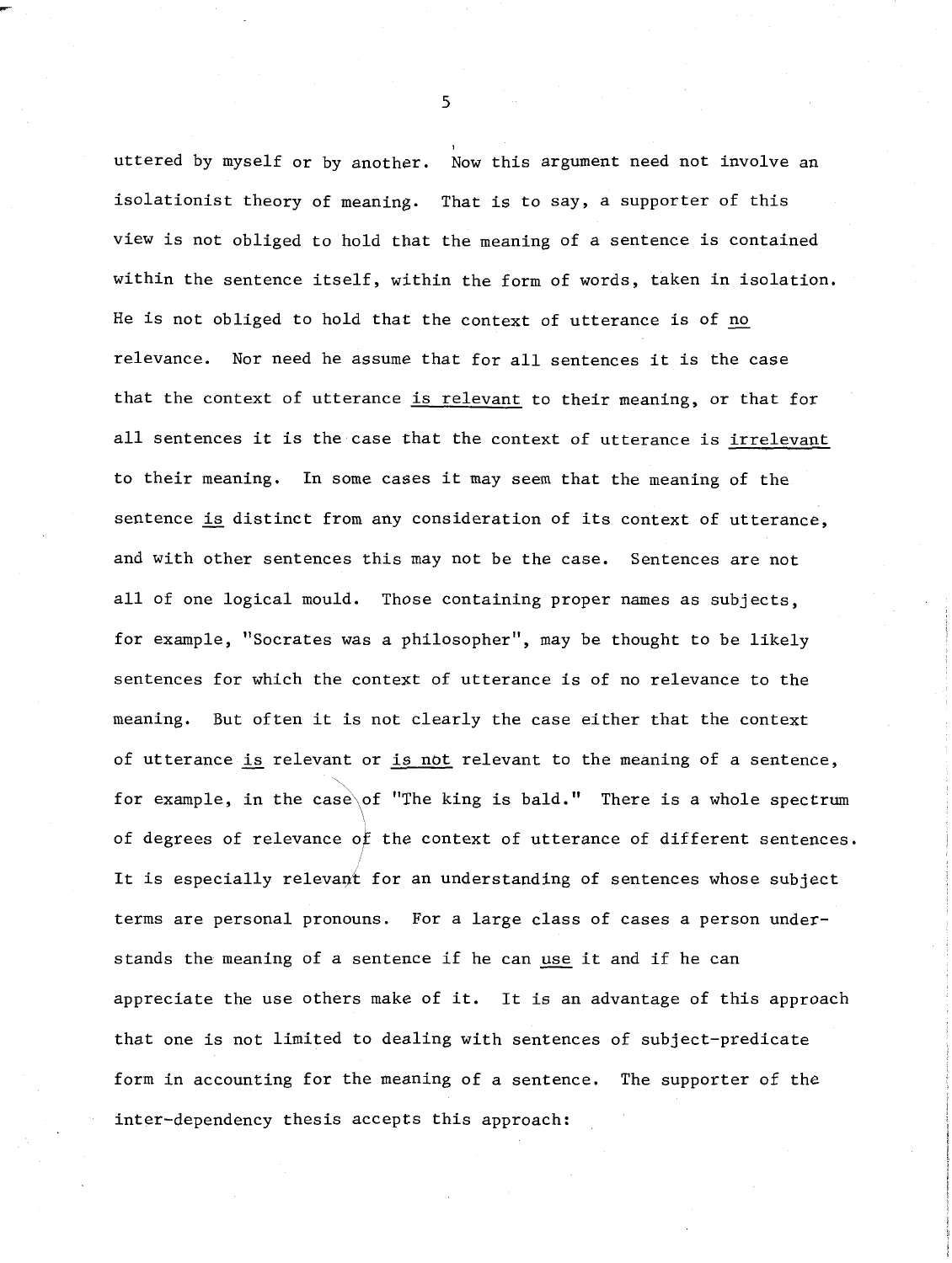uttered by myself or by another. Now this argument need not involve an isolationist theory of meaning. That is to say, a supporter of this view is not obliged to hold that the meaning of a sentence is contained within the sentence itself, within the form of words, taken in isolation. He is not obliged to hold that the context of utterance is of *no* relevance. Nor need he assume that for all sentences it is the case that the context of utterance *is relevant* to their meaning, or that for all sentences it is the case that the context of utterance is *irrelevant* to their meaning. In some cases it may seem that the meaning of the sentence *is* distinct from any consideration of its context of utterance, and with other sentences this may not be the case. Sentences are not all of one logical mould. Those containing proper names as subjects, for example, "Socrates was a philosopher", may be thought to be likely sentences for which the context of utterance is of no relevance to the meaning. But often it is not clearly the case either that the context of utterance *is* relevant or *is not* relevant to the meaning of a sentence, for example, in the case of "The king is bald." There is a whole spectrum of degrees of relevance of the context of utterance of different sentences. It is especially relevant for an understanding of sentences whose subject terms are personal pronouns. For a large class of cases a person understands the meaning of a sentence if he can *use* it and if he can appreciate the use others make of it. It is an advantage of this approach that one is not limited to dealing with sentences of subject-predicate form in accounting for the meaning of a sentence. The supporter of the inter-dependency thesis accepts this approach: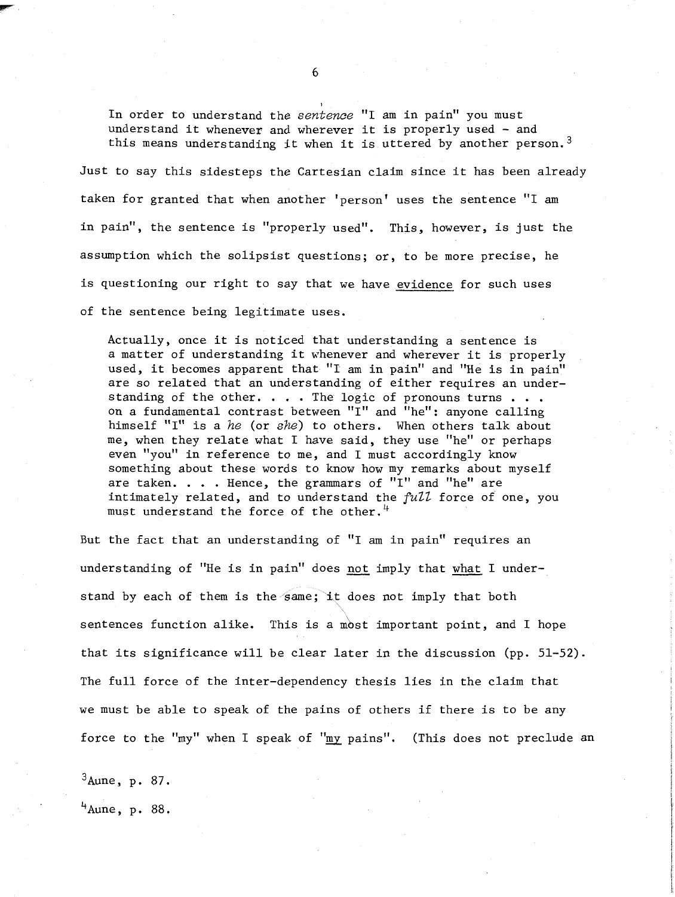> In order to understand the *sentence* "I am in pain" you must understand it whenever and wherever it is properly used - and this means understanding it when it is uttered by another person.[3]

Just to say this sidesteps the Cartesian claim since it has been already taken for granted that when another 'person' uses the sentence "I am in pain", the sentence is "properly used". This, however, is just the assumption which the solipsist questions; or, to be more precise, he is questioning our right to say that we have <u>evidence</u> for such uses of the sentence being legitimate uses.

> Actually, once it is noticed that understanding a sentence is a matter of understanding it whenever and wherever it is properly used, it becomes apparent that "I am in pain" and "He is in pain" are so related that an understanding of either requires an understanding of the other. . . . The logic of pronouns turns . . . on a fundamental contrast between "I" and "he": anyone calling himself "I" is a *he* (or *she*) to others. When others talk about me, when they relate what I have said, they use "he" or perhaps even "you" in reference to me, and I must accordingly know something about these words to know how my remarks about myself are taken. . . . Hence, the grammars of "I" and "he" are intimately related, and to understand the *full* force of one, you must understand the force of the other.[4]

But the fact that an understanding of "I am in pain" requires an understanding of "He is in pain" does <u>not</u> imply that <u>what</u> I understand by each of them is the same; it does not imply that both sentences function alike. This is a most important point, and I hope that its significance will be clear later in the discussion (pp. 51-52). The full force of the inter-dependency thesis lies in the claim that we must be able to speak of the pains of others if there is to be any force to the "my" when I speak of "<u>my</u> pains". (This does not preclude an

[3]Aune, p. 87.

[4]Aune, p. 88.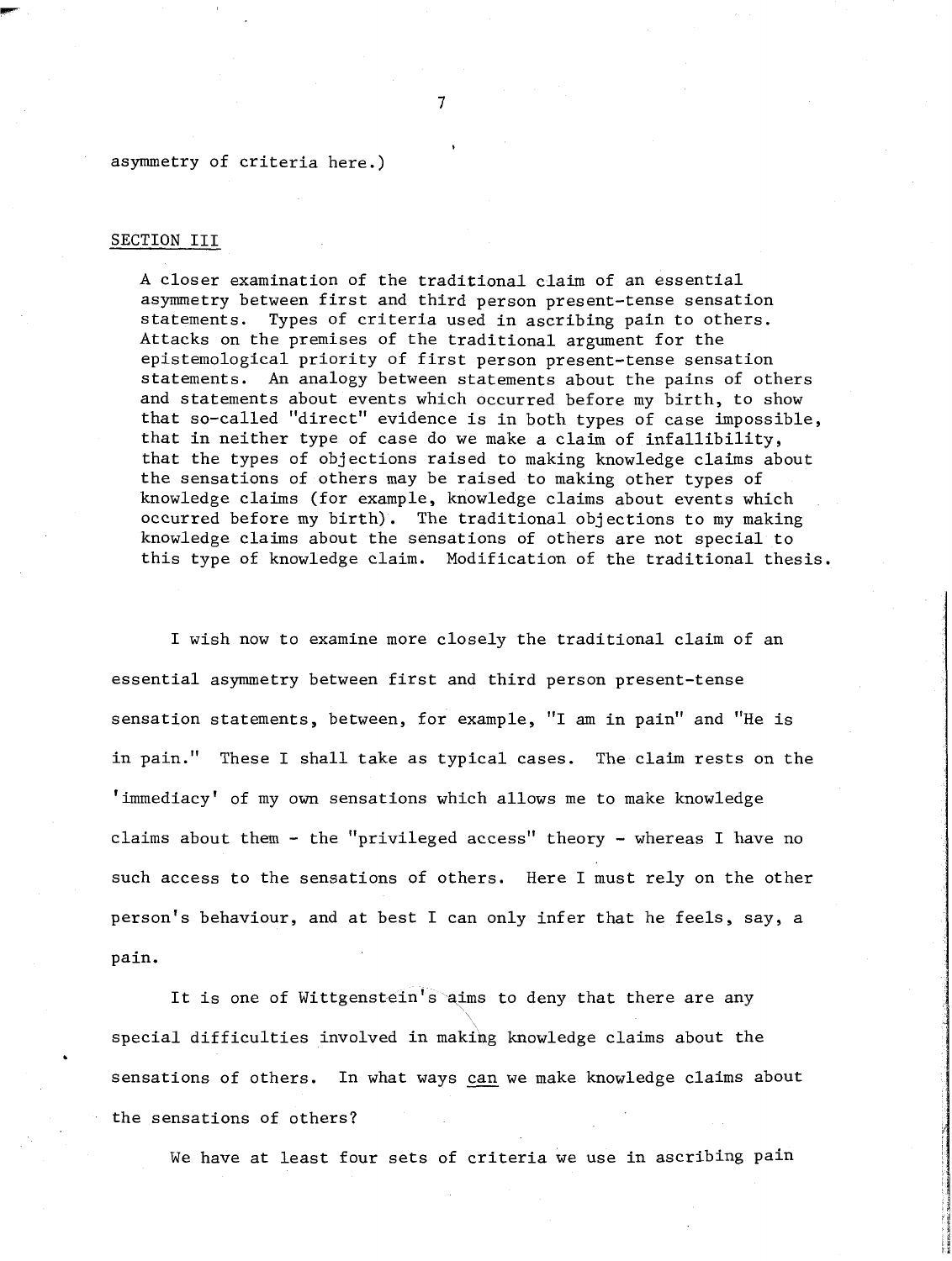asymmetry of criteria here.)

## SECTION III

A closer examination of the traditional claim of an essential asymmetry between first and third person present-tense sensation statements. Types of criteria used in ascribing pain to others. Attacks on the premises of the traditional argument for the epistemological priority of first person present-tense sensation statements. An analogy between statements about the pains of others and statements about events which occurred before my birth, to show that so-called "direct" evidence is in both types of case impossible, that in neither type of case do we make a claim of infallibility, that the types of objections raised to making knowledge claims about the sensations of others may be raised to making other types of knowledge claims (for example, knowledge claims about events which occurred before my birth). The traditional objections to my making knowledge claims about the sensations of others are not special to this type of knowledge claim. Modification of the traditional thesis.

I wish now to examine more closely the traditional claim of an essential asymmetry between first and third person present-tense sensation statements, between, for example, "I am in pain" and "He is in pain." These I shall take as typical cases. The claim rests on the 'immediacy' of my own sensations which allows me to make knowledge claims about them - the "privileged access" theory - whereas I have no such access to the sensations of others. Here I must rely on the other person's behaviour, and at best I can only infer that he feels, say, a pain.

It is one of Wittgenstein's aims to deny that there are any special difficulties involved in making knowledge claims about the sensations of others. In what ways _can_ we make knowledge claims about the sensations of others?

We have at least four sets of criteria we use in ascribing pain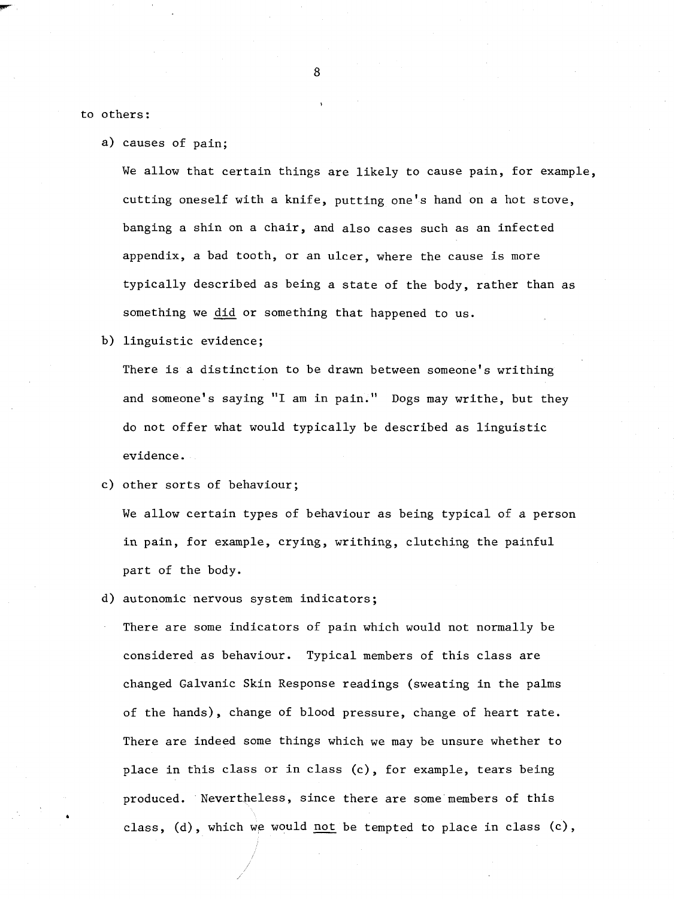to others:

a) causes of pain;

   We allow that certain things are likely to cause pain, for example, cutting oneself with a knife, putting one's hand on a hot stove, banging a shin on a chair, and also cases such as an infected appendix, a bad tooth, or an ulcer, where the cause is more typically described as being a state of the body, rather than as something we <u>did</u> or something that happened to us.

b) linguistic evidence;

   There is a distinction to be drawn between someone's writhing and someone's saying "I am in pain." Dogs may writhe, but they do not offer what would typically be described as linguistic evidence.

c) other sorts of behaviour;

   We allow certain types of behaviour as being typical of a person in pain, for example, crying, writhing, clutching the painful part of the body.

d) autonomic nervous system indicators;

   There are some indicators of pain which would not normally be considered as behaviour. Typical members of this class are changed Galvanic Skin Response readings (sweating in the palms of the hands), change of blood pressure, change of heart rate. There are indeed some things which we may be unsure whether to place in this class or in class (c), for example, tears being produced. Nevertheless, since there are some members of this class, (d), which we would <u>not</u> be tempted to place in class (c),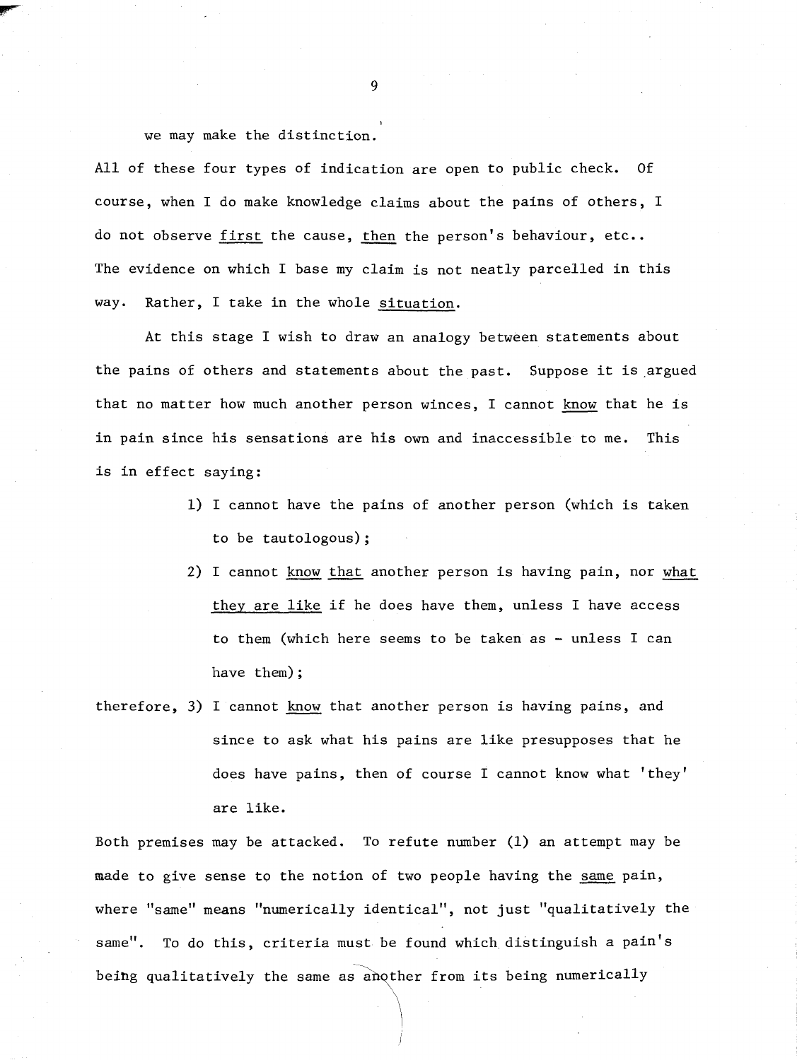we may make the distinction.

All of these four types of indication are open to public check. Of course, when I do make knowledge claims about the pains of others, I do not observe _first_ the cause, _then_ the person's behaviour, etc.. The evidence on which I base my claim is not neatly parcelled in this way. Rather, I take in the whole _situation_.

At this stage I wish to draw an analogy between statements about the pains of others and statements about the past. Suppose it is argued that no matter how much another person winces, I cannot _know_ that he is in pain since his sensations are his own and inaccessible to me. This is in effect saying:

1) I cannot have the pains of another person (which is taken to be tautologous);

2) I cannot _know that_ another person is having pain, nor _what they are like_ if he does have them, unless I have access to them (which here seems to be taken as - unless I can have them);

therefore, 3) I cannot _know_ that another person is having pains, and since to ask what his pains are like presupposes that he does have pains, then of course I cannot know what 'they' are like.

Both premises may be attacked. To refute number (1) an attempt may be made to give sense to the notion of two people having the _same_ pain, where "same" means "numerically identical", not just "qualitatively the same". To do this, criteria must be found which distinguish a pain's being qualitatively the same as another from its being numerically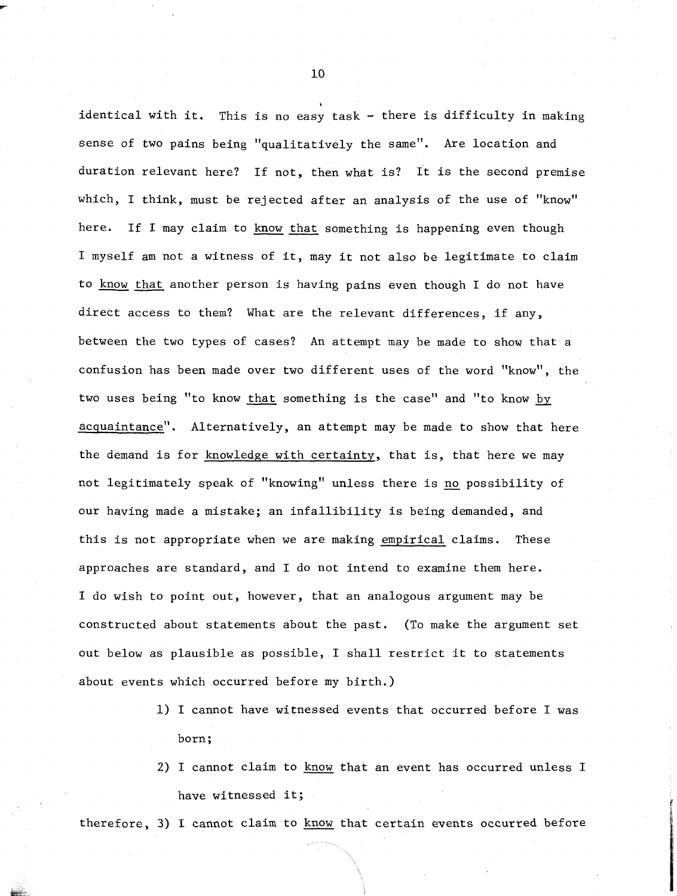identical with it. This is no easy task - there is difficulty in making sense of two pains being "qualitatively the same". Are location and duration relevant here? If not, then what is? It is the second premise which, I think, must be rejected after an analysis of the use of "know" here. If I may claim to <u>know that</u> something is happening even though I myself am not a witness of it, may it not also be legitimate to claim to <u>know that</u> another person is having pains even though I do not have direct access to them? What are the relevant differences, if any, between the two types of cases? An attempt may be made to show that a confusion has been made over two different uses of the word "know", the two uses being "to know <u>that</u> something is the case" and "to know <u>by acquaintance</u>". Alternatively, an attempt may be made to show that here the demand is for <u>knowledge with certainty</u>, that is, that here we may not legitimately speak of "knowing" unless there is <u>no</u> possibility of our having made a mistake; an infallibility is being demanded, and this is not appropriate when we are making <u>empirical</u> claims. These approaches are standard, and I do not intend to examine them here. I do wish to point out, however, that an analogous argument may be constructed about statements about the past. (To make the argument set out below as plausible as possible, I shall restrict it to statements about events which occurred before my birth.)

1) I cannot have witnessed events that occurred before I was born;

2) I cannot claim to <u>know</u> that an event has occurred unless I have witnessed it;

therefore, 3) I cannot claim to <u>know</u> that certain events occurred before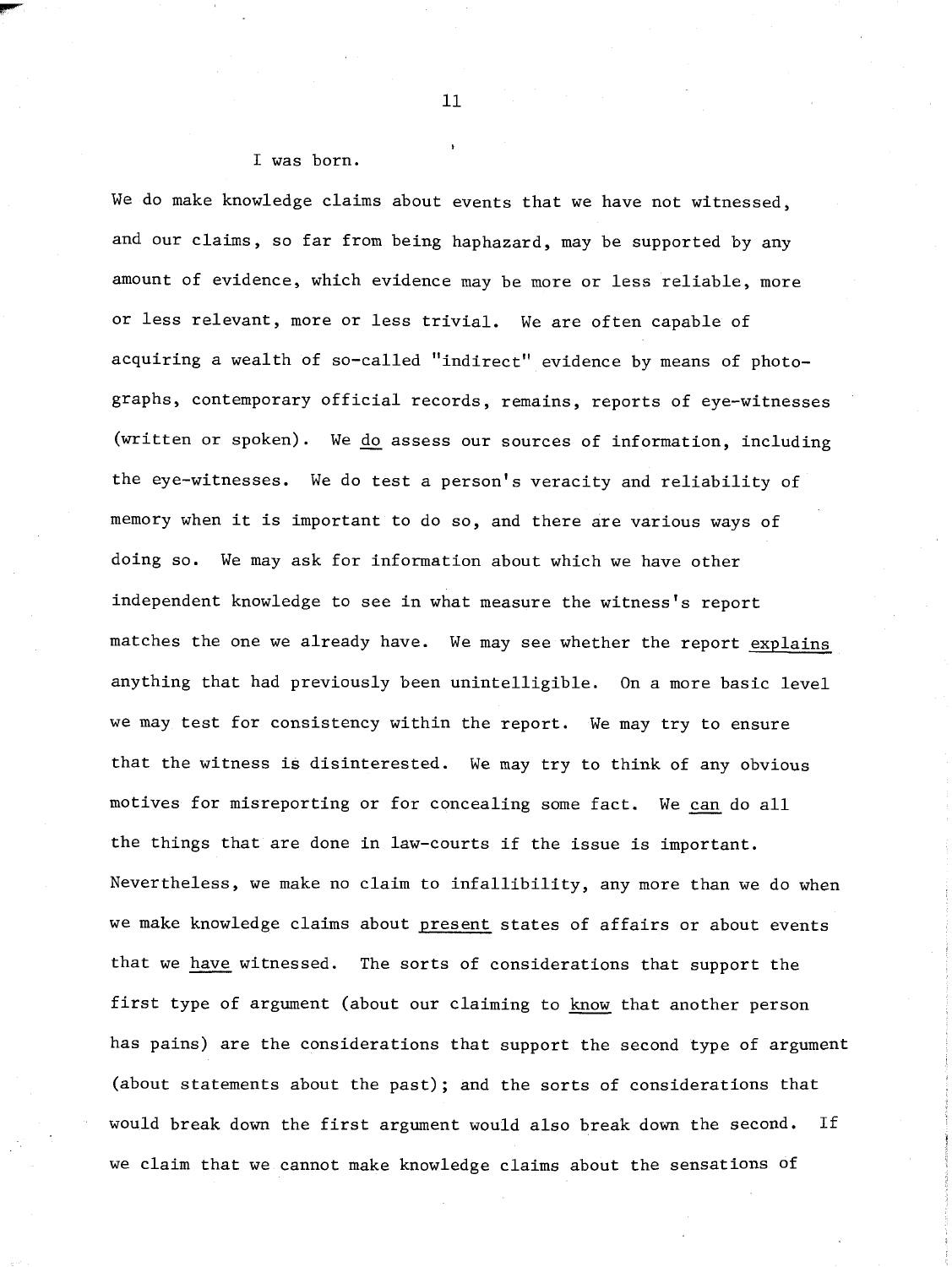I was born.

We do make knowledge claims about events that we have not witnessed, and our claims, so far from being haphazard, may be supported by any amount of evidence, which evidence may be more or less reliable, more or less relevant, more or less trivial. We are often capable of acquiring a wealth of so-called "indirect" evidence by means of photographs, contemporary official records, remains, reports of eye-witnesses (written or spoken). We _do_ assess our sources of information, including the eye-witnesses. We do test a person's veracity and reliability of memory when it is important to do so, and there are various ways of doing so. We may ask for information about which we have other independent knowledge to see in what measure the witness's report matches the one we already have. We may see whether the report _explains_ anything that had previously been unintelligible. On a more basic level we may test for consistency within the report. We may try to ensure that the witness is disinterested. We may try to think of any obvious motives for misreporting or for concealing some fact. We _can_ do all the things that are done in law-courts if the issue is important. Nevertheless, we make no claim to infallibility, any more than we do when we make knowledge claims about _present_ states of affairs or about events that we _have_ witnessed. The sorts of considerations that support the first type of argument (about our claiming to _know_ that another person has pains) are the considerations that support the second type of argument (about statements about the past); and the sorts of considerations that would break down the first argument would also break down the second. If we claim that we cannot make knowledge claims about the sensations of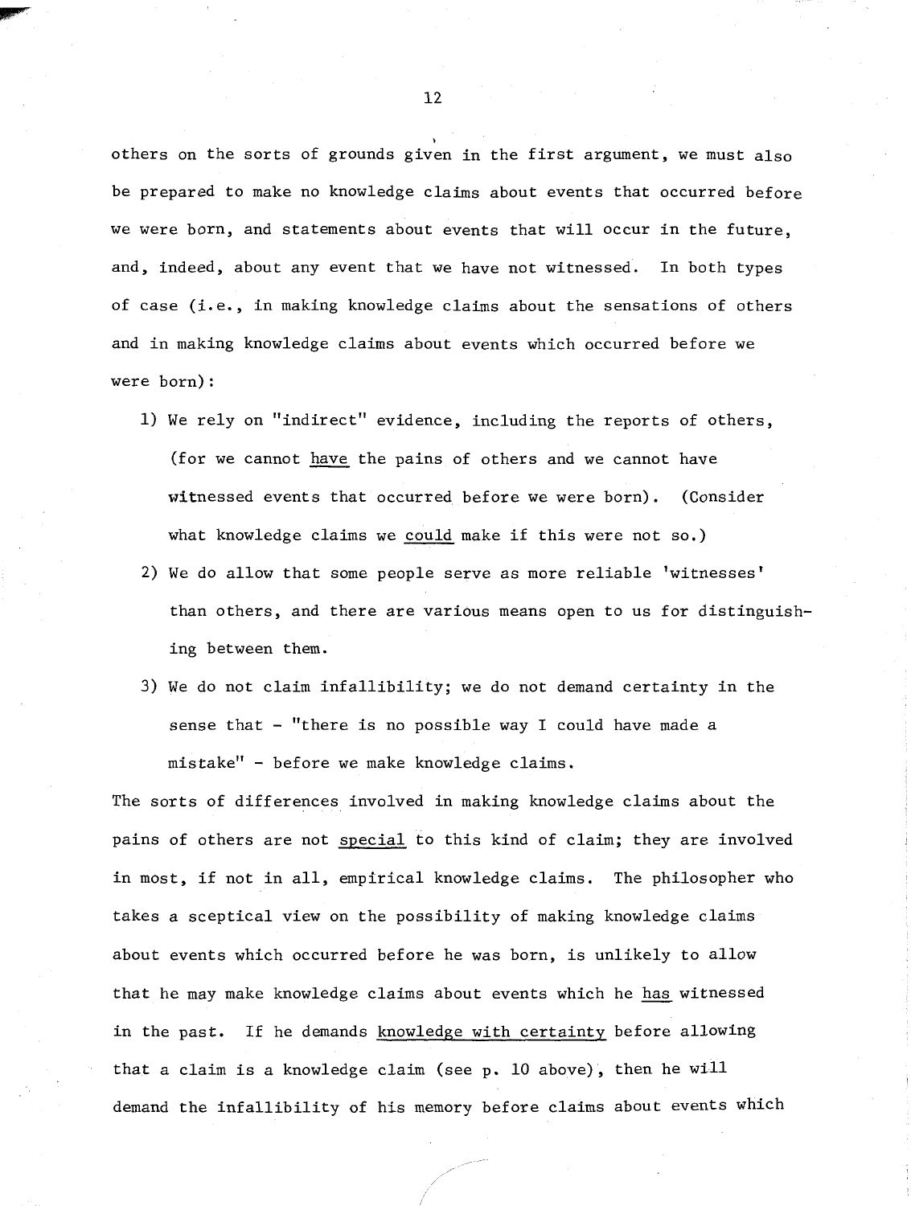others on the sorts of grounds given in the first argument, we must also be prepared to make no knowledge claims about events that occurred before we were born, and statements about events that will occur in the future, and, indeed, about any event that we have not witnessed. In both types of case (i.e., in making knowledge claims about the sensations of others and in making knowledge claims about events which occurred before we were born):

1) We rely on "indirect" evidence, including the reports of others, (for we cannot <u>have</u> the pains of others and we cannot have witnessed events that occurred before we were born). (Consider what knowledge claims we <u>could</u> make if this were not so.)
2) We do allow that some people serve as more reliable 'witnesses' than others, and there are various means open to us for distinguishing between them.
3) We do not claim infallibility; we do not demand certainty in the sense that - "there is no possible way I could have made a mistake" - before we make knowledge claims.

The sorts of differences involved in making knowledge claims about the pains of others are not <u>special</u> to this kind of claim; they are involved in most, if not in all, empirical knowledge claims. The philosopher who takes a sceptical view on the possibility of making knowledge claims about events which occurred before he was born, is unlikely to allow that he may make knowledge claims about events which he <u>has</u> witnessed in the past. If he demands <u>knowledge with certainty</u> before allowing that a claim is a knowledge claim (see p. 10 above), then he will demand the infallibility of his memory before claims about events which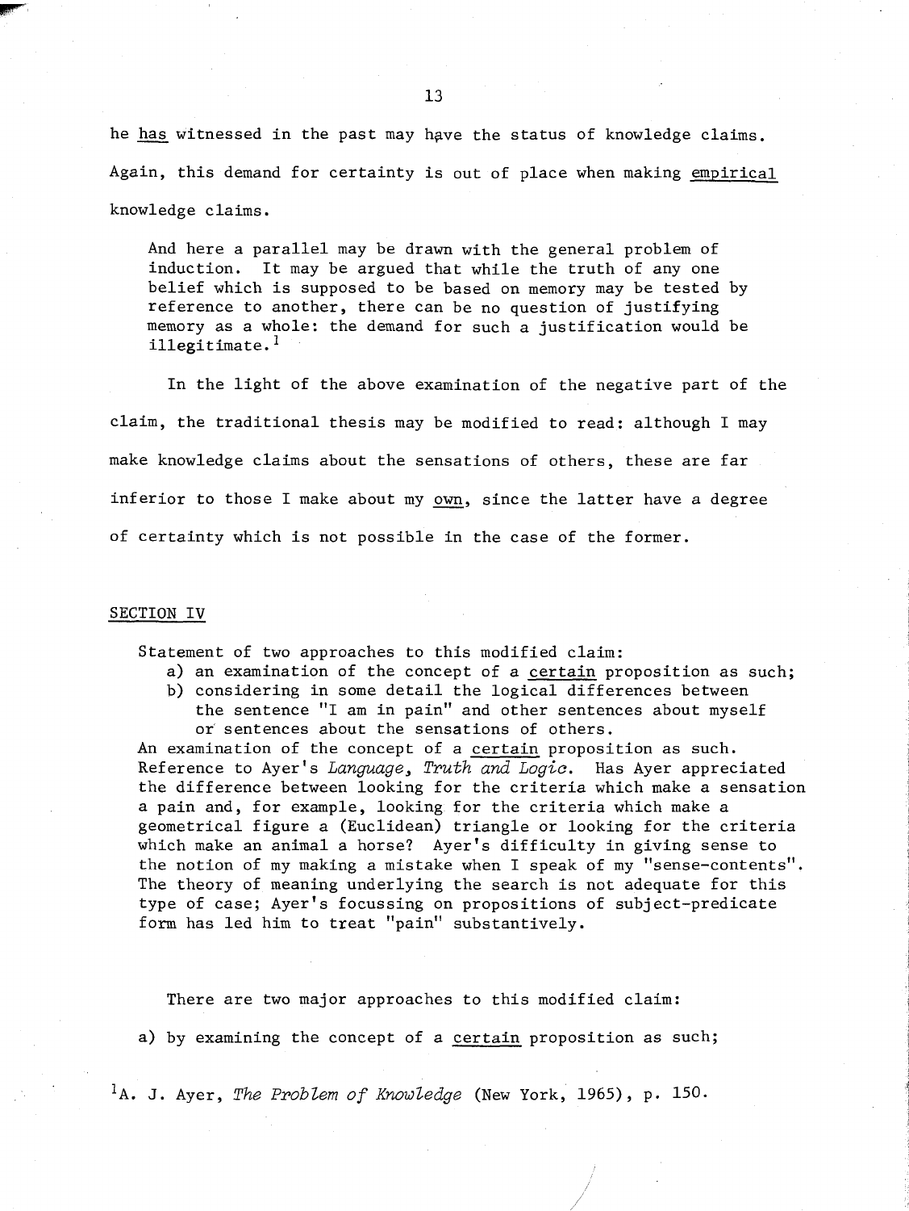he <u>has</u> witnessed in the past may have the status of knowledge claims. Again, this demand for certainty is out of place when making <u>empirical</u> knowledge claims.

> And here a parallel may be drawn with the general problem of induction. It may be argued that while the truth of any one belief which is supposed to be based on memory may be tested by reference to another, there can be no question of justifying memory as a whole: the demand for such a justification would be illegitimate.[1]

In the light of the above examination of the negative part of the claim, the traditional thesis may be modified to read: although I may make knowledge claims about the sensations of others, these are far inferior to those I make about my <u>own</u>, since the latter have a degree of certainty which is not possible in the case of the former.

## <u>SECTION IV</u>

Statement of two approaches to this modified claim:
a) an examination of the concept of a <u>certain</u> proposition as such;
b) considering in some detail the logical differences between the sentence "I am in pain" and other sentences about myself or sentences about the sensations of others.

An examination of the concept of a <u>certain</u> proposition as such. Reference to Ayer's *Language, Truth and Logic*. Has Ayer appreciated the difference between looking for the criteria which make a sensation a pain and, for example, looking for the criteria which make a geometrical figure a (Euclidean) triangle or looking for the criteria which make an animal a horse? Ayer's difficulty in giving sense to the notion of my making a mistake when I speak of my "sense-contents". The theory of meaning underlying the search is not adequate for this type of case; Ayer's focussing on propositions of subject-predicate form has led him to treat "pain" substantively.

There are two major approaches to this modified claim:

a) by examining the concept of a <u>certain</u> proposition as such;

[1] A. J. Ayer, *The Problem of Knowledge* (New York, 1965), p. 150.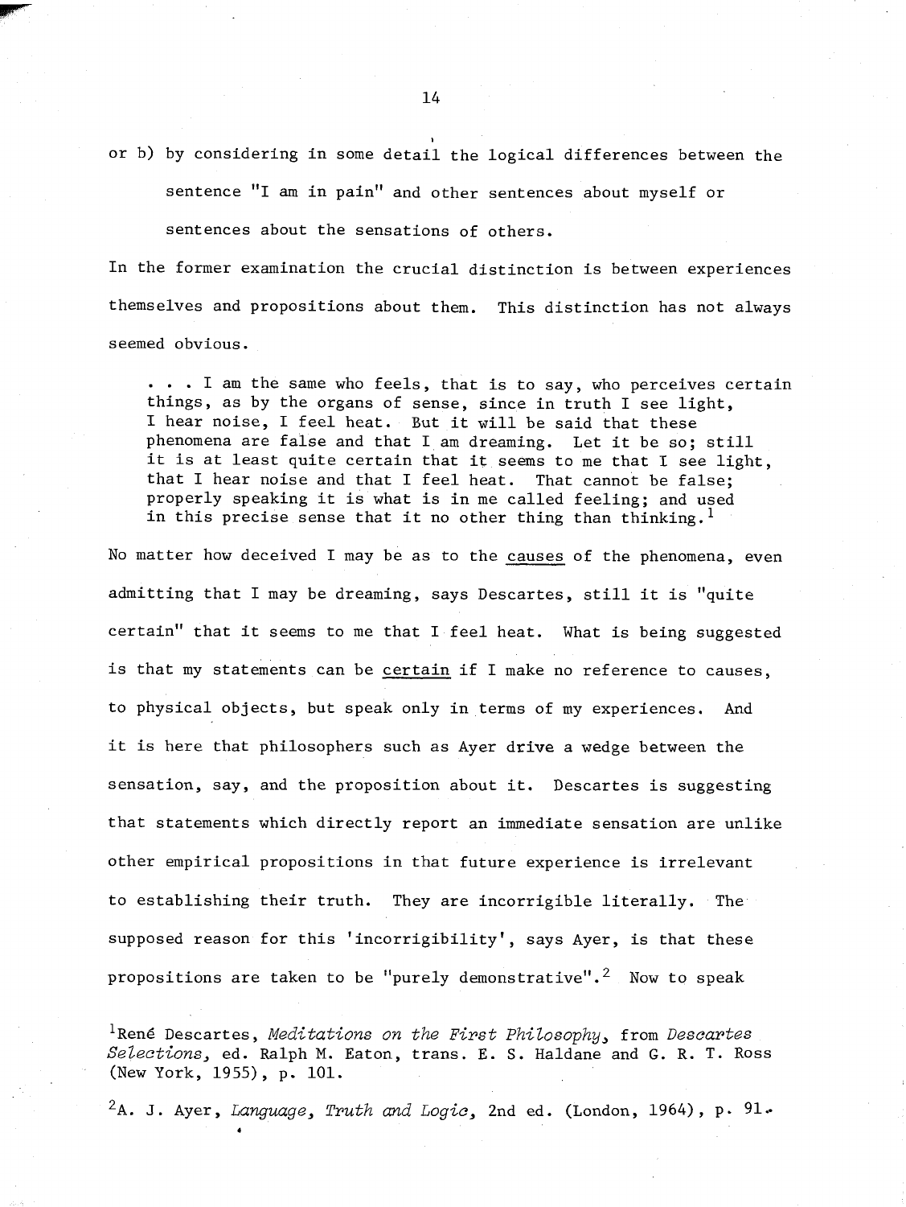or b) by considering in some detail the logical differences between the sentence "I am in pain" and other sentences about myself or sentences about the sensations of others.

In the former examination the crucial distinction is between experiences themselves and propositions about them. This distinction has not always seemed obvious.

> . . . I am the same who feels, that is to say, who perceives certain things, as by the organs of sense, since in truth I see light, I hear noise, I feel heat. But it will be said that these phenomena are false and that I am dreaming. Let it be so; still it is at least quite certain that it seems to me that I see light, that I hear noise and that I feel heat. That cannot be false; properly speaking it is what is in me called feeling; and used in this precise sense that it no other thing than thinking.[1]

No matter how deceived I may be as to the <u>causes</u> of the phenomena, even admitting that I may be dreaming, says Descartes, still it is "quite certain" that it seems to me that I feel heat. What is being suggested is that my statements can be <u>certain</u> if I make no reference to causes, to physical objects, but speak only in terms of my experiences. And it is here that philosophers such as Ayer drive a wedge between the sensation, say, and the proposition about it. Descartes is suggesting that statements which directly report an immediate sensation are unlike other empirical propositions in that future experience is irrelevant to establishing their truth. They are incorrigible literally. The supposed reason for this 'incorrigibility', says Ayer, is that these propositions are taken to be "purely demonstrative".[2] Now to speak

[1]René Descartes, *Meditations on the First Philosophy*, from *Descartes Selections*, ed. Ralph M. Eaton, trans. E. S. Haldane and G. R. T. Ross (New York, 1955), p. 101.

[2]A. J. Ayer, *Language, Truth and Logic*, 2nd ed. (London, 1964), p. 91.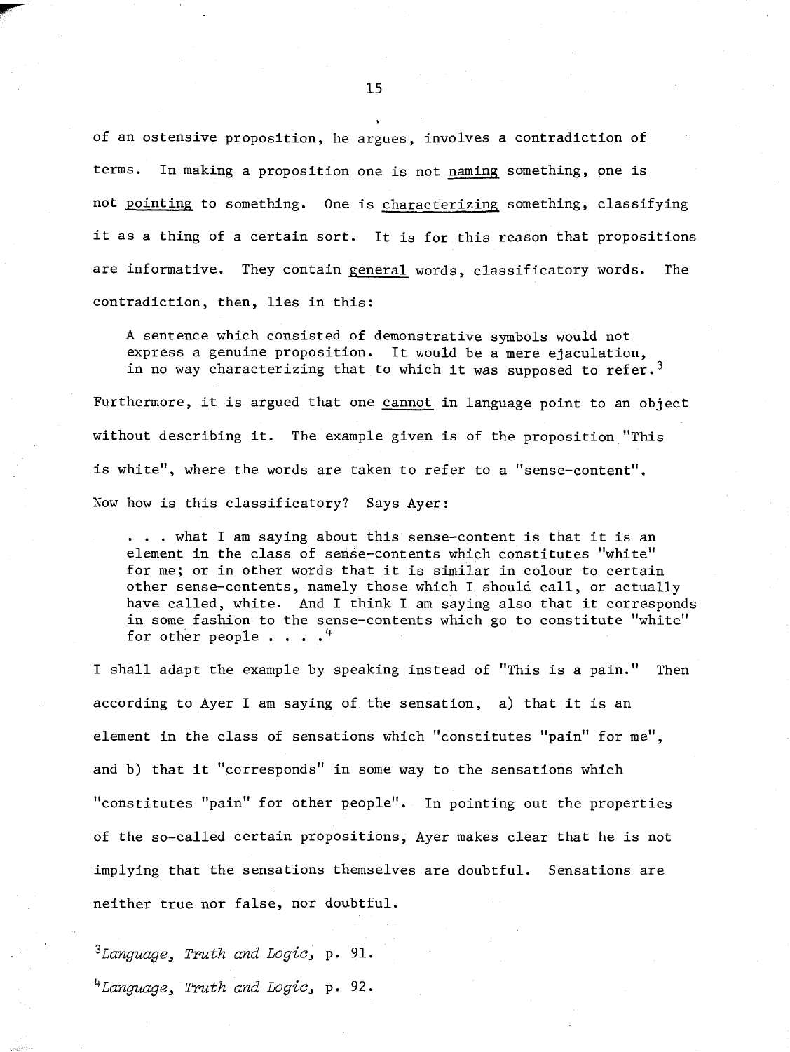of an ostensive proposition, he argues, involves a contradiction of terms. In making a proposition one is not <u>naming</u> something, one is not <u>pointing</u> to something. One is <u>characterizing</u> something, classifying it as a thing of a certain sort. It is for this reason that propositions are informative. They contain <u>general</u> words, classificatory words. The contradiction, then, lies in this:

> A sentence which consisted of demonstrative symbols would not express a genuine proposition. It would be a mere ejaculation, in no way characterizing that to which it was supposed to refer.[3]

Furthermore, it is argued that one <u>cannot</u> in language point to an object without describing it. The example given is of the proposition "This is white", where the words are taken to refer to a "sense-content". Now how is this classificatory? Says Ayer:

> . . . what I am saying about this sense-content is that it is an element in the class of sense-contents which constitutes "white" for me; or in other words that it is similar in colour to certain other sense-contents, namely those which I should call, or actually have called, white. And I think I am saying also that it corresponds in some fashion to the sense-contents which go to constitute "white" for other people . . . .[4]

I shall adapt the example by speaking instead of "This is a pain." Then according to Ayer I am saying of the sensation, a) that it is an element in the class of sensations which "constitutes "pain" for me", and b) that it "corresponds" in some way to the sensations which "constitutes "pain" for other people". In pointing out the properties of the so-called certain propositions, Ayer makes clear that he is not implying that the sensations themselves are doubtful. Sensations are neither true nor false, nor doubtful.

[3]*Language, Truth and Logic*, p. 91.

[4]*Language, Truth and Logic*, p. 92.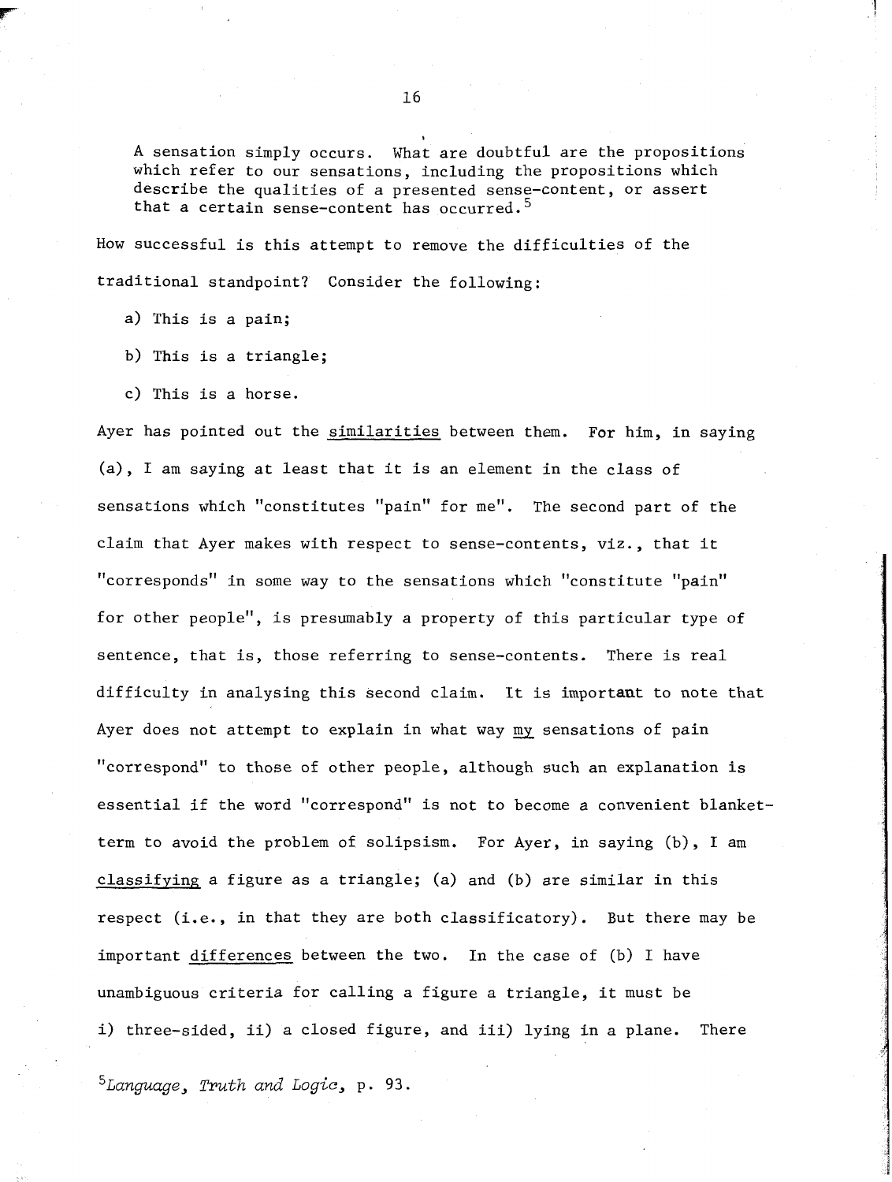> A sensation simply occurs. What are doubtful are the propositions which refer to our sensations, including the propositions which describe the qualities of a presented sense-content, or assert that a certain sense-content has occurred.[5]

How successful is this attempt to remove the difficulties of the traditional standpoint? Consider the following:

a) This is a pain;

b) This is a triangle;

c) This is a horse.

Ayer has pointed out the <u>similarities</u> between them. For him, in saying (a), I am saying at least that it is an element in the class of sensations which "constitutes "pain" for me". The second part of the claim that Ayer makes with respect to sense-contents, viz., that it "corresponds" in some way to the sensations which "constitute "pain" for other people", is presumably a property of this particular type of sentence, that is, those referring to sense-contents. There is real difficulty in analysing this second claim. It is important to note that Ayer does not attempt to explain in what way <u>my</u> sensations of pain "correspond" to those of other people, although such an explanation is essential if the word "correspond" is not to become a convenient blanket-term to avoid the problem of solipsism. For Ayer, in saying (b), I am <u>classifying</u> a figure as a triangle; (a) and (b) are similar in this respect (i.e., in that they are both classificatory). But there may be important <u>differences</u> between the two. In the case of (b) I have unambiguous criteria for calling a figure a triangle, it must be i) three-sided, ii) a closed figure, and iii) lying in a plane. There

[5] *Language, Truth and Logic*, p. 93.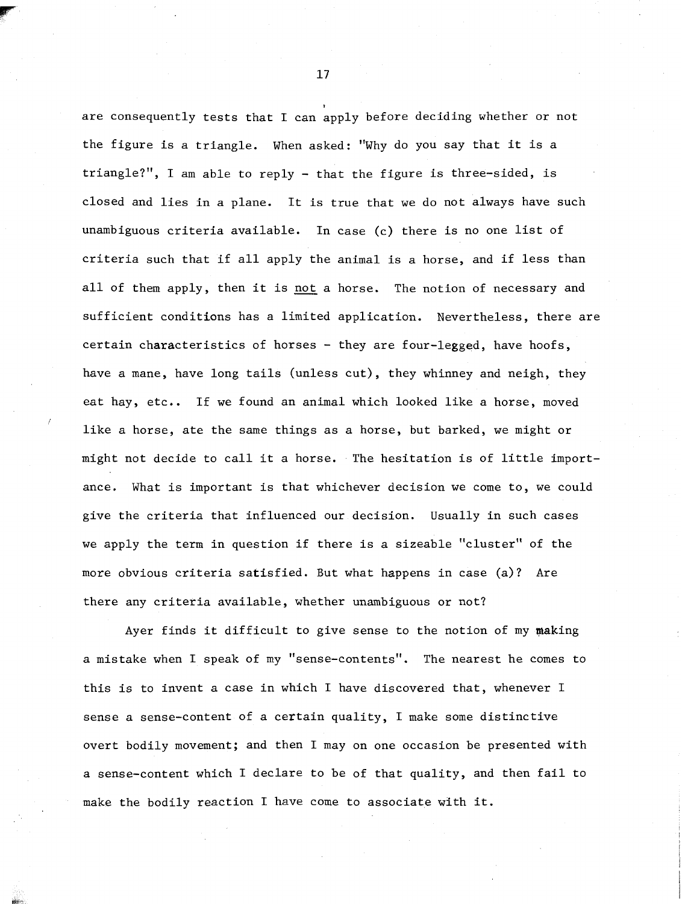are consequently tests that I can apply before deciding whether or not the figure is a triangle. When asked: "Why do you say that it is a triangle?", I am able to reply - that the figure is three-sided, is closed and lies in a plane. It is true that we do not always have such unambiguous criteria available. In case (c) there is no one list of criteria such that if all apply the animal is a horse, and if less than all of them apply, then it is <u>not</u> a horse. The notion of necessary and sufficient conditions has a limited application. Nevertheless, there are certain characteristics of horses - they are four-legged, have hoofs, have a mane, have long tails (unless cut), they whinney and neigh, they eat hay, etc.. If we found an animal which looked like a horse, moved like a horse, ate the same things as a horse, but barked, we might or might not decide to call it a horse. The hesitation is of little importance. What is important is that whichever decision we come to, we could give the criteria that influenced our decision. Usually in such cases we apply the term in question if there is a sizeable "cluster" of the more obvious criteria satisfied. But what happens in case (a)? Are there any criteria available, whether unambiguous or not?

Ayer finds it difficult to give sense to the notion of my making a mistake when I speak of my "sense-contents". The nearest he comes to this is to invent a case in which I have discovered that, whenever I sense a sense-content of a certain quality, I make some distinctive overt bodily movement; and then I may on one occasion be presented with a sense-content which I declare to be of that quality, and then fail to make the bodily reaction I have come to associate with it.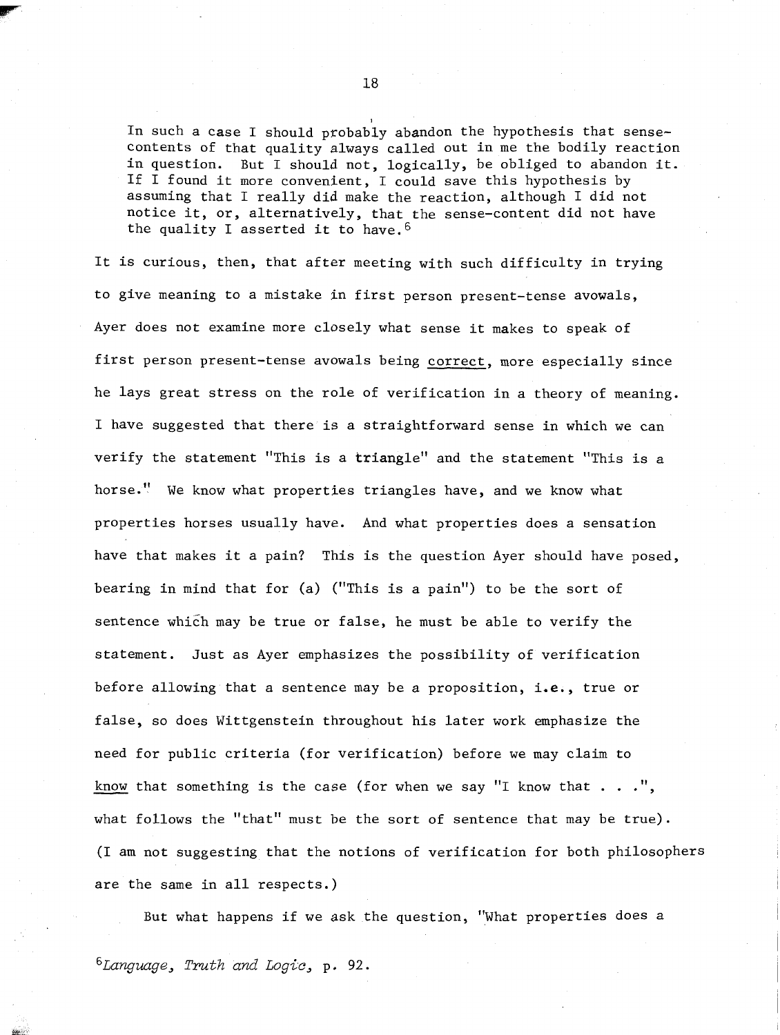> In such a case I should probably abandon the hypothesis that sense-contents of that quality always called out in me the bodily reaction in question. But I should not, logically, be obliged to abandon it. If I found it more convenient, I could save this hypothesis by assuming that I really did make the reaction, although I did not notice it, or, alternatively, that the sense-content did not have the quality I asserted it to have.[6]

It is curious, then, that after meeting with such difficulty in trying to give meaning to a mistake in first person present-tense avowals, Ayer does not examine more closely what sense it makes to speak of first person present-tense avowals being <u>correct</u>, more especially since he lays great stress on the role of verification in a theory of meaning. I have suggested that there is a straightforward sense in which we can verify the statement "This is a triangle" and the statement "This is a horse." We know what properties triangles have, and we know what properties horses usually have. And what properties does a sensation have that makes it a pain? This is the question Ayer should have posed, bearing in mind that for (a) ("This is a pain") to be the sort of sentence which may be true or false, he must be able to verify the statement. Just as Ayer emphasizes the possibility of verification before allowing that a sentence may be a proposition, i.e., true or false, so does Wittgenstein throughout his later work emphasize the need for public criteria (for verification) before we may claim to <u>know</u> that something is the case (for when we say "I know that . . .", what follows the "that" must be the sort of sentence that may be true). (I am not suggesting that the notions of verification for both philosophers are the same in all respects.)

But what happens if we ask the question, "What properties does a

[6] *Language, Truth and Logic*, p. 92.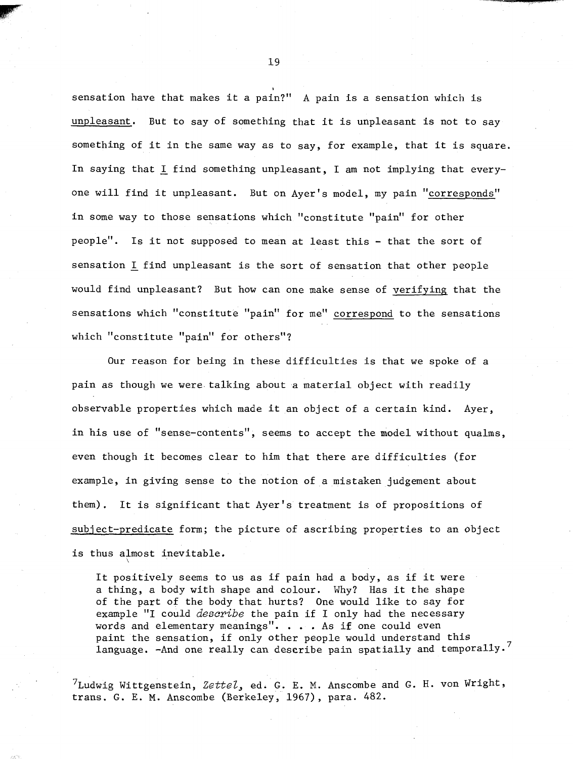sensation have that makes it a pain?" A pain is a sensation which is unpleasant. But to say of something that it is unpleasant is not to say something of it in the same way as to say, for example, that it is square. In saying that I find something unpleasant, I am not implying that everyone will find it unpleasant. But on Ayer's model, my pain "corresponds" in some way to those sensations which "constitute "pain" for other people". Is it not supposed to mean at least this - that the sort of sensation I find unpleasant is the sort of sensation that other people would find unpleasant? But how can one make sense of verifying that the sensations which "constitute "pain" for me" correspond to the sensations which "constitute "pain" for others"?

Our reason for being in these difficulties is that we spoke of a pain as though we were talking about a material object with readily observable properties which made it an object of a certain kind. Ayer, in his use of "sense-contents", seems to accept the model without qualms, even though it becomes clear to him that there are difficulties (for example, in giving sense to the notion of a mistaken judgement about them). It is significant that Ayer's treatment is of propositions of subject-predicate form; the picture of ascribing properties to an object is thus almost inevitable.

> It positively seems to us as if pain had a body, as if it were a thing, a body with shape and colour. Why? Has it the shape of the part of the body that hurts? One would like to say for example "I could *describe* the pain if I only had the necessary words and elementary meanings". . . . As if one could even paint the sensation, if only other people would understand this language. -And one really can describe pain spatially and temporally.[7]

[7]Ludwig Wittgenstein, *Zettel*, ed. G. E. M. Anscombe and G. H. von Wright, trans. G. E. M. Anscombe (Berkeley, 1967), para. 482.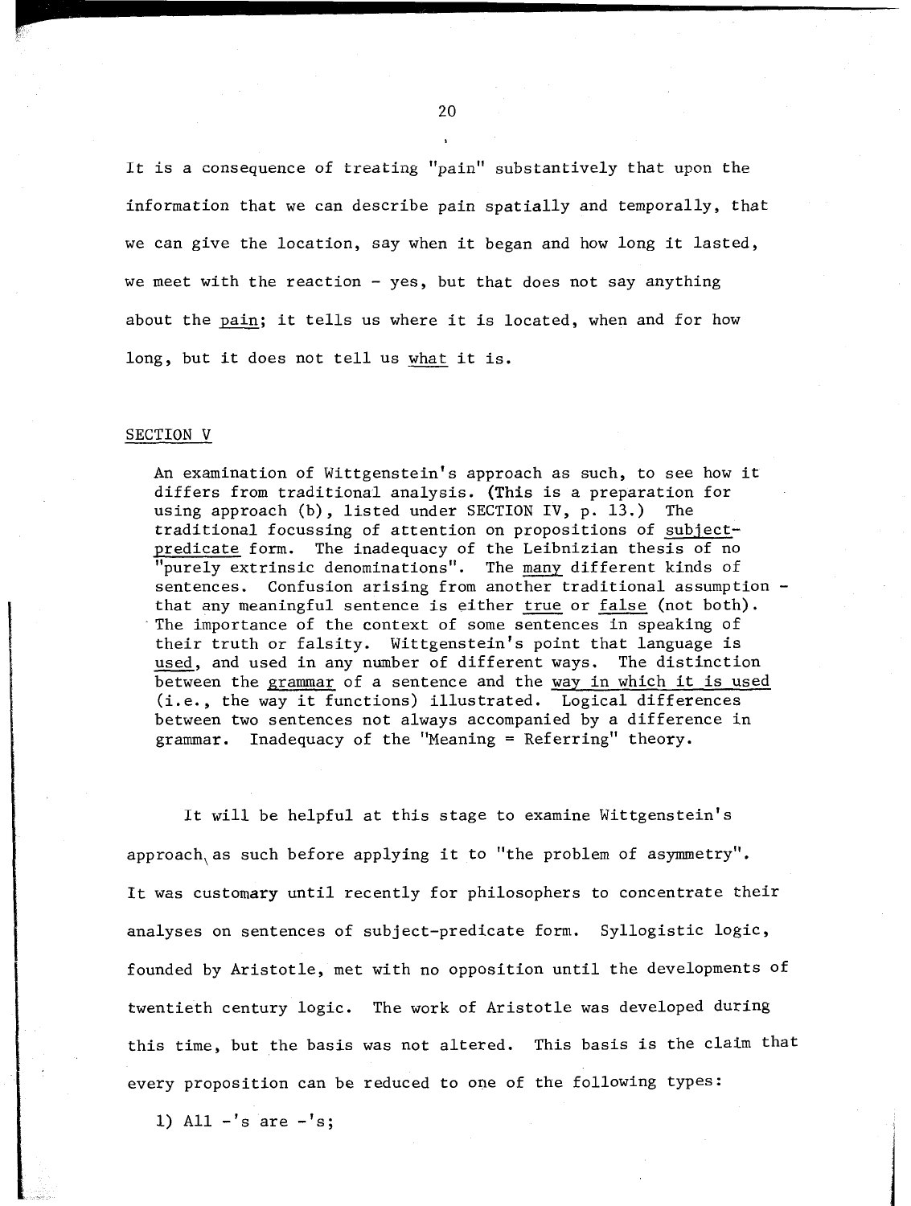It is a consequence of treating "pain" substantively that upon the information that we can describe pain spatially and temporally, that we can give the location, say when it began and how long it lasted, we meet with the reaction - yes, but that does not say anything about the pain; it tells us where it is located, when and for how long, but it does not tell us what it is.

## SECTION V

> An examination of Wittgenstein's approach as such, to see how it differs from traditional analysis. (This is a preparation for using approach (b), listed under SECTION IV, p. 13.) The traditional focussing of attention on propositions of subject-predicate form. The inadequacy of the Leibnizian thesis of no "purely extrinsic denominations". The many different kinds of sentences. Confusion arising from another traditional assumption - that any meaningful sentence is either true or false (not both). The importance of the context of some sentences in speaking of their truth or falsity. Wittgenstein's point that language is used, and used in any number of different ways. The distinction between the grammar of a sentence and the way in which it is used (i.e., the way it functions) illustrated. Logical differences between two sentences not always accompanied by a difference in grammar. Inadequacy of the "Meaning = Referring" theory.

It will be helpful at this stage to examine Wittgenstein's approach as such before applying it to "the problem of asymmetry". It was customary until recently for philosophers to concentrate their analyses on sentences of subject-predicate form. Syllogistic logic, founded by Aristotle, met with no opposition until the developments of twentieth century logic. The work of Aristotle was developed during this time, but the basis was not altered. This basis is the claim that every proposition can be reduced to one of the following types:

1) All -'s are -'s;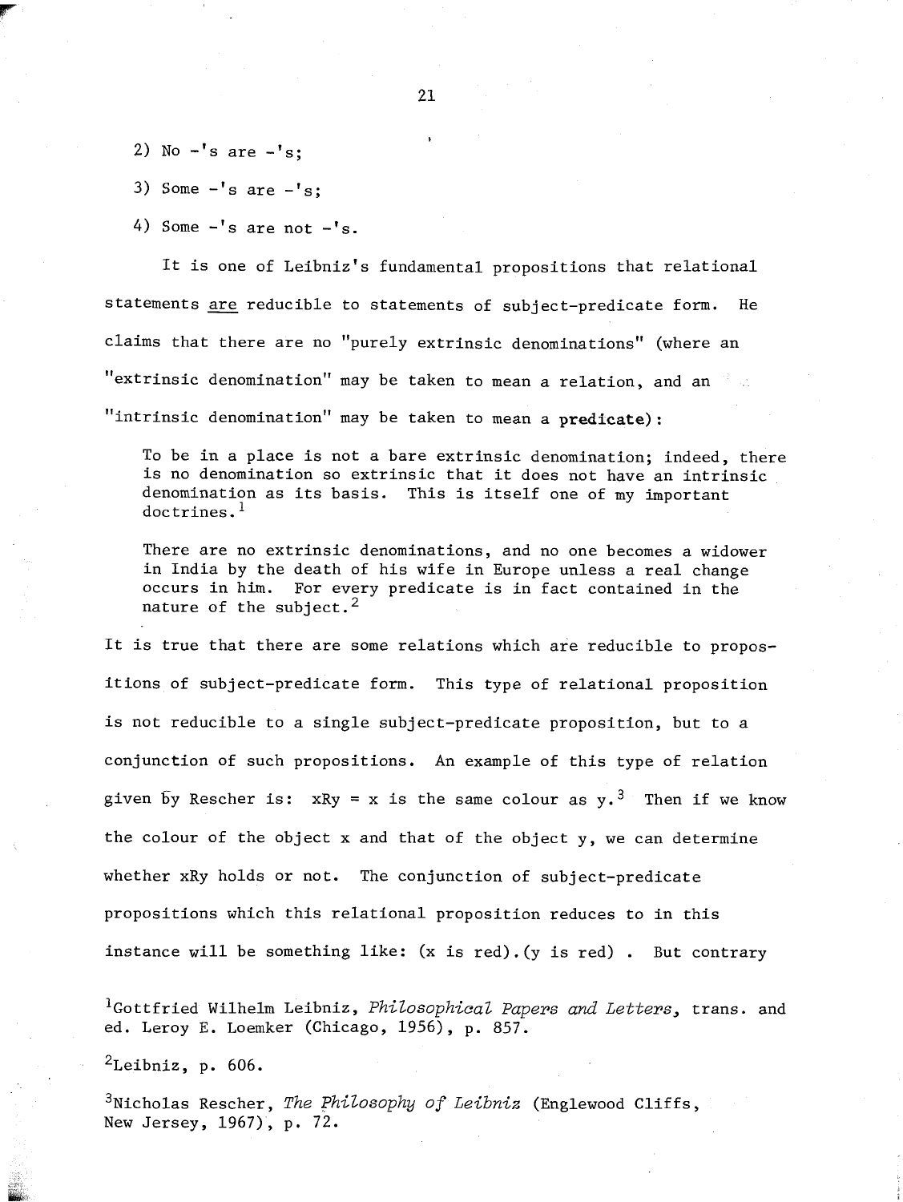2) No -'s are -'s;

3) Some -'s are -'s;

4) Some -'s are not -'s.

It is one of Leibniz's fundamental propositions that relational statements <u>are</u> reducible to statements of subject-predicate form. He claims that there are no "purely extrinsic denominations" (where an "extrinsic denomination" may be taken to mean a relation, and an "intrinsic denomination" may be taken to mean a **predicate**):

> To be in a place is not a bare extrinsic denomination; indeed, there is no denomination so extrinsic that it does not have an intrinsic denomination as its basis. This is itself one of my important doctrines.[1]

> There are no extrinsic denominations, and no one becomes a widower in India by the death of his wife in Europe unless a real change occurs in him. For every predicate is in fact contained in the nature of the subject.[2]

It is true that there are some relations which are reducible to propositions of subject-predicate form. This type of relational proposition is not reducible to a single subject-predicate proposition, but to a conjunction of such propositions. An example of this type of relation given by Rescher is: xRy = x is the same colour as y.[3] Then if we know the colour of the object x and that of the object y, we can determine whether xRy holds or not. The conjunction of subject-predicate propositions which this relational proposition reduces to in this instance will be something like: (x is red).(y is red) . But contrary

[1]Gottfried Wilhelm Leibniz, *Philosophical Papers and Letters*, trans. and ed. Leroy E. Loemker (Chicago, 1956), p. 857.

[2]Leibniz, p. 606.

[3]Nicholas Rescher, *The Philosophy of Leibniz* (Englewood Cliffs, New Jersey, 1967), p. 72.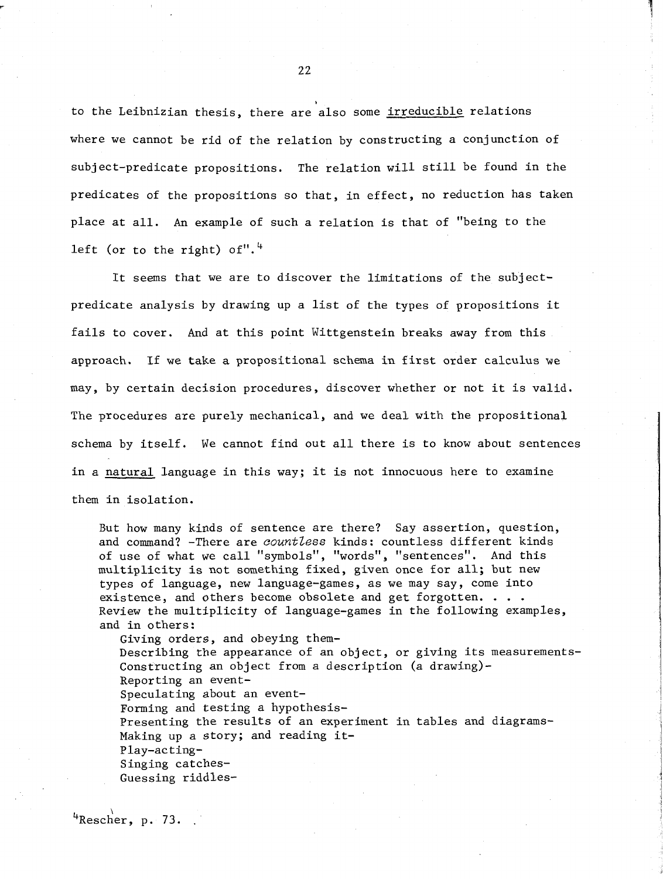to the Leibnizian thesis, there are also some irreducible relations where we cannot be rid of the relation by constructing a conjunction of subject-predicate propositions. The relation will still be found in the predicates of the propositions so that, in effect, no reduction has taken place at all. An example of such a relation is that of "being to the left (or to the right) of".[4]

It seems that we are to discover the limitations of the subject-predicate analysis by drawing up a list of the types of propositions it fails to cover. And at this point Wittgenstein breaks away from this approach. If we take a propositional schema in first order calculus we may, by certain decision procedures, discover whether or not it is valid. The procedures are purely mechanical, and we deal with the propositional schema by itself. We cannot find out all there is to know about sentences in a natural language in this way; it is not innocuous here to examine them in isolation.

> But how many kinds of sentence are there? Say assertion, question, and command? -There are *countless* kinds: countless different kinds of use of what we call "symbols", "words", "sentences". And this multiplicity is not something fixed, given once for all; but new types of language, new language-games, as we may say, come into existence, and others become obsolete and get forgotten. . . . Review the multiplicity of language-games in the following examples, and in others:
>
> Giving orders, and obeying them-
> Describing the appearance of an object, or giving its measurements-
> Constructing an object from a description (a drawing)-
> Reporting an event-
> Speculating about an event-
> Forming and testing a hypothesis-
> Presenting the results of an experiment in tables and diagrams-
> Making up a story; and reading it-
> Play-acting-
> Singing catches-
> Guessing riddles-

[4]Rescher, p. 73.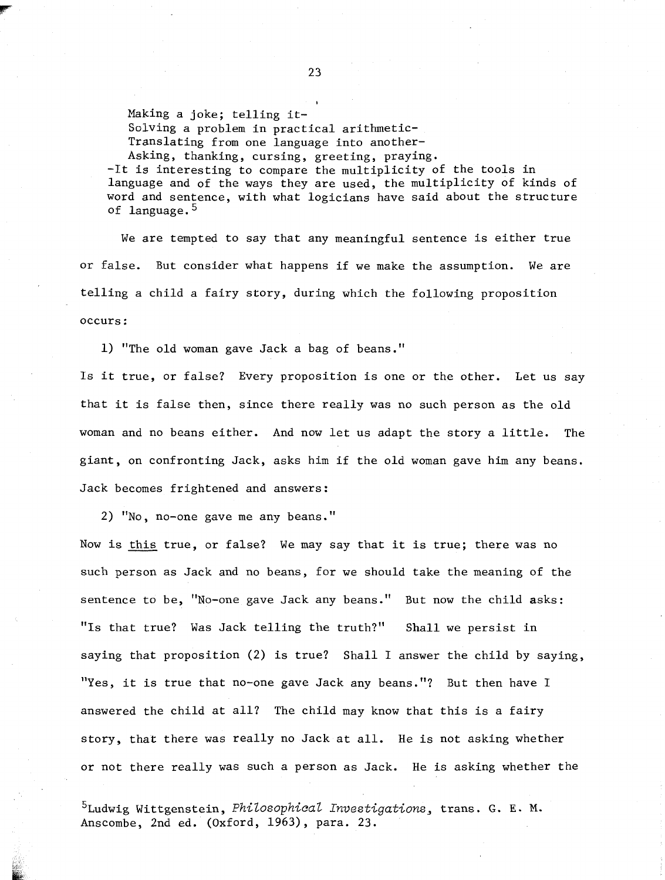> Making a joke; telling it-
> Solving a problem in practical arithmetic-
> Translating from one language into another-
> Asking, thanking, cursing, greeting, praying.
>
> -It is interesting to compare the multiplicity of the tools in language and of the ways they are used, the multiplicity of kinds of word and sentence, with what logicians have said about the structure of language.[5]

We are tempted to say that any meaningful sentence is either true or false. But consider what happens if we make the assumption. We are telling a child a fairy story, during which the following proposition occurs:

1) "The old woman gave Jack a bag of beans."

Is it true, or false? Every proposition is one or the other. Let us say that it is false then, since there really was no such person as the old woman and no beans either. And now let us adapt the story a little. The giant, on confronting Jack, asks him if the old woman gave him any beans. Jack becomes frightened and answers:

2) "No, no-one gave me any beans."

Now is <u>this</u> true, or false? We may say that it is true; there was no such person as Jack and no beans, for we should take the meaning of the sentence to be, "No-one gave Jack any beans." But now the child asks: "Is that true? Was Jack telling the truth?" Shall we persist in saying that proposition (2) is true? Shall I answer the child by saying, "Yes, it is true that no-one gave Jack any beans."? But then have I answered the child at all? The child may know that this is a fairy story, that there was really no Jack at all. He is not asking whether or not there really was such a person as Jack. He is asking whether the

[5] Ludwig Wittgenstein, *Philosophical Investigations*, trans. G. E. M. Anscombe, 2nd ed. (Oxford, 1963), para. 23.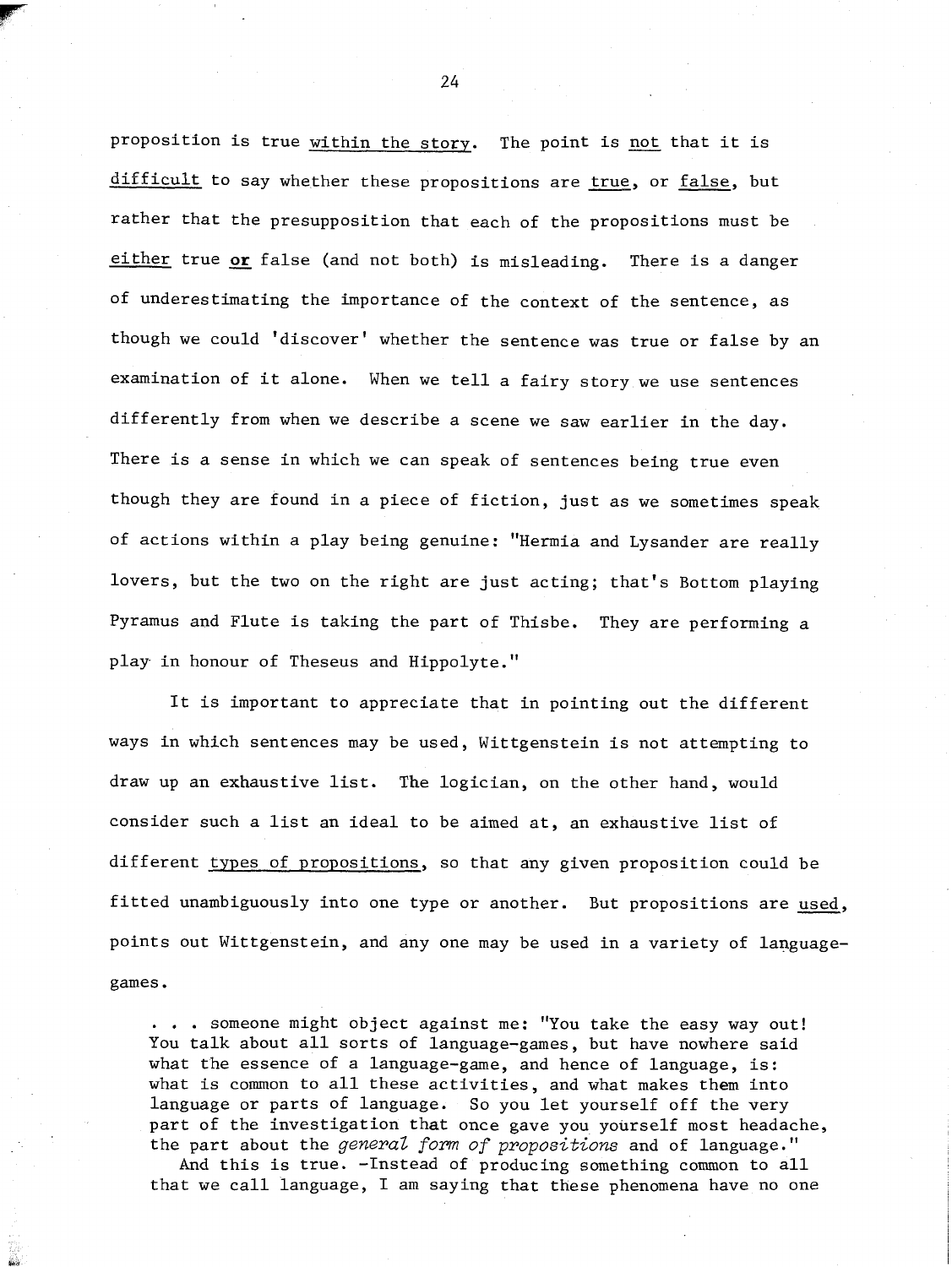proposition is true _within the story_. The point is _not_ that it is _difficult_ to say whether these propositions are _true_, or _false_, but rather that the presupposition that each of the propositions must be _either_ true **or** false (and not both) is misleading. There is a danger of underestimating the importance of the context of the sentence, as though we could 'discover' whether the sentence was true or false by an examination of it alone. When we tell a fairy story we use sentences differently from when we describe a scene we saw earlier in the day. There is a sense in which we can speak of sentences being true even though they are found in a piece of fiction, just as we sometimes speak of actions within a play being genuine: "Hermia and Lysander are really lovers, but the two on the right are just acting; that's Bottom playing Pyramus and Flute is taking the part of Thisbe. They are performing a play in honour of Theseus and Hippolyte."

It is important to appreciate that in pointing out the different ways in which sentences may be used, Wittgenstein is not attempting to draw up an exhaustive list. The logician, on the other hand, would consider such a list an ideal to be aimed at, an exhaustive list of different _types of propositions_, so that any given proposition could be fitted unambiguously into one type or another. But propositions are _used_, points out Wittgenstein, and any one may be used in a variety of language-games.

> . . . someone might object against me: "You take the easy way out! You talk about all sorts of language-games, but have nowhere said what the essence of a language-game, and hence of language, is: what is common to all these activities, and what makes them into language or parts of language. So you let yourself off the very part of the investigation that once gave you yourself most headache, the part about the *general form of propositions* and of language."
>
> And this is true. -Instead of producing something common to all that we call language, I am saying that these phenomena have no one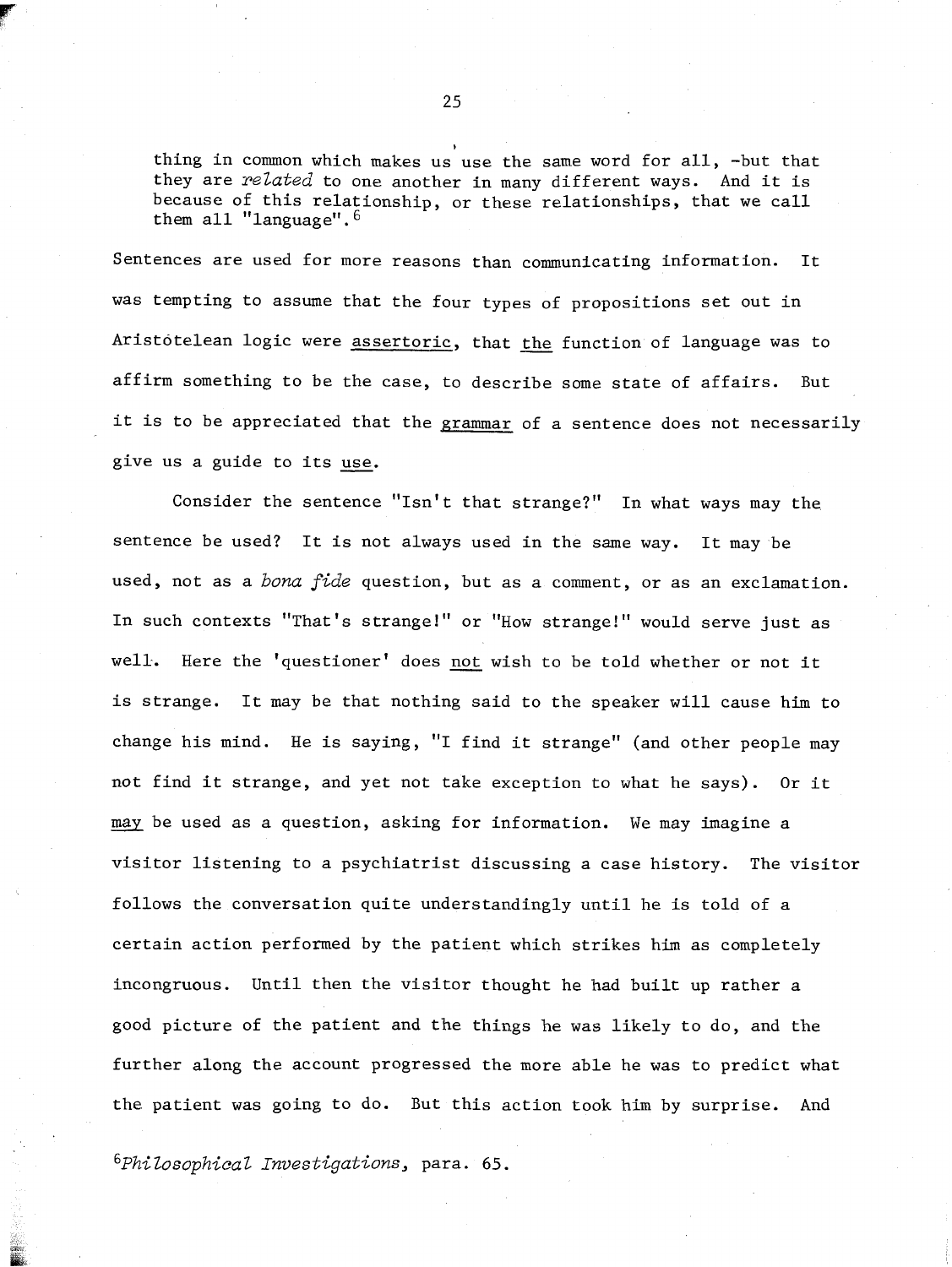> thing in common which makes us use the same word for all, -but that they are *related* to one another in many different ways. And it is because of this relationship, or these relationships, that we call them all "language".[6]

Sentences are used for more reasons than communicating information. It was tempting to assume that the four types of propositions set out in Aristótelean logic were assertoric, that the function of language was to affirm something to be the case, to describe some state of affairs. But it is to be appreciated that the grammar of a sentence does not necessarily give us a guide to its use.

Consider the sentence "Isn't that strange?" In what ways may the sentence be used? It is not always used in the same way. It may be used, not as a *bona fide* question, but as a comment, or as an exclamation. In such contexts "That's strange!" or "How strange!" would serve just as well. Here the 'questioner' does not wish to be told whether or not it is strange. It may be that nothing said to the speaker will cause him to change his mind. He is saying, "I find it strange" (and other people may not find it strange, and yet not take exception to what he says). Or it may be used as a question, asking for information. We may imagine a visitor listening to a psychiatrist discussing a case history. The visitor follows the conversation quite understandingly until he is told of a certain action performed by the patient which strikes him as completely incongruous. Until then the visitor thought he had built up rather a good picture of the patient and the things he was likely to do, and the further along the account progressed the more able he was to predict what the patient was going to do. But this action took him by surprise. And

[6]*Philosophical Investigations*, para. 65.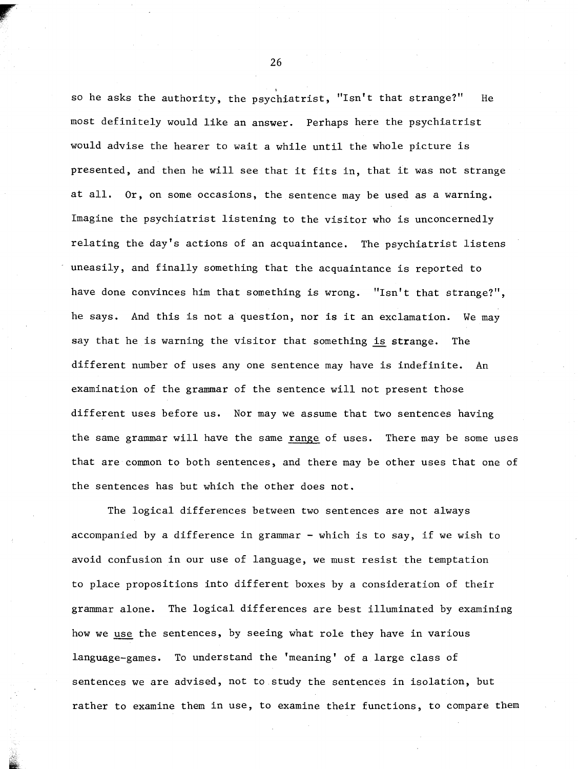so he asks the authority, the psychiatrist, "Isn't that strange?" He most definitely would like an answer. Perhaps here the psychiatrist would advise the hearer to wait a while until the whole picture is presented, and then he will see that it fits in, that it was not strange at all. Or, on some occasions, the sentence may be used as a warning. Imagine the psychiatrist listening to the visitor who is unconcernedly relating the day's actions of an acquaintance. The psychiatrist listens uneasily, and finally something that the acquaintance is reported to have done convinces him that something is wrong. "Isn't that strange?", he says. And this is not a question, nor is it an exclamation. We may say that he is warning the visitor that something <u>is</u> strange. The different number of uses any one sentence may have is indefinite. An examination of the grammar of the sentence will not present those different uses before us. Nor may we assume that two sentences having the same grammar will have the same <u>range</u> of uses. There may be some uses that are common to both sentences, and there may be other uses that one of the sentences has but which the other does not.

The logical differences between two sentences are not always accompanied by a difference in grammar - which is to say, if we wish to avoid confusion in our use of language, we must resist the temptation to place propositions into different boxes by a consideration of their grammar alone. The logical differences are best illuminated by examining how we <u>use</u> the sentences, by seeing what role they have in various language-games. To understand the 'meaning' of a large class of sentences we are advised, not to study the sentences in isolation, but rather to examine them in use, to examine their functions, to compare them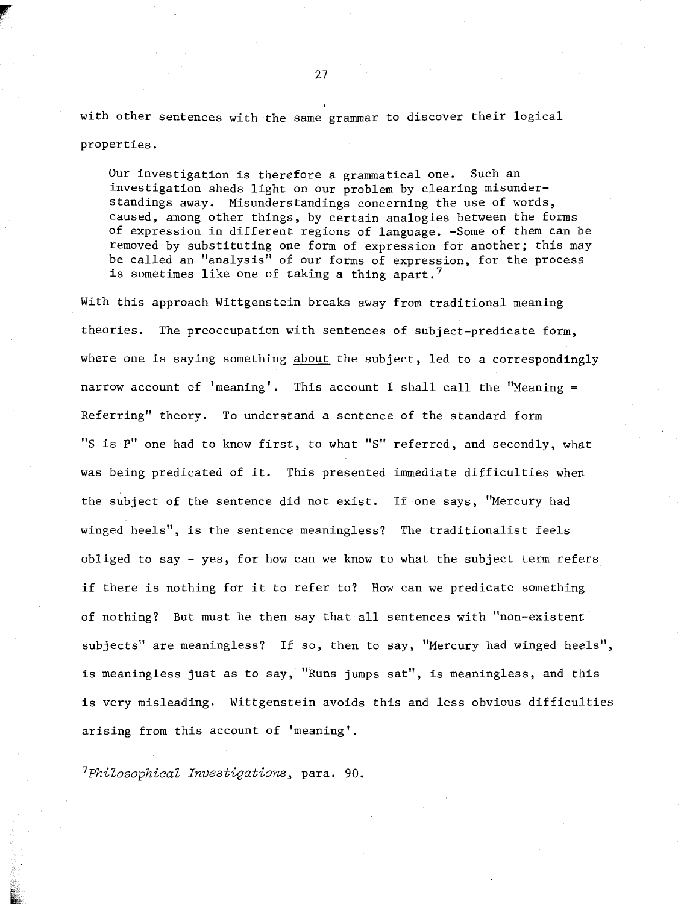with other sentences with the same grammar to discover their logical properties.

> Our investigation is therefore a grammatical one. Such an investigation sheds light on our problem by clearing misunderstandings away. Misunderstandings concerning the use of words, caused, among other things, by certain analogies between the forms of expression in different regions of language. -Some of them can be removed by substituting one form of expression for another; this may be called an "analysis" of our forms of expression, for the process is sometimes like one of taking a thing apart.[7]

With this approach Wittgenstein breaks away from traditional meaning theories. The preoccupation with sentences of subject-predicate form, where one is saying something <u>about</u> the subject, led to a correspondingly narrow account of 'meaning'. This account I shall call the "Meaning = Referring" theory. To understand a sentence of the standard form "S is P" one had to know first, to what "S" referred, and secondly, what was being predicated of it. This presented immediate difficulties when the subject of the sentence did not exist. If one says, "Mercury had winged heels", is the sentence meaningless? The traditionalist feels obliged to say - yes, for how can we know to what the subject term refers if there is nothing for it to refer to? How can we predicate something of nothing? But must he then say that all sentences with "non-existent subjects" are meaningless? If so, then to say, "Mercury had winged heels", is meaningless just as to say, "Runs jumps sat", is meaningless, and this is very misleading. Wittgenstein avoids this and less obvious difficulties arising from this account of 'meaning'.

[7]*Philosophical Investigations*, para. 90.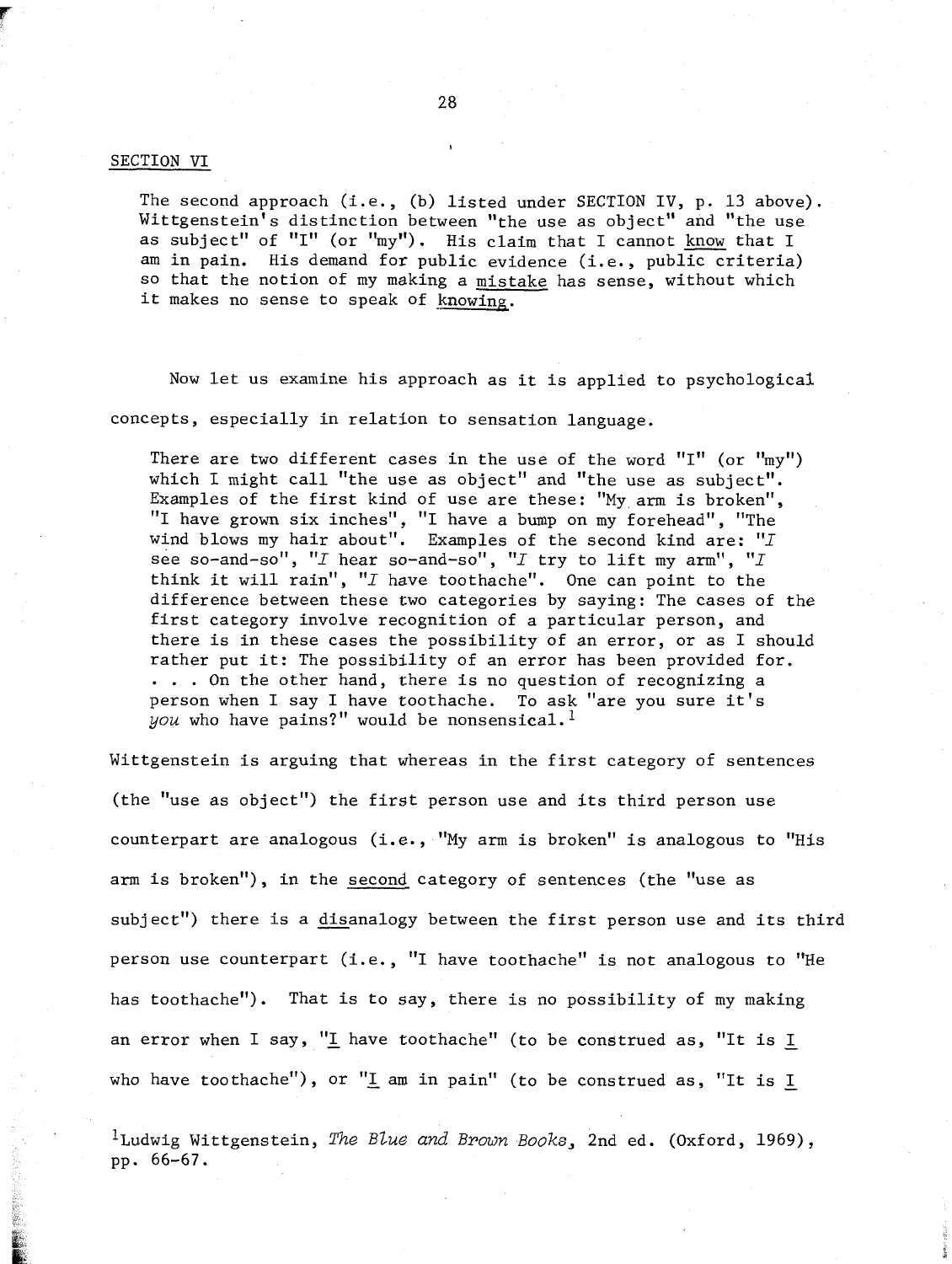## SECTION VI

> The second approach (i.e., (b) listed under SECTION IV, p. 13 above). Wittgenstein's distinction between "the use as object" and "the use as subject" of "I" (or "my"). His claim that I cannot <u>know</u> that I am in pain. His demand for public evidence (i.e., public criteria) so that the notion of my making a <u>mistake</u> has sense, without which it makes no sense to speak of <u>knowing</u>.

Now let us examine his approach as it is applied to psychological concepts, especially in relation to sensation language.

> There are two different cases in the use of the word "I" (or "my") which I might call "the use as object" and "the use as subject". Examples of the first kind of use are these: "My arm is broken", "I have grown six inches", "I have a bump on my forehead", "The wind blows my hair about". Examples of the second kind are: "*I* see so-and-so", "*I* hear so-and-so", "*I* try to lift my arm", "*I* think it will rain", "*I* have toothache". One can point to the difference between these two categories by saying: The cases of the first category involve recognition of a particular person, and there is in these cases the possibility of an error, or as I should rather put it: The possibility of an error has been provided for. . . . On the other hand, there is no question of recognizing a person when I say I have toothache. To ask "are you sure it's *you* who have pains?" would be nonsensical.[1]

Wittgenstein is arguing that whereas in the first category of sentences (the "use as object") the first person use and its third person use counterpart are analogous (i.e., "My arm is broken" is analogous to "His arm is broken"), in the <u>second</u> category of sentences (the "use as subject") there is a <u>dis</u>analogy between the first person use and its third person use counterpart (i.e., "I have toothache" is not analogous to "He has toothache"). That is to say, there is no possibility of my making an error when I say, "<u>I</u> have toothache" (to be construed as, "It is <u>I</u> who have toothache"), or "<u>I</u> am in pain" (to be construed as, "It is <u>I</u>

[1] Ludwig Wittgenstein, *The Blue and Brown Books*, 2nd ed. (Oxford, 1969), pp. 66-67.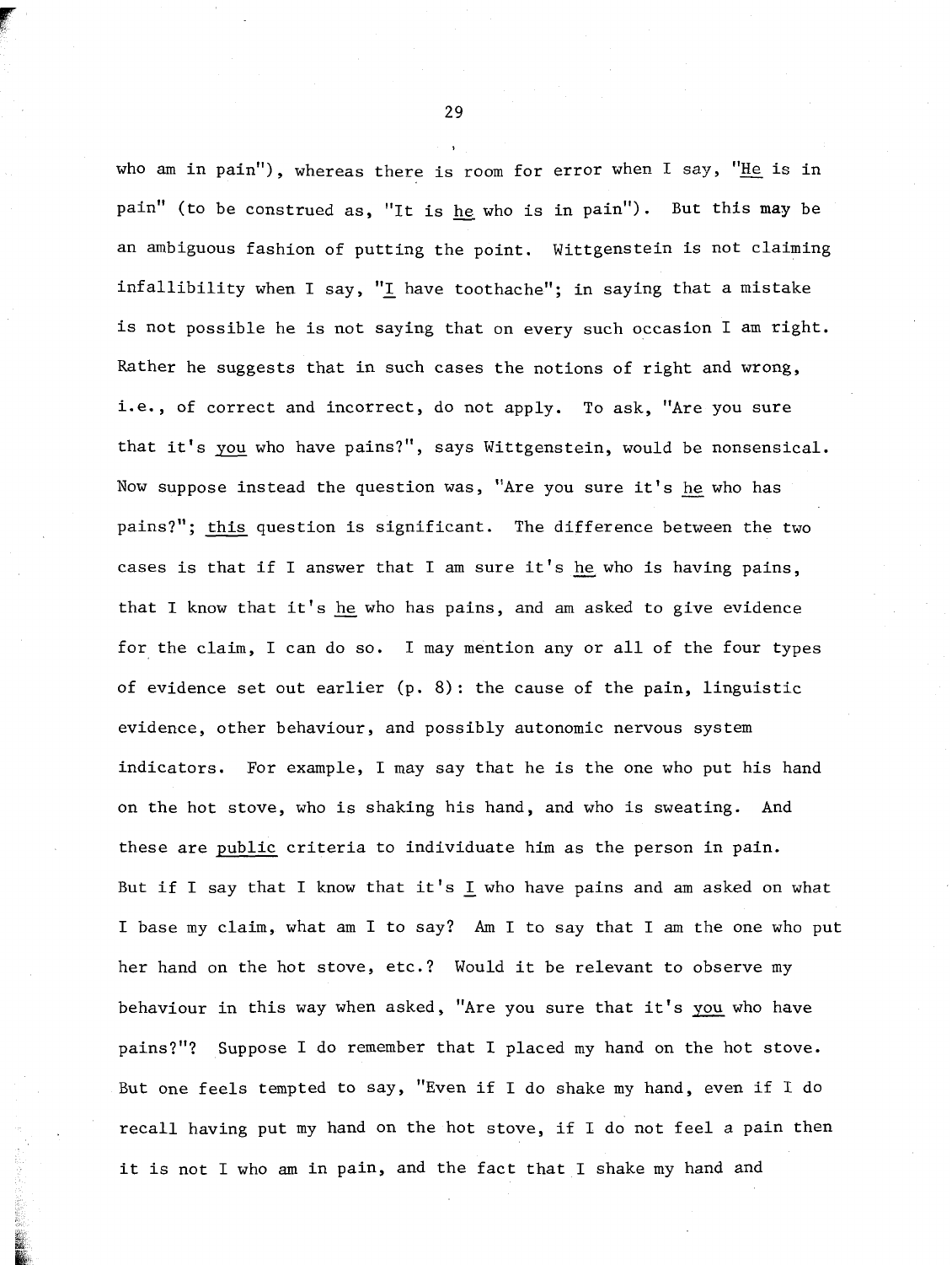who am in pain"), whereas there is room for error when I say, "*He* is in pain" (to be construed as, "It is *he* who is in pain"). But this may be an ambiguous fashion of putting the point. Wittgenstein is not claiming infallibility when I say, "*I* have toothache"; in saying that a mistake is not possible he is not saying that on every such occasion I am right. Rather he suggests that in such cases the notions of right and wrong, i.e., of correct and incorrect, do not apply. To ask, "Are you sure that it's *you* who have pains?", says Wittgenstein, would be nonsensical. Now suppose instead the question was, "Are you sure it's *he* who has pains?"; *this* question is significant. The difference between the two cases is that if I answer that I am sure it's *he* who is having pains, that I know that it's *he* who has pains, and am asked to give evidence for the claim, I can do so. I may mention any or all of the four types of evidence set out earlier (p. 8): the cause of the pain, linguistic evidence, other behaviour, and possibly autonomic nervous system indicators. For example, I may say that he is the one who put his hand on the hot stove, who is shaking his hand, and who is sweating. And these are *public* criteria to individuate him as the person in pain. But if I say that I know that it's *I* who have pains and am asked on what I base my claim, what am I to say? Am I to say that I am the one who put her hand on the hot stove, etc.? Would it be relevant to observe my behaviour in this way when asked, "Are you sure that it's *you* who have pains?"? Suppose I do remember that I placed my hand on the hot stove. But one feels tempted to say, "Even if I do shake my hand, even if I do recall having put my hand on the hot stove, if I do not feel a pain then it is not I who am in pain, and the fact that I shake my hand and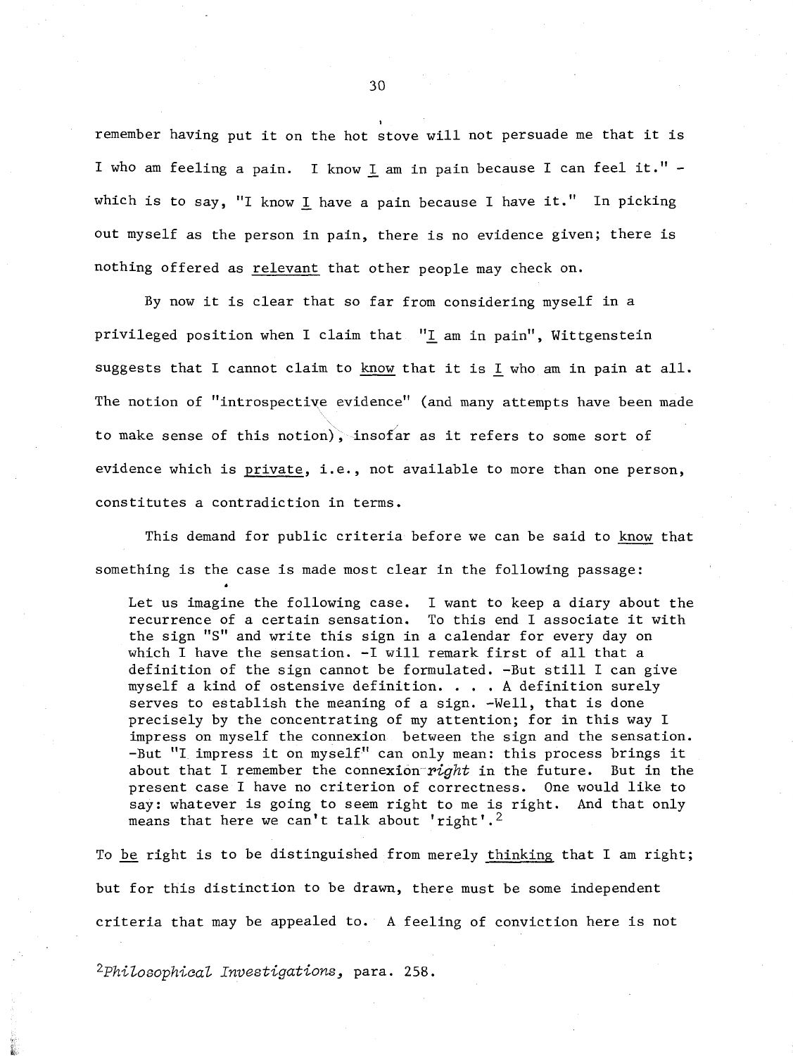remember having put it on the hot stove will not persuade me that it is I who am feeling a pain. I know I am in pain because I can feel it." - which is to say, "I know I have a pain because I have it." In picking out myself as the person in pain, there is no evidence given; there is nothing offered as relevant that other people may check on.

By now it is clear that so far from considering myself in a privileged position when I claim that "I am in pain", Wittgenstein suggests that I cannot claim to know that it is I who am in pain at all. The notion of "introspective evidence" (and many attempts have been made to make sense of this notion), insofar as it refers to some sort of evidence which is private, i.e., not available to more than one person, constitutes a contradiction in terms.

This demand for public criteria before we can be said to know that something is the case is made most clear in the following passage:

> Let us imagine the following case. I want to keep a diary about the recurrence of a certain sensation. To this end I associate it with the sign "S" and write this sign in a calendar for every day on which I have the sensation. -I will remark first of all that a definition of the sign cannot be formulated. -But still I can give myself a kind of ostensive definition. . . . A definition surely serves to establish the meaning of a sign. -Well, that is done precisely by the concentrating of my attention; for in this way I impress on myself the connexion between the sign and the sensation. -But "I impress it on myself" can only mean: this process brings it about that I remember the connexion *right* in the future. But in the present case I have no criterion of correctness. One would like to say: whatever is going to seem right to me is right. And that only means that here we can't talk about 'right'.[2]

To be right is to be distinguished from merely thinking that I am right; but for this distinction to be drawn, there must be some independent criteria that may be appealed to. A feeling of conviction here is not

[2]*Philosophical Investigations*, para. 258.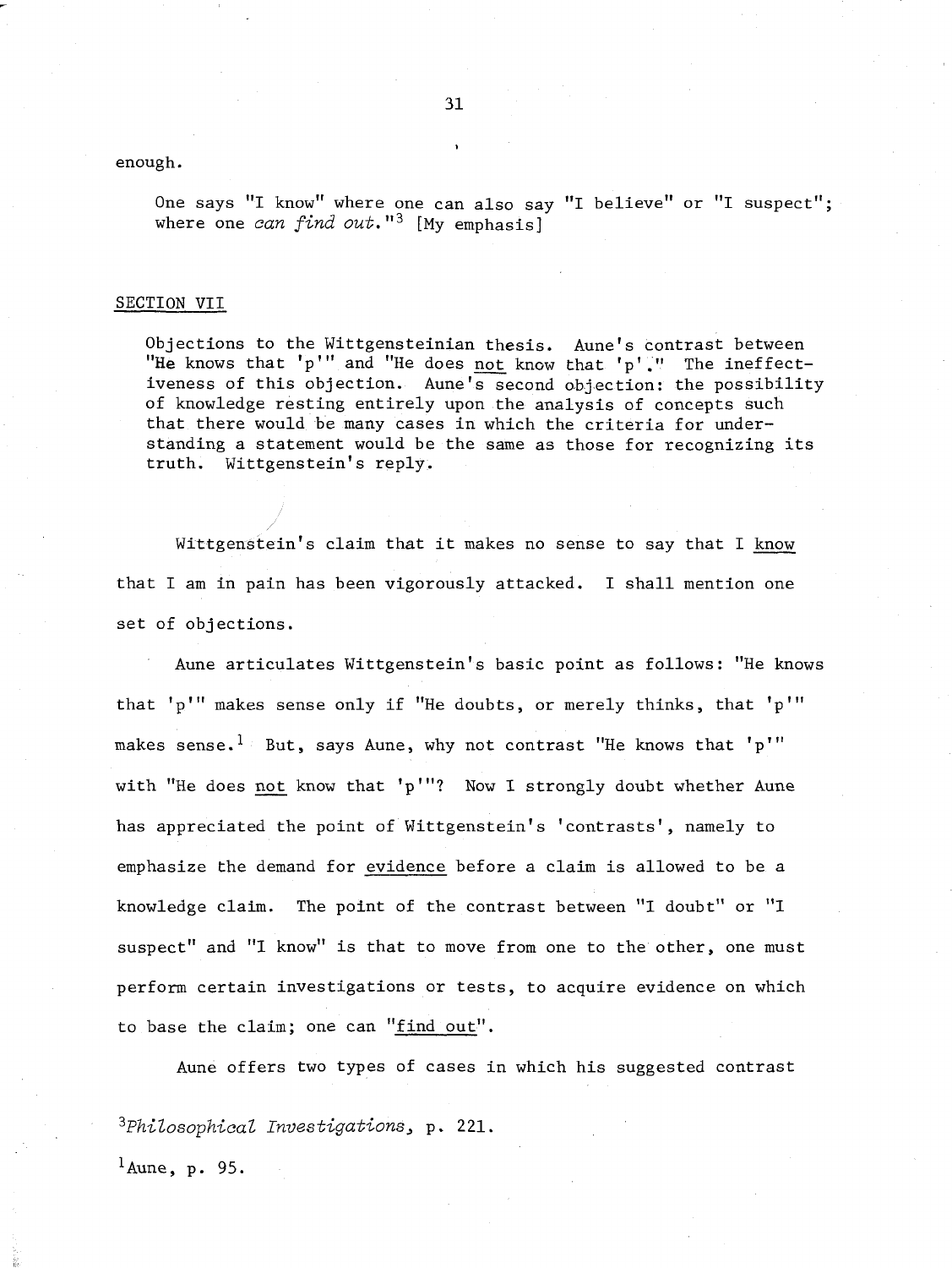enough.

> One says "I know" where one can also say "I believe" or "I suspect"; where one *can find out*."[3] [My emphasis]

## SECTION VII

> Objections to the Wittgensteinian thesis. Aune's contrast between "He knows that 'p'" and "He does not know that 'p'." The ineffectiveness of this objection. Aune's second objection: the possibility of knowledge resting entirely upon the analysis of concepts such that there would be many cases in which the criteria for understanding a statement would be the same as those for recognizing its truth. Wittgenstein's reply.

Wittgenstein's claim that it makes no sense to say that I know that I am in pain has been vigorously attacked. I shall mention one set of objections.

Aune articulates Wittgenstein's basic point as follows: "He knows that 'p'" makes sense only if "He doubts, or merely thinks, that 'p'" makes sense.[1] But, says Aune, why not contrast "He knows that 'p'" with "He does not know that 'p'"? Now I strongly doubt whether Aune has appreciated the point of Wittgenstein's 'contrasts', namely to emphasize the demand for evidence before a claim is allowed to be a knowledge claim. The point of the contrast between "I doubt" or "I suspect" and "I know" is that to move from one to the other, one must perform certain investigations or tests, to acquire evidence on which to base the claim; one can "find out".

Aune offers two types of cases in which his suggested contrast

[3] *Philosophical Investigations*, p. 221.

[1] Aune, p. 95.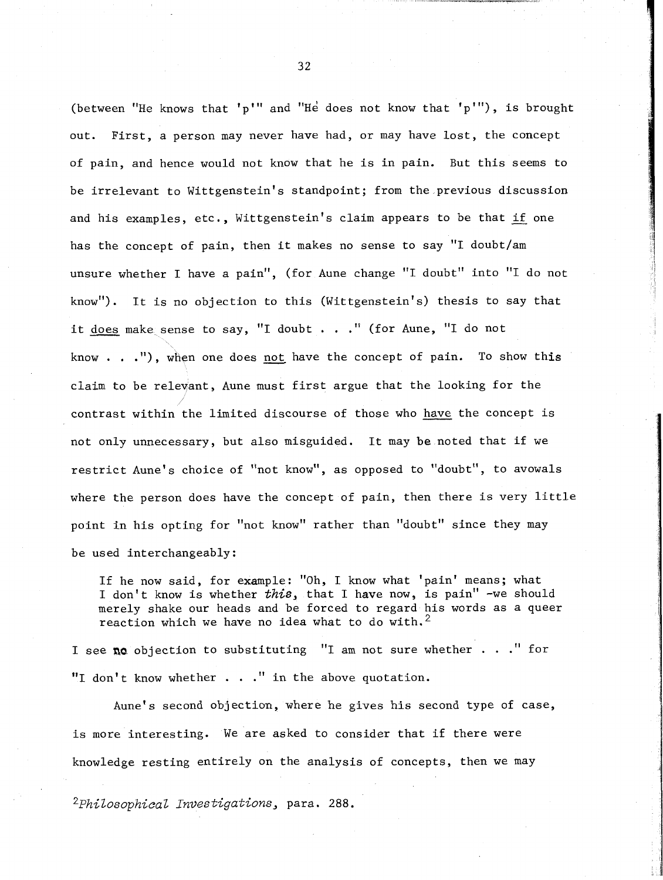(between "He knows that 'p'" and "He does not know that 'p'"), is brought out. First, a person may never have had, or may have lost, the concept of pain, and hence would not know that he is in pain. But this seems to be irrelevant to Wittgenstein's standpoint; from the previous discussion and his examples, etc., Wittgenstein's claim appears to be that <u>if</u> one has the concept of pain, then it makes no sense to say "I doubt/am unsure whether I have a pain", (for Aune change "I doubt" into "I do not know"). It is no objection to this (Wittgenstein's) thesis to say that it <u>does</u> make sense to say, "I doubt . . ." (for Aune, "I do not know . . ."), when one does <u>not</u> have the concept of pain. To show this claim to be relevant, Aune must first argue that the looking for the contrast within the limited discourse of those who <u>have</u> the concept is not only unnecessary, but also misguided. It may be noted that if we restrict Aune's choice of "not know", as opposed to "doubt", to avowals where the person does have the concept of pain, then there is very little point in his opting for "not know" rather than "doubt" since they may be used interchangeably:

> If he now said, for example: "Oh, I know what 'pain' means; what I don't know is whether *this*, that I have now, is pain" -we should merely shake our heads and be forced to regard his words as a queer reaction which we have no idea what to do with.[2]

I see no objection to substituting "I am not sure whether . . ." for "I don't know whether . . ." in the above quotation.

Aune's second objection, where he gives his second type of case, is more interesting. We are asked to consider that if there were knowledge resting entirely on the analysis of concepts, then we may

[2] *Philosophical Investigations*, para. 288.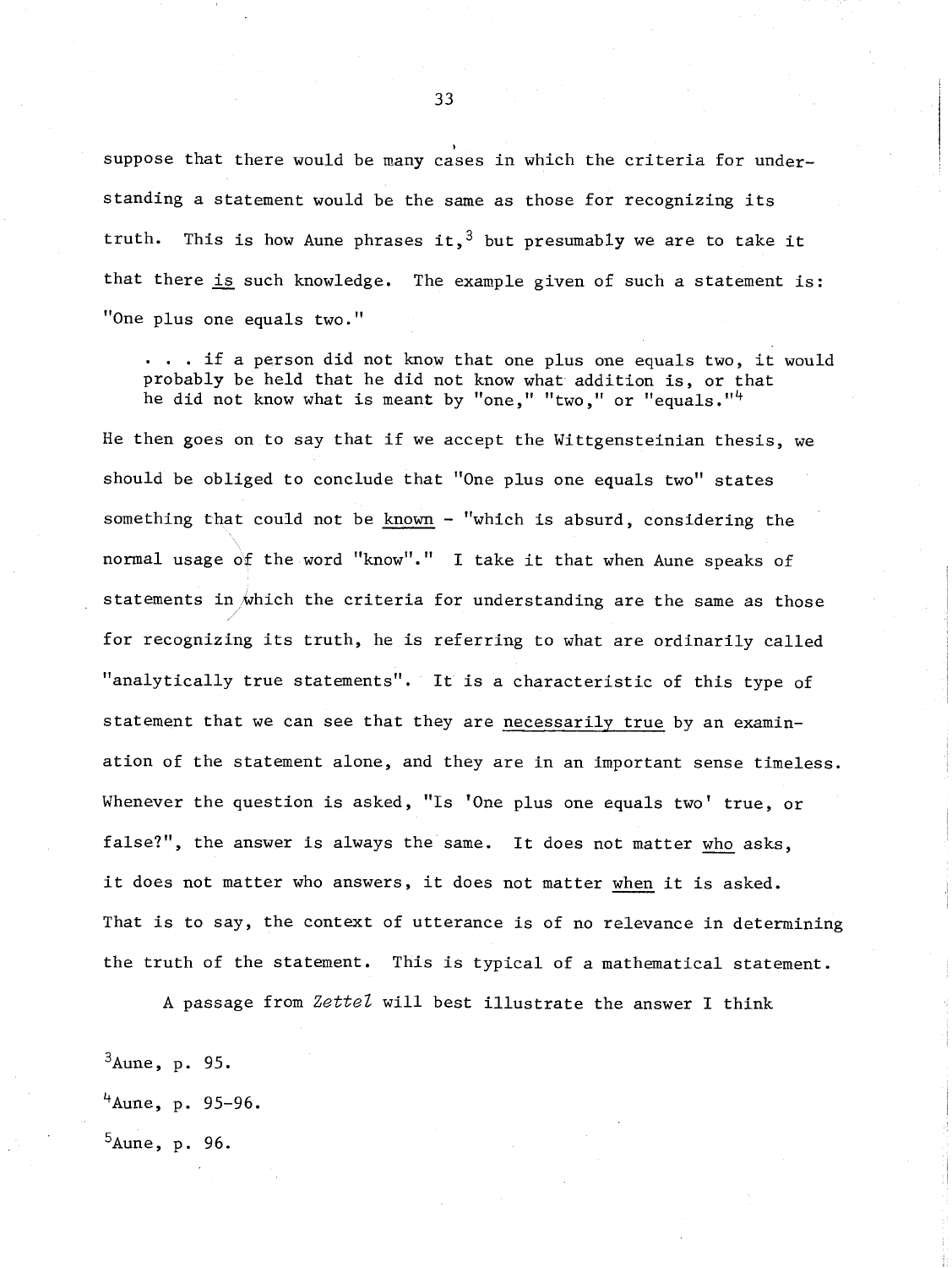suppose that there would be many cases in which the criteria for understanding a statement would be the same as those for recognizing its truth. This is how Aune phrases it,[3] but presumably we are to take it that there is such knowledge. The example given of such a statement is: "One plus one equals two."

> . . . if a person did not know that one plus one equals two, it would probably be held that he did not know what addition is, or that he did not know what is meant by "one," "two," or "equals."[4]

He then goes on to say that if we accept the Wittgensteinian thesis, we should be obliged to conclude that "One plus one equals two" states something that could not be known - "which is absurd, considering the normal usage of the word "know"." I take it that when Aune speaks of statements in which the criteria for understanding are the same as those for recognizing its truth, he is referring to what are ordinarily called "analytically true statements". It is a characteristic of this type of statement that we can see that they are necessarily true by an examination of the statement alone, and they are in an important sense timeless. Whenever the question is asked, "Is 'One plus one equals two' true, or false?", the answer is always the same. It does not matter who asks, it does not matter who answers, it does not matter when it is asked. That is to say, the context of utterance is of no relevance in determining the truth of the statement. This is typical of a mathematical statement.

A passage from *Zettel* will best illustrate the answer I think

[3]Aune, p. 95.

[4]Aune, p. 95-96.

[5]Aune, p. 96.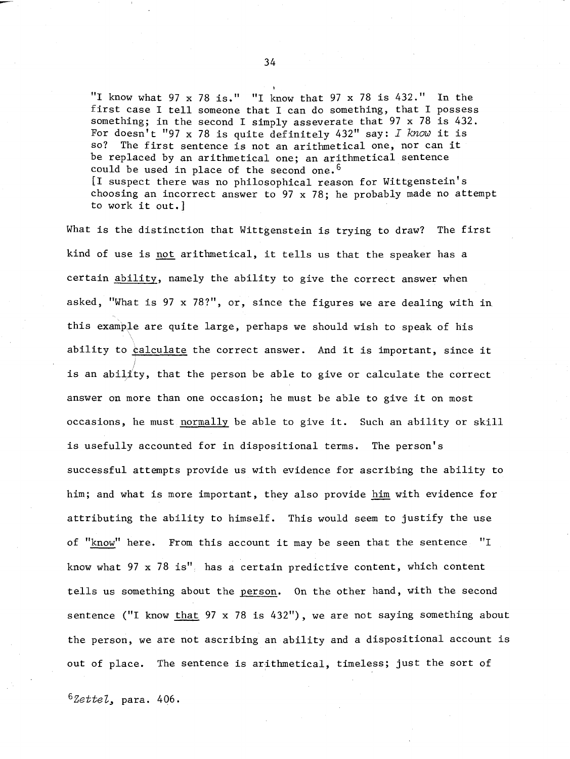> "I know what 97 x 78 is." "I know that 97 x 78 is 432." In the first case I tell someone that I can do something, that I possess something; in the second I simply asseverate that 97 x 78 is 432. For doesn't "97 x 78 is quite definitely 432" say: *I know* it is so? The first sentence is not an arithmetical one, nor can it be replaced by an arithmetical one; an arithmetical sentence could be used in place of the second one.[6]
> [I suspect there was no philosophical reason for Wittgenstein's choosing an incorrect answer to 97 x 78; he probably made no attempt to work it out.]

What is the distinction that Wittgenstein is trying to draw? The first kind of use is _not_ arithmetical, it tells us that the speaker has a certain _ability_, namely the ability to give the correct answer when asked, "What is 97 x 78?", or, since the figures we are dealing with in this example are quite large, perhaps we should wish to speak of his ability to _calculate_ the correct answer. And it is important, since it is an ability, that the person be able to give or calculate the correct answer on more than one occasion; he must be able to give it on most occasions, he must _normally_ be able to give it. Such an ability or skill is usefully accounted for in dispositional terms. The person's successful attempts provide us with evidence for ascribing the ability to him; and what is more important, they also provide _him_ with evidence for attributing the ability to himself. This would seem to justify the use of "_know_" here. From this account it may be seen that the sentence "I know what 97 x 78 is" has a certain predictive content, which content tells us something about the _person_. On the other hand, with the second sentence ("I know _that_ 97 x 78 is 432"), we are not saying something about the person, we are not ascribing an ability and a dispositional account is out of place. The sentence is arithmetical, timeless; just the sort of

[6] *Zettel*, para. 406.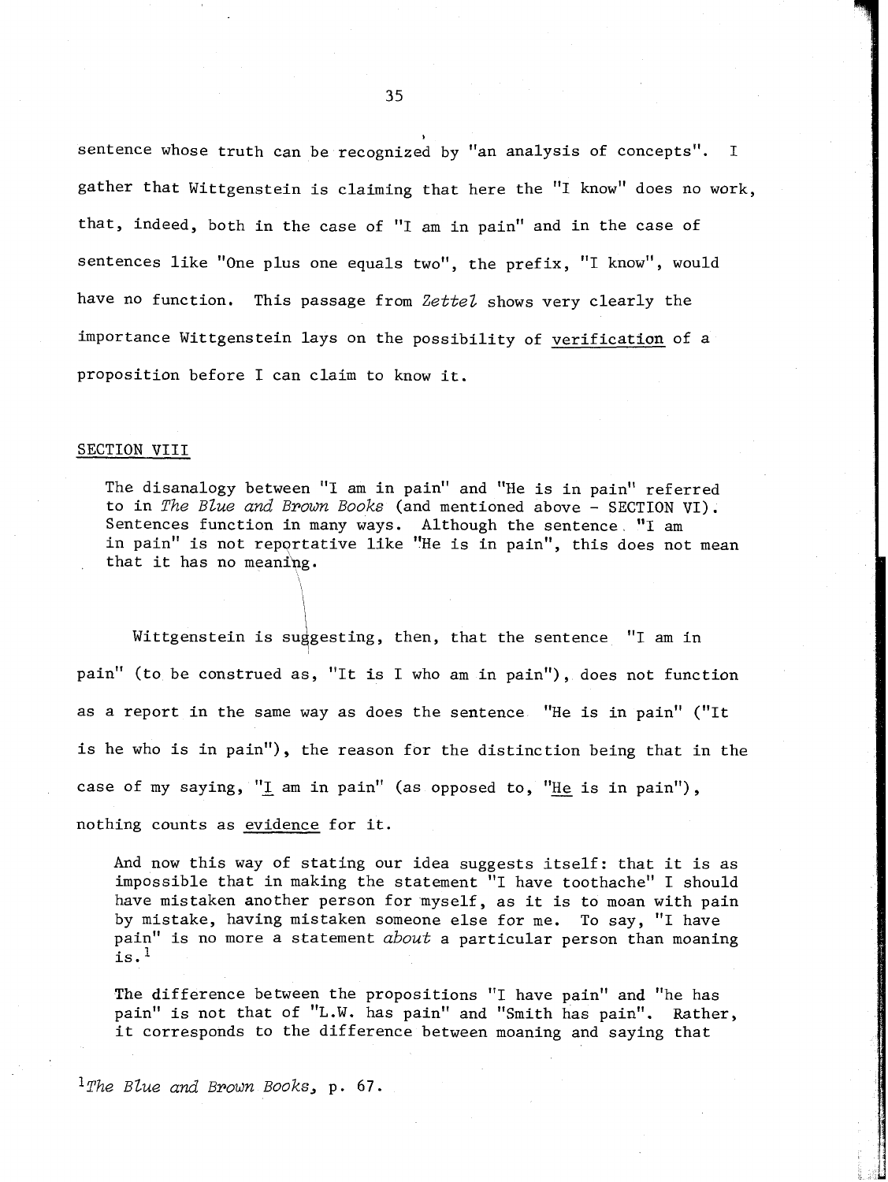sentence whose truth can be recognized by "an analysis of concepts". I gather that Wittgenstein is claiming that here the "I know" does no work, that, indeed, both in the case of "I am in pain" and in the case of sentences like "One plus one equals two", the prefix, "I know", would have no function. This passage from *Zettel* shows very clearly the importance Wittgenstein lays on the possibility of <u>verification</u> of a proposition before I can claim to know it.

## SECTION VIII

> The disanalogy between "I am in pain" and "He is in pain" referred to in *The Blue and Brown Books* (and mentioned above - SECTION VI). Sentences function in many ways. Although the sentence "I am in pain" is not reportative like "He is in pain", this does not mean that it has no meaning.

Wittgenstein is suggesting, then, that the sentence "I am in pain" (to be construed as, "It is I who am in pain"), does not function as a report in the same way as does the sentence "He is in pain" ("It is he who is in pain"), the reason for the distinction being that in the case of my saying, "<u>I</u> am in pain" (as opposed to, "<u>He</u> is in pain"), nothing counts as <u>evidence</u> for it.

> And now this way of stating our idea suggests itself: that it is as impossible that in making the statement "I have toothache" I should have mistaken another person for myself, as it is to moan with pain by mistake, having mistaken someone else for me. To say, "I have pain" is no more a statement *about* a particular person than moaning is.[1]

> The difference between the propositions "I have pain" and "he has pain" is not that of "L.W. has pain" and "Smith has pain". Rather, it corresponds to the difference between moaning and saying that

[1]*The Blue and Brown Books*, p. 67.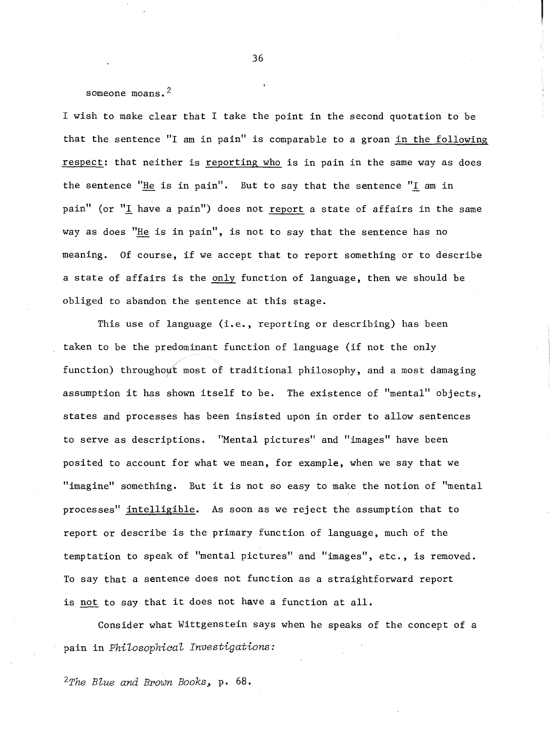someone moans.[2]

I wish to make clear that I take the point in the second quotation to be that the sentence "I am in pain" is comparable to a groan <u>in the following respect</u>: that neither is <u>reporting who</u> is in pain in the same way as does the sentence "<u>He</u> is in pain". But to say that the sentence "<u>I</u> am in pain" (or "<u>I</u> have a pain") does not <u>report</u> a state of affairs in the same way as does "<u>He</u> is in pain", is not to say that the sentence has no meaning. Of course, if we accept that to report something or to describe a state of affairs is the <u>only</u> function of language, then we should be obliged to abandon the sentence at this stage.

This use of language (i.e., reporting or describing) has been taken to be the predominant function of language (if not the only function) throughout most of traditional philosophy, and a most damaging assumption it has shown itself to be. The existence of "mental" objects, states and processes has been insisted upon in order to allow sentences to serve as descriptions. "Mental pictures" and "images" have been posited to account for what we mean, for example, when we say that we "imagine" something. But it is not so easy to make the notion of "mental processes" <u>intelligible</u>. As soon as we reject the assumption that to report or describe is the primary function of language, much of the temptation to speak of "mental pictures" and "images", etc., is removed. To say that a sentence does not function as a straightforward report is <u>not</u> to say that it does not have a function at all.

Consider what Wittgenstein says when he speaks of the concept of a pain in *Philosophical Investigations:*

[2]*The Blue and Brown Books*, p. 68.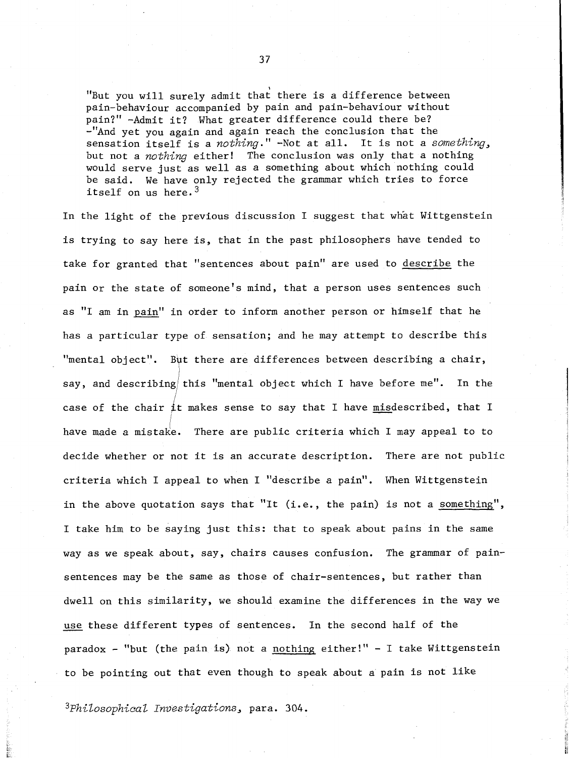> "But you will surely admit that there is a difference between pain-behaviour accompanied by pain and pain-behaviour without pain?" -Admit it? What greater difference could there be? -"And yet you again and again reach the conclusion that the sensation itself is a *nothing*." -Not at all. It is not a *something*, but not a *nothing* either! The conclusion was only that a nothing would serve just as well as a something about which nothing could be said. We have only rejected the grammar which tries to force itself on us here.[3]

In the light of the previous discussion I suggest that what Wittgenstein is trying to say here is, that in the past philosophers have tended to take for granted that "sentences about pain" are used to <u>describe</u> the pain or the state of someone's mind, that a person uses sentences such as "I am in <u>pain</u>" in order to inform another person or himself that he has a particular type of sensation; and he may attempt to describe this "mental object". But there are differences between describing a chair, say, and describing this "mental object which I have before me". In the case of the chair it makes sense to say that I have <u>mis</u>described, that I have made a mistake. There are public criteria which I may appeal to to decide whether or not it is an accurate description. There are not public criteria which I appeal to when I "describe a pain". When Wittgenstein in the above quotation says that "It (i.e., the pain) is not a <u>something</u>", I take him to be saying just this: that to speak about pains in the same way as we speak about, say, chairs causes confusion. The grammar of pain-sentences may be the same as those of chair-sentences, but rather than dwell on this similarity, we should examine the differences in the way we <u>use</u> these different types of sentences. In the second half of the paradox - "but (the pain is) not a <u>nothing</u> either!" - I take Wittgenstein to be pointing out that even though to speak about a pain is not like

[3] *Philosophical Investigations*, para. 304.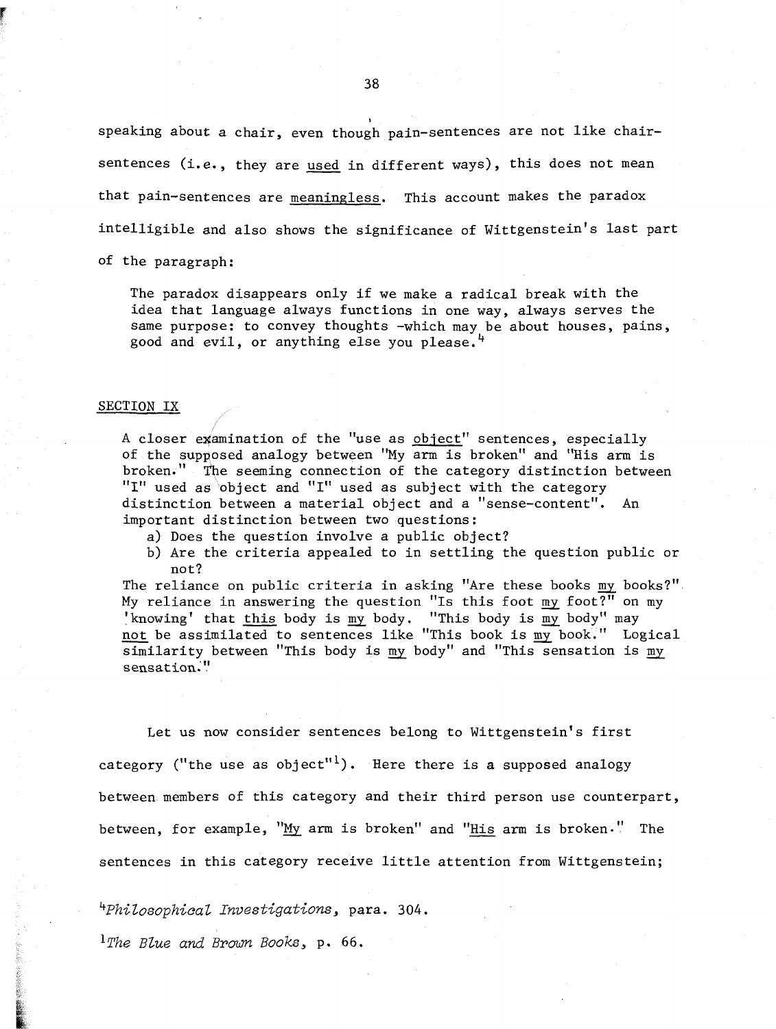speaking about a chair, even though pain-sentences are not like chair-sentences (i.e., they are <u>used</u> in different ways), this does not mean that pain-sentences are <u>meaningless</u>. This account makes the paradox intelligible and also shows the significance of Wittgenstein's last part of the paragraph:

> The paradox disappears only if we make a radical break with the idea that language always functions in one way, always serves the same purpose: to convey thoughts -which may be about houses, pains, good and evil, or anything else you please.[4]

## SECTION IX

> A closer examination of the "use as <u>object</u>" sentences, especially of the supposed analogy between "My arm is broken" and "His arm is broken." The seeming connection of the category distinction between "I" used as object and "I" used as subject with the category distinction between a material object and a "sense-content". An important distinction between two questions:
>
> a) Does the question involve a public object?
>
> b) Are the criteria appealed to in settling the question public or not?
>
> The reliance on public criteria in asking "Are these books <u>my</u> books?". My reliance in answering the question "Is this foot <u>my</u> foot?" on my 'knowing' that <u>this</u> body is <u>my</u> body. "This body is <u>my</u> body" may <u>not</u> be assimilated to sentences like "This book is <u>my</u> book." Logical similarity between "This body is <u>my</u> body" and "This sensation is <u>my</u> sensation."

Let us now consider sentences belong to Wittgenstein's first category ("the use as object"[1]). Here there is a supposed analogy between members of this category and their third person use counterpart, between, for example, "<u>My</u> arm is broken" and "<u>His</u> arm is broken." The sentences in this category receive little attention from Wittgenstein;

[4]*Philosophical Investigations*, para. 304.

[1]*The Blue and Brown Books*, p. 66.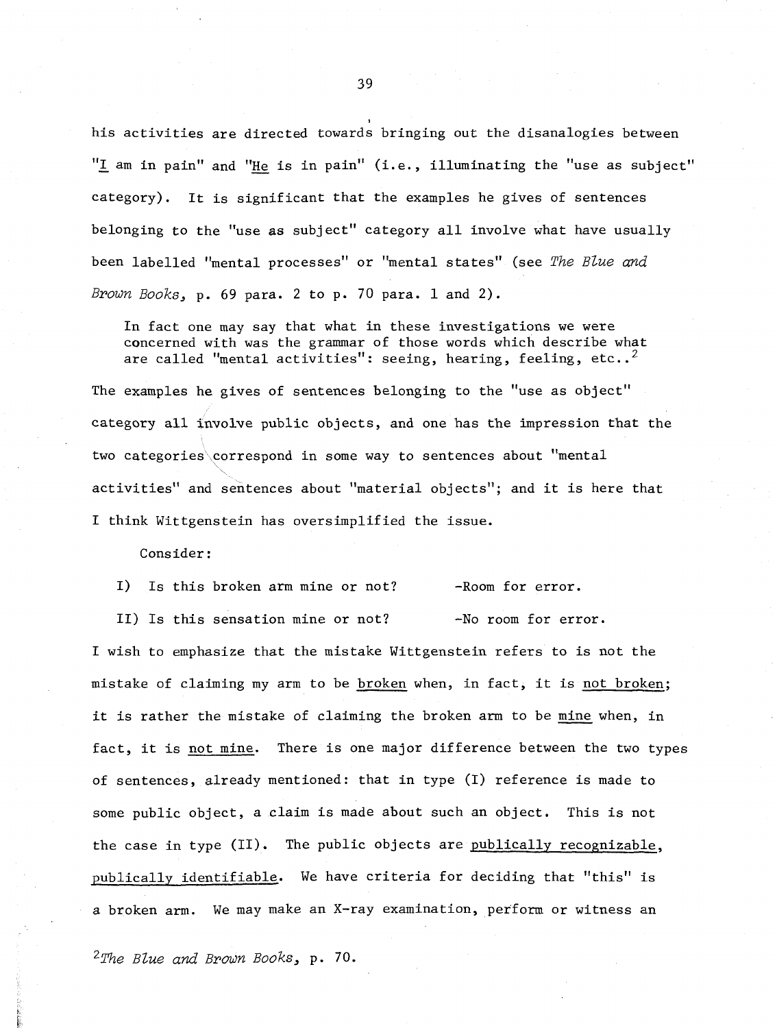his activities are directed towards bringing out the disanalogies between "I am in pain" and "He is in pain" (i.e., illuminating the "use as subject" category). It is significant that the examples he gives of sentences belonging to the "use as subject" category all involve what have usually been labelled "mental processes" or "mental states" (see *The Blue and Brown Books*, p. 69 para. 2 to p. 70 para. 1 and 2).

> In fact one may say that what in these investigations we were concerned with was the grammar of those words which describe what are called "mental activities": seeing, hearing, feeling, etc..[2]

The examples he gives of sentences belonging to the "use as object" category all involve public objects, and one has the impression that the two categories correspond in some way to sentences about "mental activities" and sentences about "material objects"; and it is here that I think Wittgenstein has oversimplified the issue.

Consider:

I) Is this broken arm mine or not? -Room for error.

II) Is this sensation mine or not? -No room for error.

I wish to emphasize that the mistake Wittgenstein refers to is not the mistake of claiming my arm to be broken when, in fact, it is not broken; it is rather the mistake of claiming the broken arm to be mine when, in fact, it is not mine. There is one major difference between the two types of sentences, already mentioned: that in type (I) reference is made to some public object, a claim is made about such an object. This is not the case in type (II). The public objects are publically recognizable, publically identifiable. We have criteria for deciding that "this" is a broken arm. We may make an X-ray examination, perform or witness an

[2] *The Blue and Brown Books*, p. 70.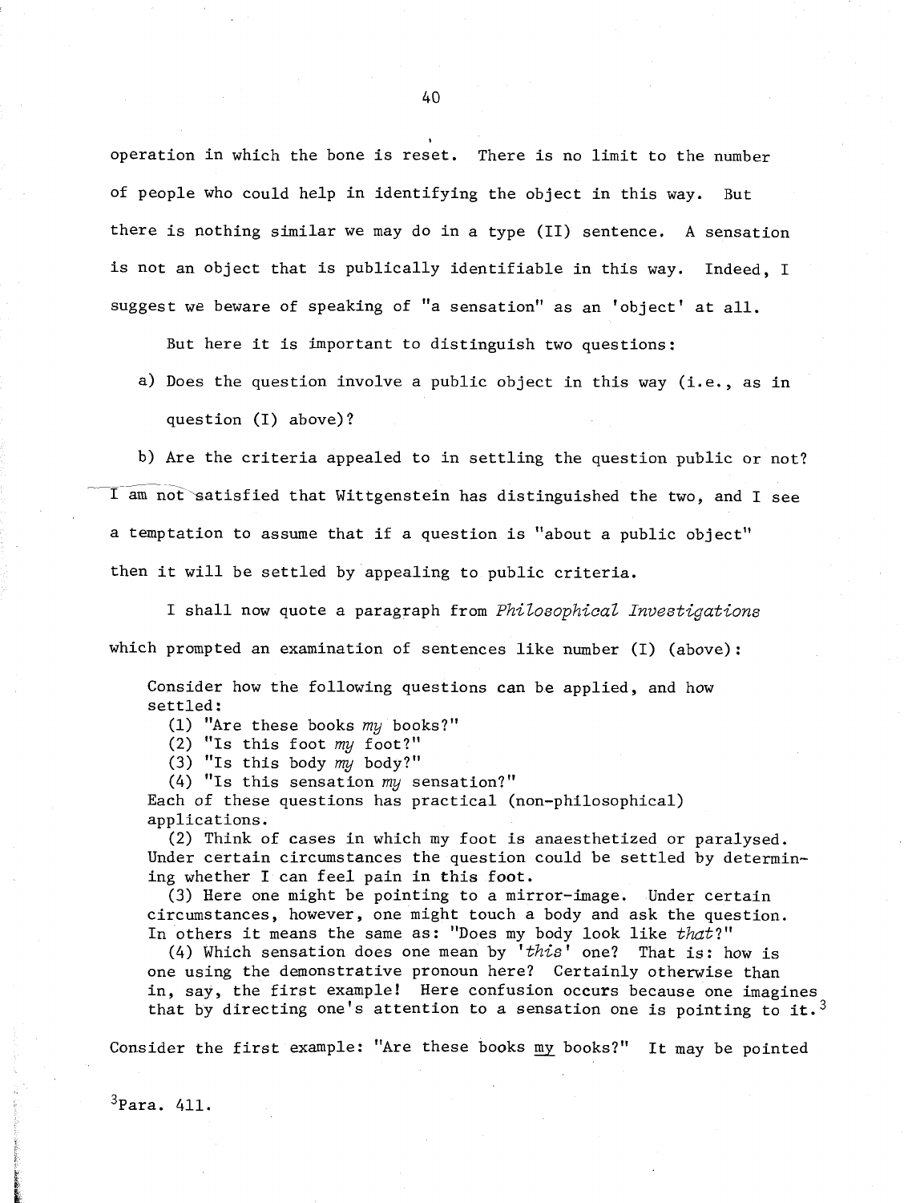operation in which the bone is reset. There is no limit to the number of people who could help in identifying the object in this way. But there is nothing similar we may do in a type (II) sentence. A sensation is not an object that is publically identifiable in this way. Indeed, I suggest we beware of speaking of "a sensation" as an 'object' at all.

But here it is important to distinguish two questions:

a) Does the question involve a public object in this way (i.e., as in question (I) above)?

b) Are the criteria appealed to in settling the question public or not?

I am not satisfied that Wittgenstein has distinguished the two, and I see a temptation to assume that if a question is "about a public object" then it will be settled by appealing to public criteria.

I shall now quote a paragraph from *Philosophical Investigations* which prompted an examination of sentences like number (I) (above):

> Consider how the following questions can be applied, and how settled:
> (1) "Are these books *my* books?"
> (2) "Is this foot *my* foot?"
> (3) "Is this body *my* body?"
> (4) "Is this sensation *my* sensation?"
> Each of these questions has practical (non-philosophical) applications.
> (2) Think of cases in which my foot is anaesthetized or paralysed. Under certain circumstances the question could be settled by determining whether I can feel pain in this foot.
> (3) Here one might be pointing to a mirror-image. Under certain circumstances, however, one might touch a body and ask the question. In others it means the same as: "Does my body look like *that*?"
> (4) Which sensation does one mean by '*this*' one? That is: how is one using the demonstrative pronoun here? Certainly otherwise than in, say, the first example! Here confusion occurs because one imagines that by directing one's attention to a sensation one is pointing to it.[3]

Consider the first example: "Are these books my books?" It may be pointed

[3] Para. 411.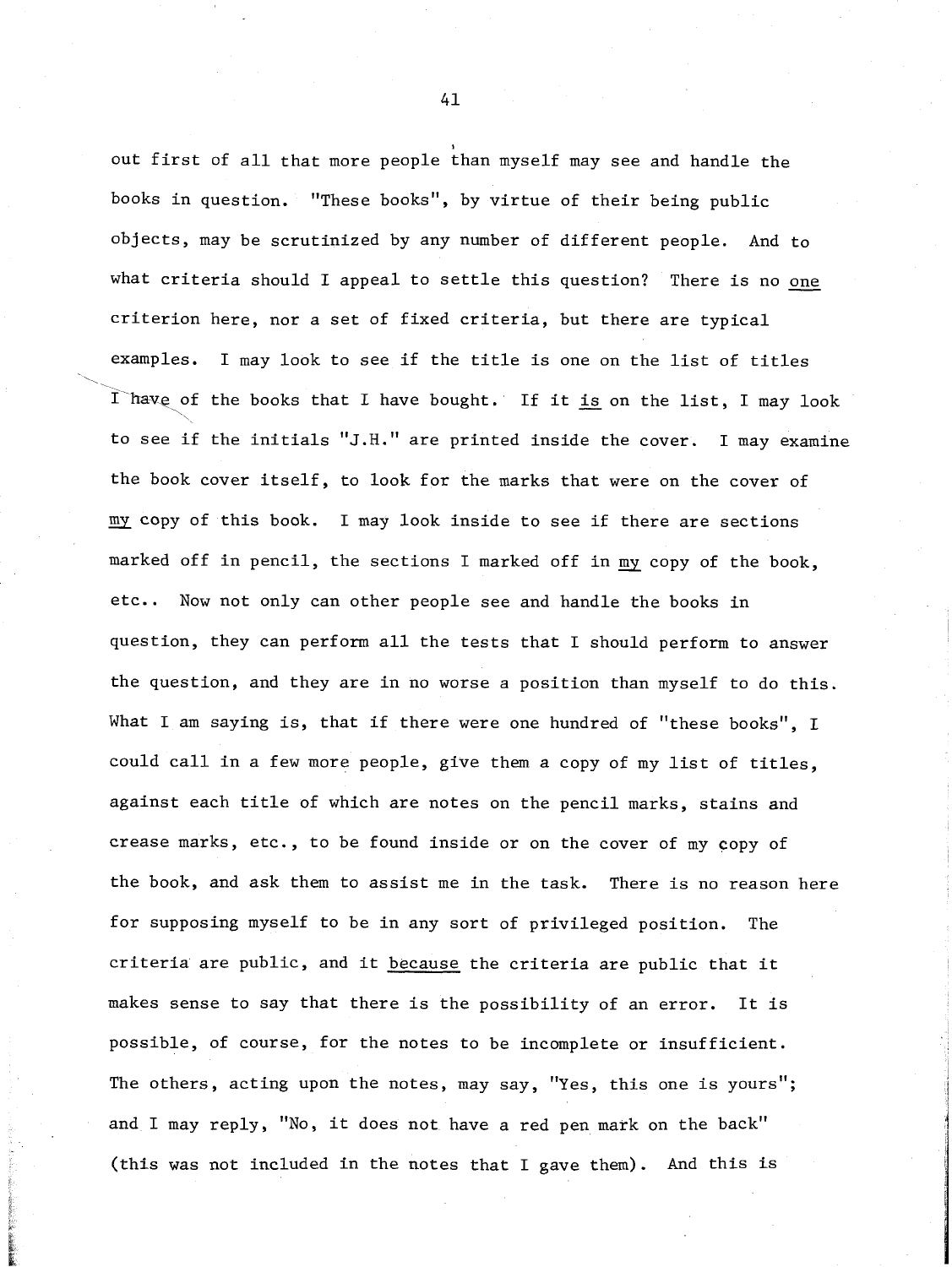out first of all that more people than myself may see and handle the books in question. "These books", by virtue of their being public objects, may be scrutinized by any number of different people. And to what criteria should I appeal to settle this question? There is no <u>one</u> criterion here, nor a set of fixed criteria, but there are typical examples. I may look to see if the title is one on the list of titles I have of the books that I have bought. If it <u>is</u> on the list, I may look to see if the initials "J.H." are printed inside the cover. I may examine the book cover itself, to look for the marks that were on the cover of <u>my</u> copy of this book. I may look inside to see if there are sections marked off in pencil, the sections I marked off in <u>my</u> copy of the book, etc.. Now not only can other people see and handle the books in question, they can perform all the tests that I should perform to answer the question, and they are in no worse a position than myself to do this. What I am saying is, that if there were one hundred of "these books", I could call in a few more people, give them a copy of my list of titles, against each title of which are notes on the pencil marks, stains and crease marks, etc., to be found inside or on the cover of my copy of the book, and ask them to assist me in the task. There is no reason here for supposing myself to be in any sort of privileged position. The criteria are public, and it <u>because</u> the criteria are public that it makes sense to say that there is the possibility of an error. It is possible, of course, for the notes to be incomplete or insufficient. The others, acting upon the notes, may say, "Yes, this one is yours"; and I may reply, "No, it does not have a red pen mark on the back" (this was not included in the notes that I gave them). And this is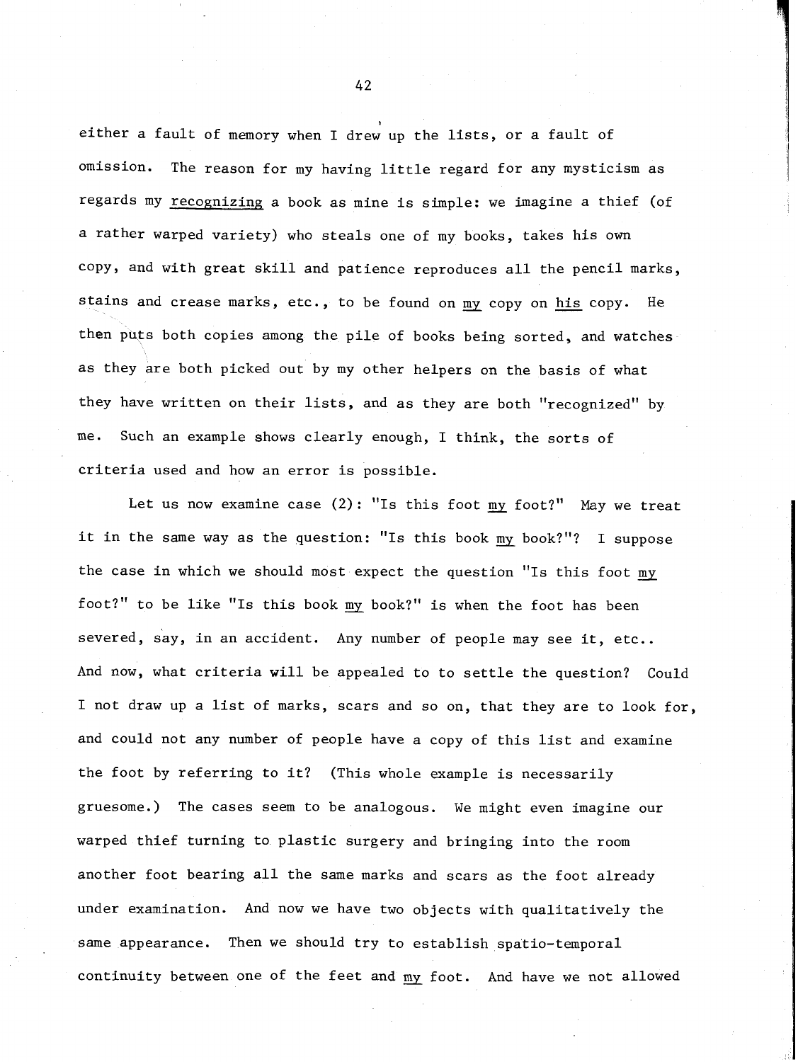either a fault of memory when I drew up the lists, or a fault of omission. The reason for my having little regard for any mysticism as regards my <u>recognizing</u> a book as mine is simple: we imagine a thief (of a rather warped variety) who steals one of my books, takes his own copy, and with great skill and patience reproduces all the pencil marks, stains and crease marks, etc., to be found on <u>my</u> copy on <u>his</u> copy. He then puts both copies among the pile of books being sorted, and watches as they are both picked out by my other helpers on the basis of what they have written on their lists, and as they are both "recognized" by me. Such an example shows clearly enough, I think, the sorts of criteria used and how an error is possible.

Let us now examine case (2): "Is this foot <u>my</u> foot?" May we treat it in the same way as the question: "Is this book <u>my</u> book?"? I suppose the case in which we should most expect the question "Is this foot <u>my</u> foot?" to be like "Is this book <u>my</u> book?" is when the foot has been severed, say, in an accident. Any number of people may see it, etc.. And now, what criteria will be appealed to to settle the question? Could I not draw up a list of marks, scars and so on, that they are to look for, and could not any number of people have a copy of this list and examine the foot by referring to it? (This whole example is necessarily gruesome.) The cases seem to be analogous. We might even imagine our warped thief turning to plastic surgery and bringing into the room another foot bearing all the same marks and scars as the foot already under examination. And now we have two objects with qualitatively the same appearance. Then we should try to establish spatio-temporal continuity between one of the feet and <u>my</u> foot. And have we not allowed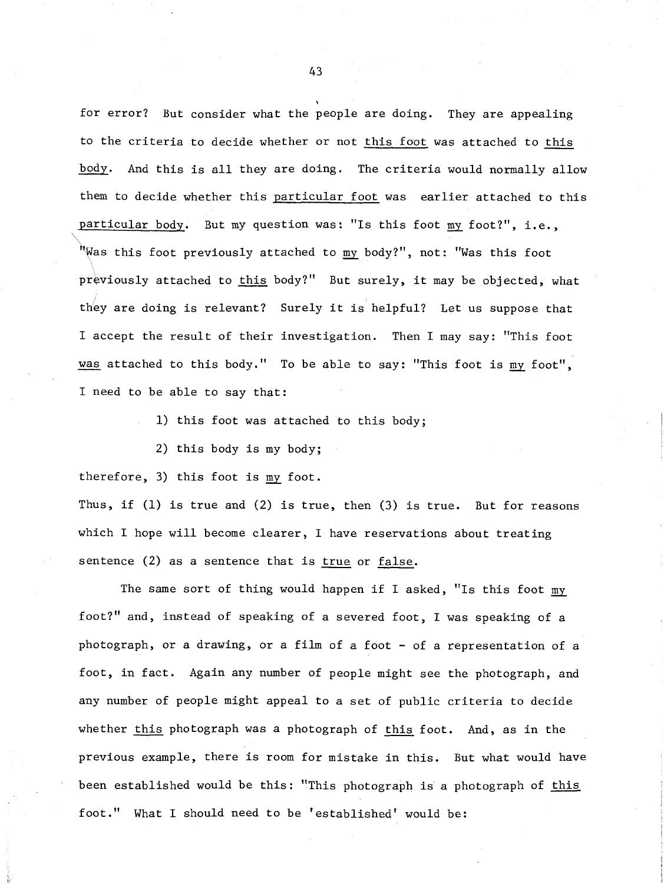for error? But consider what the people are doing. They are appealing to the criteria to decide whether or not _this foot_ was attached to _this body_. And this is all they are doing. The criteria would normally allow them to decide whether this _particular foot_ was earlier attached to this _particular body_. But my question was: "Is this foot _my_ foot?", i.e., "Was this foot previously attached to _my_ body?", not: "Was this foot previously attached to _this_ body?" But surely, it may be objected, what they are doing is relevant? Surely it is helpful? Let us suppose that I accept the result of their investigation. Then I may say: "This foot _was_ attached to this body." To be able to say: "This foot is _my_ foot", I need to be able to say that:

1) this foot was attached to this body;

2) this body is my body;

therefore, 3) this foot is _my_ foot.

Thus, if (1) is true and (2) is true, then (3) is true. But for reasons which I hope will become clearer, I have reservations about treating sentence (2) as a sentence that is _true_ or _false_.

The same sort of thing would happen if I asked, "Is this foot _my_ foot?" and, instead of speaking of a severed foot, I was speaking of a photograph, or a drawing, or a film of a foot - of a representation of a foot, in fact. Again any number of people might see the photograph, and any number of people might appeal to a set of public criteria to decide whether _this_ photograph was a photograph of _this_ foot. And, as in the previous example, there is room for mistake in this. But what would have been established would be this: "This photograph is a photograph of _this_ foot." What I should need to be 'established' would be: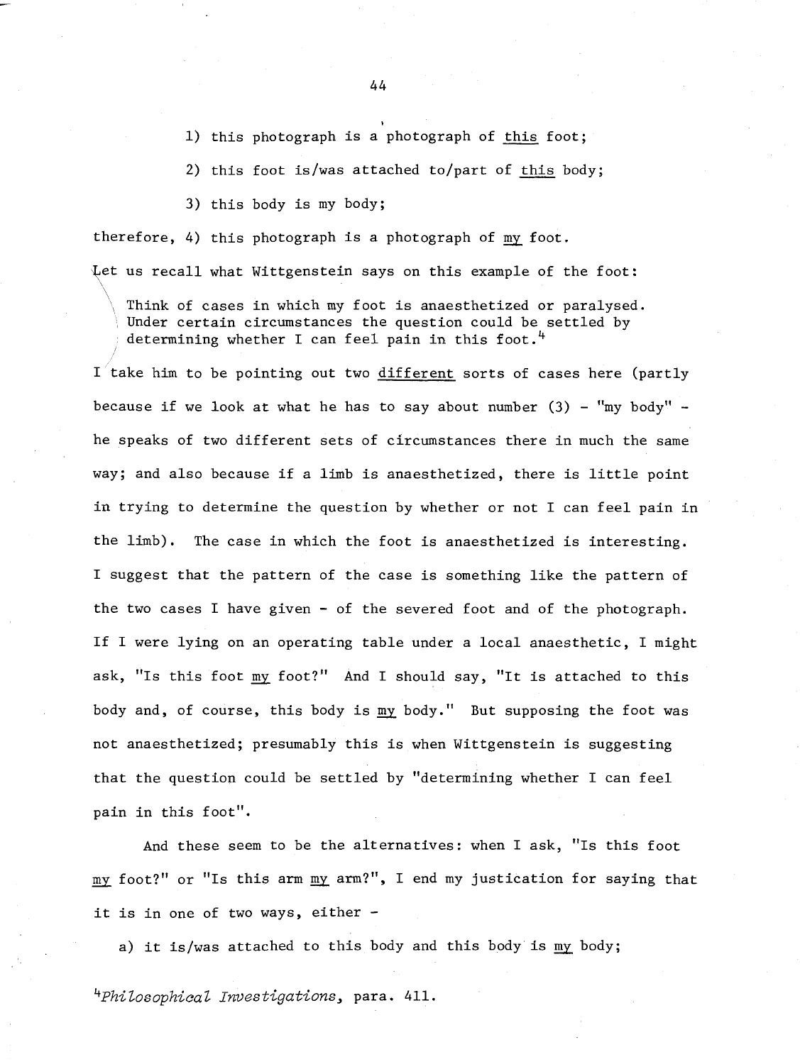1) this photograph is a photograph of <u>this</u> foot;

2) this foot is/was attached to/part of <u>this</u> body;

3) this body is my body;

therefore, 4) this photograph is a photograph of <u>my</u> foot.

Let us recall what Wittgenstein says on this example of the foot:

> Think of cases in which my foot is anaesthetized or paralysed. Under certain circumstances the question could be settled by determining whether I can feel pain in this foot.[4]

I take him to be pointing out two <u>different</u> sorts of cases here (partly because if we look at what he has to say about number (3) - "my body" - he speaks of two different sets of circumstances there in much the same way; and also because if a limb is anaesthetized, there is little point in trying to determine the question by whether or not I can feel pain in the limb). The case in which the foot is anaesthetized is interesting. I suggest that the pattern of the case is something like the pattern of the two cases I have given - of the severed foot and of the photograph. If I were lying on an operating table under a local anaesthetic, I might ask, "Is this foot <u>my</u> foot?" And I should say, "It is attached to this body and, of course, this body is <u>my</u> body." But supposing the foot was not anaesthetized; presumably this is when Wittgenstein is suggesting that the question could be settled by "determining whether I can feel pain in this foot".

And these seem to be the alternatives: when I ask, "Is this foot <u>my</u> foot?" or "Is this arm <u>my</u> arm?", I end my justication for saying that it is in one of two ways, either -

a) it is/was attached to this body and this body is <u>my</u> body;

[4]*Philosophical Investigations*, para. 411.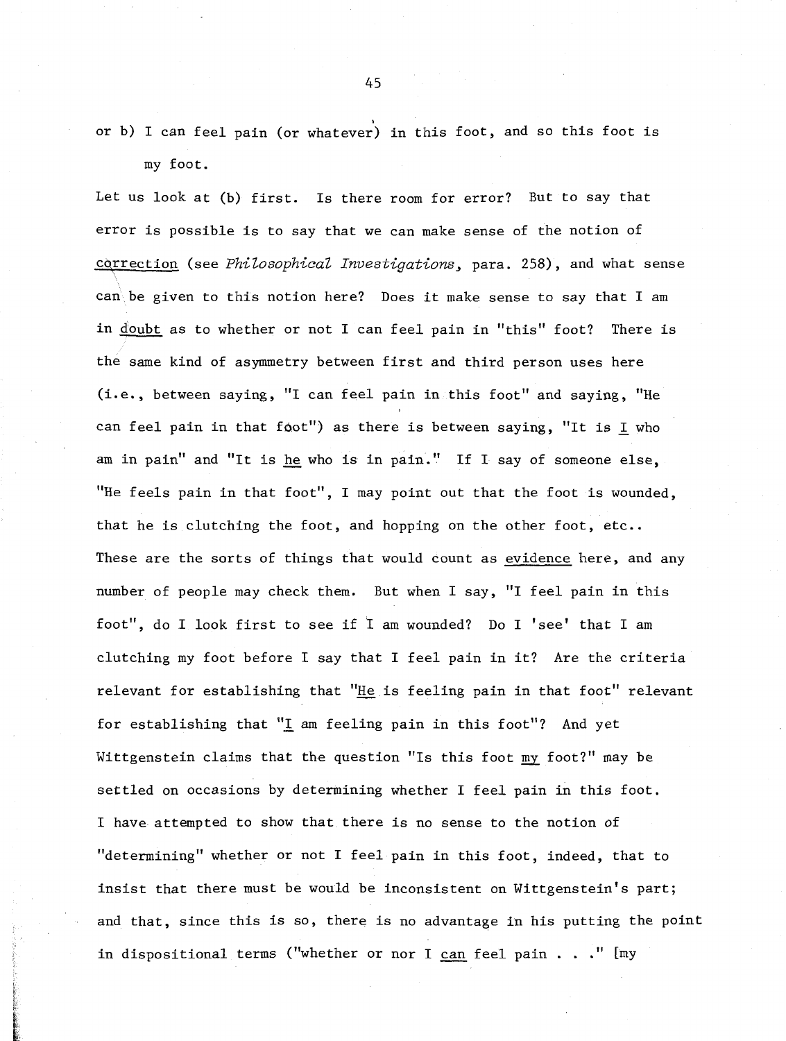or b) I can feel pain (or whatever) in this foot, and so this foot is my foot.

Let us look at (b) first. Is there room for error? But to say that error is possible is to say that we can make sense of the notion of correction (see *Philosophical Investigations*, para. 258), and what sense can be given to this notion here? Does it make sense to say that I am in doubt as to whether or not I can feel pain in "this" foot? There is the same kind of asymmetry between first and third person uses here (i.e., between saying, "I can feel pain in this foot" and saying, "He can feel pain in that foot") as there is between saying, "It is I who am in pain" and "It is he who is in pain." If I say of someone else, "He feels pain in that foot", I may point out that the foot is wounded, that he is clutching the foot, and hopping on the other foot, etc.. These are the sorts of things that would count as evidence here, and any number of people may check them. But when I say, "I feel pain in this foot", do I look first to see if I am wounded? Do I 'see' that I am clutching my foot before I say that I feel pain in it? Are the criteria relevant for establishing that "He is feeling pain in that foot" relevant for establishing that "I am feeling pain in this foot"? And yet Wittgenstein claims that the question "Is this foot my foot?" may be settled on occasions by determining whether I feel pain in this foot. I have attempted to show that there is no sense to the notion of "determining" whether or not I feel pain in this foot, indeed, that to insist that there must be would be inconsistent on Wittgenstein's part; and that, since this is so, there is no advantage in his putting the point in dispositional terms ("whether or nor I can feel pain . . ." [my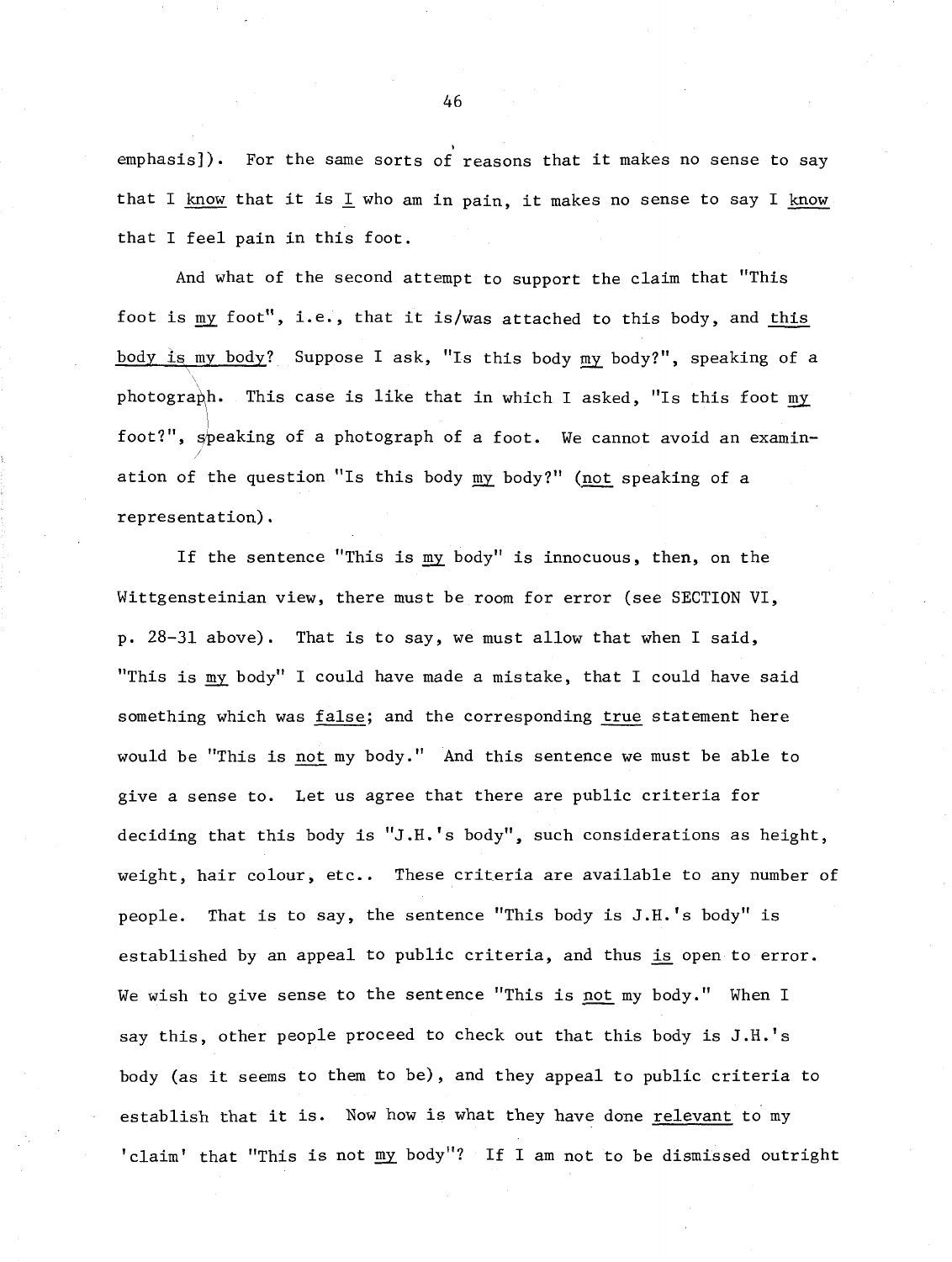emphasis]). For the same sorts of reasons that it makes no sense to say that I _know_ that it is _I_ who am in pain, it makes no sense to say I _know_ that I feel pain in this foot.

And what of the second attempt to support the claim that "This foot is _my_ foot", i.e., that it is/was attached to this body, and _this body is my body_? Suppose I ask, "Is this body _my_ body?", speaking of a photograph. This case is like that in which I asked, "Is this foot _my_ foot?", speaking of a photograph of a foot. We cannot avoid an examination of the question "Is this body _my_ body?" (_not_ speaking of a representation).

If the sentence "This is _my_ body" is innocuous, then, on the Wittgensteinian view, there must be room for error (see SECTION VI, p. 28-31 above). That is to say, we must allow that when I said, "This is _my_ body" I could have made a mistake, that I could have said something which was _false_; and the corresponding _true_ statement here would be "This is _not_ my body." And this sentence we must be able to give a sense to. Let us agree that there are public criteria for deciding that this body is "J.H.'s body", such considerations as height, weight, hair colour, etc.. These criteria are available to any number of people. That is to say, the sentence "This body is J.H.'s body" is established by an appeal to public criteria, and thus _is_ open to error. We wish to give sense to the sentence "This is _not_ my body." When I say this, other people proceed to check out that this body is J.H.'s body (as it seems to them to be), and they appeal to public criteria to establish that it is. Now how is what they have done _relevant_ to my 'claim' that "This is not _my_ body"? If I am not to be dismissed outright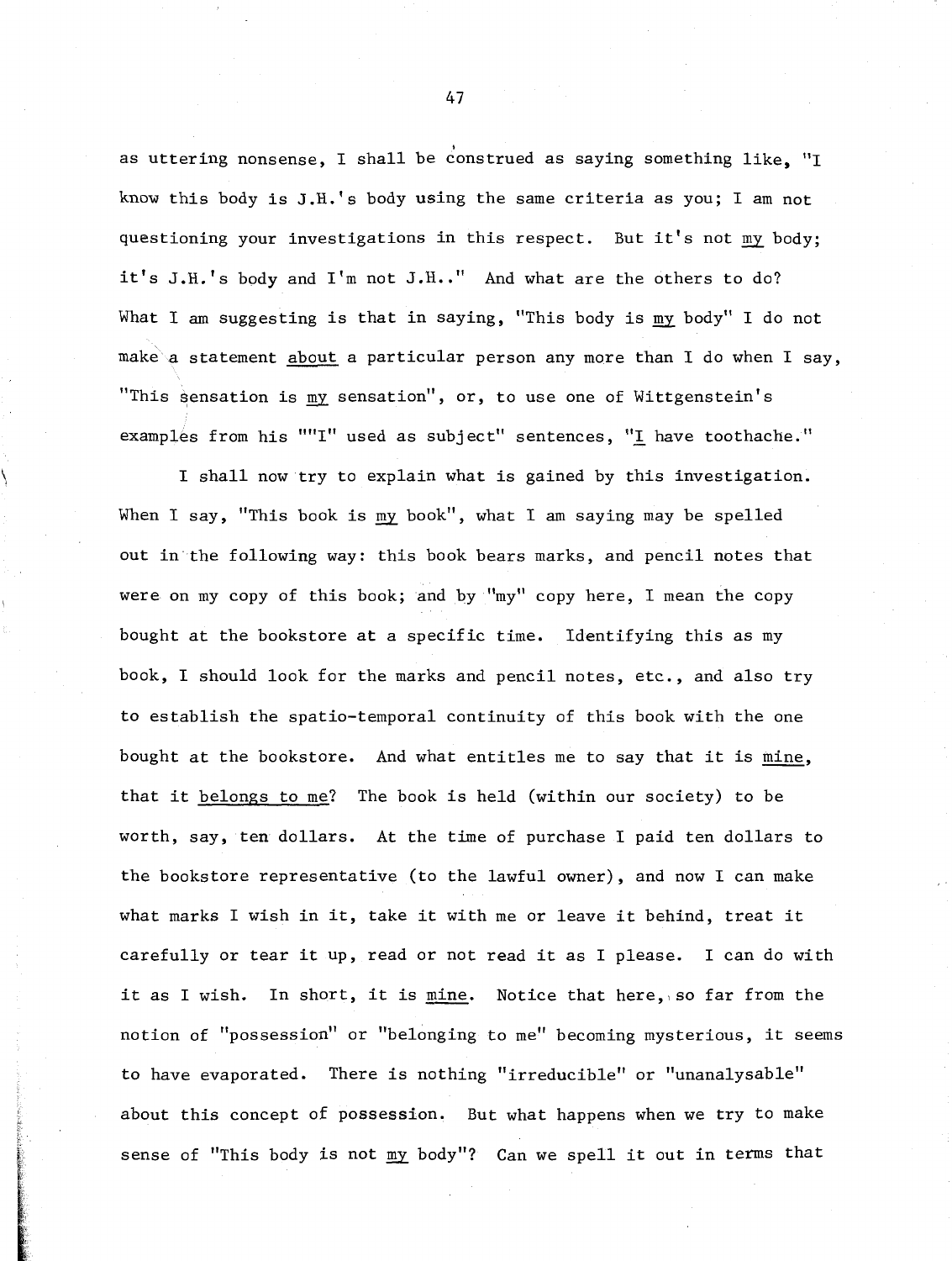as uttering nonsense, I shall be construed as saying something like, "I know this body is J.H.'s body using the same criteria as you; I am not questioning your investigations in this respect. But it's not <u>my</u> body; it's J.H.'s body and I'm not J.H.." And what are the others to do? What I am suggesting is that in saying, "This body is <u>my</u> body" I do not make a statement <u>about</u> a particular person any more than I do when I say, "This sensation is <u>my</u> sensation", or, to use one of Wittgenstein's examples from his ""I" used as subject" sentences, "<u>I</u> have toothache."

I shall now try to explain what is gained by this investigation. When I say, "This book is <u>my</u> book", what I am saying may be spelled out in the following way: this book bears marks, and pencil notes that were on my copy of this book; and by "my" copy here, I mean the copy bought at the bookstore at a specific time. Identifying this as my book, I should look for the marks and pencil notes, etc., and also try to establish the spatio-temporal continuity of this book with the one bought at the bookstore. And what entitles me to say that it is <u>mine</u>, that it <u>belongs to me</u>? The book is held (within our society) to be worth, say, ten dollars. At the time of purchase I paid ten dollars to the bookstore representative (to the lawful owner), and now I can make what marks I wish in it, take it with me or leave it behind, treat it carefully or tear it up, read or not read it as I please. I can do with it as I wish. In short, it is <u>mine</u>. Notice that here, so far from the notion of "possession" or "belonging to me" becoming mysterious, it seems to have evaporated. There is nothing "irreducible" or "unanalysable" about this concept of possession. But what happens when we try to make sense of "This body is not <u>my</u> body"? Can we spell it out in terms that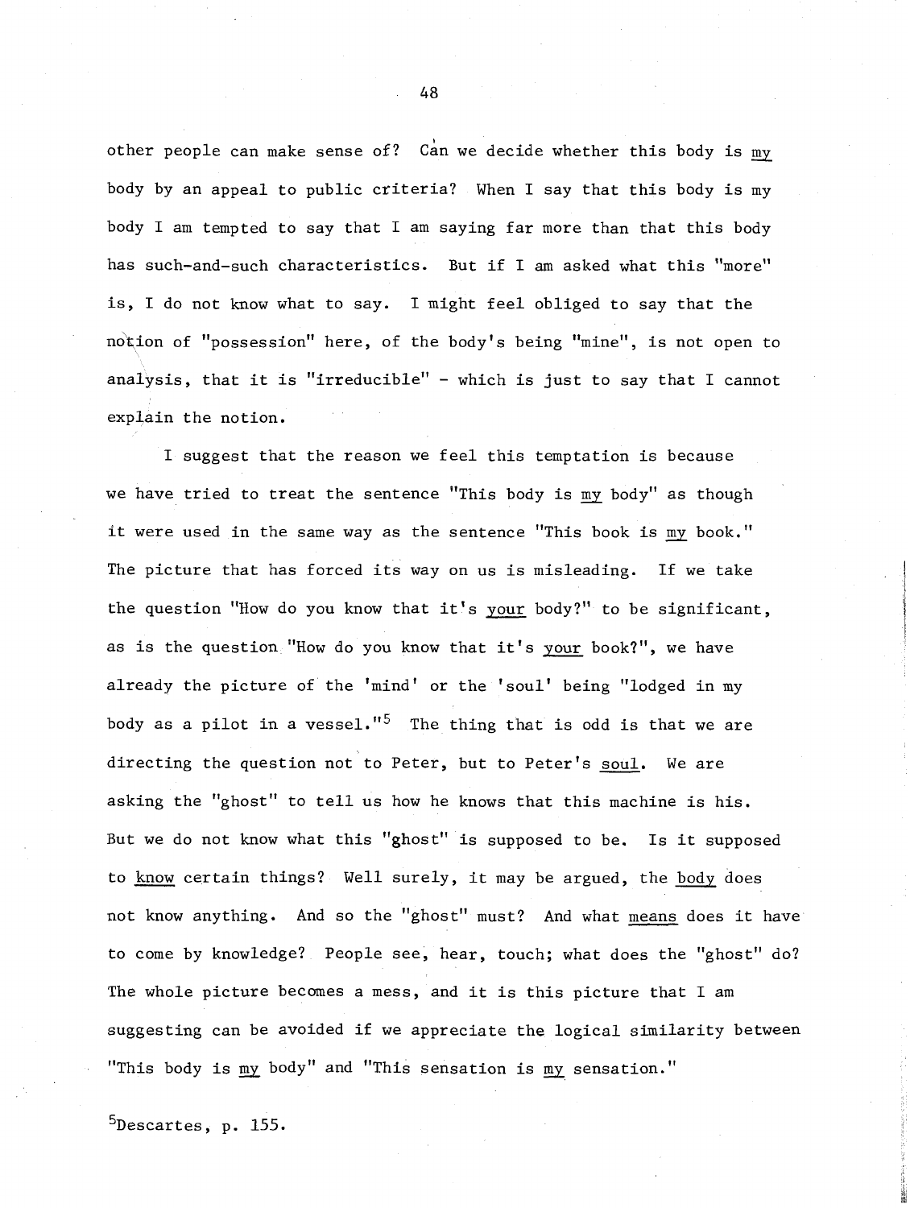other people can make sense of? Can we decide whether this body is *my* body by an appeal to public criteria? When I say that this body is my body I am tempted to say that I am saying far more than that this body has such-and-such characteristics. But if I am asked what this "more" is, I do not know what to say. I might feel obliged to say that the notion of "possession" here, of the body's being "mine", is not open to analysis, that it is "irreducible" - which is just to say that I cannot explain the notion.

I suggest that the reason we feel this temptation is because we have tried to treat the sentence "This body is *my* body" as though it were used in the same way as the sentence "This book is *my* book." The picture that has forced its way on us is misleading. If we take the question "How do you know that it's *your* body?" to be significant, as is the question "How do you know that it's *your* book?", we have already the picture of the 'mind' or the 'soul' being "lodged in my body as a pilot in a vessel."[5] The thing that is odd is that we are directing the question not to Peter, but to Peter's *soul*. We are asking the "ghost" to tell us how he knows that this machine is his. But we do not know what this "ghost" is supposed to be. Is it supposed to *know* certain things? Well surely, it may be argued, the *body* does not know anything. And so the "ghost" must? And what *means* does it have to come by knowledge? People see, hear, touch; what does the "ghost" do? The whole picture becomes a mess, and it is this picture that I am suggesting can be avoided if we appreciate the logical similarity between "This body is *my* body" and "This sensation is *my* sensation."

[5]Descartes, p. 155.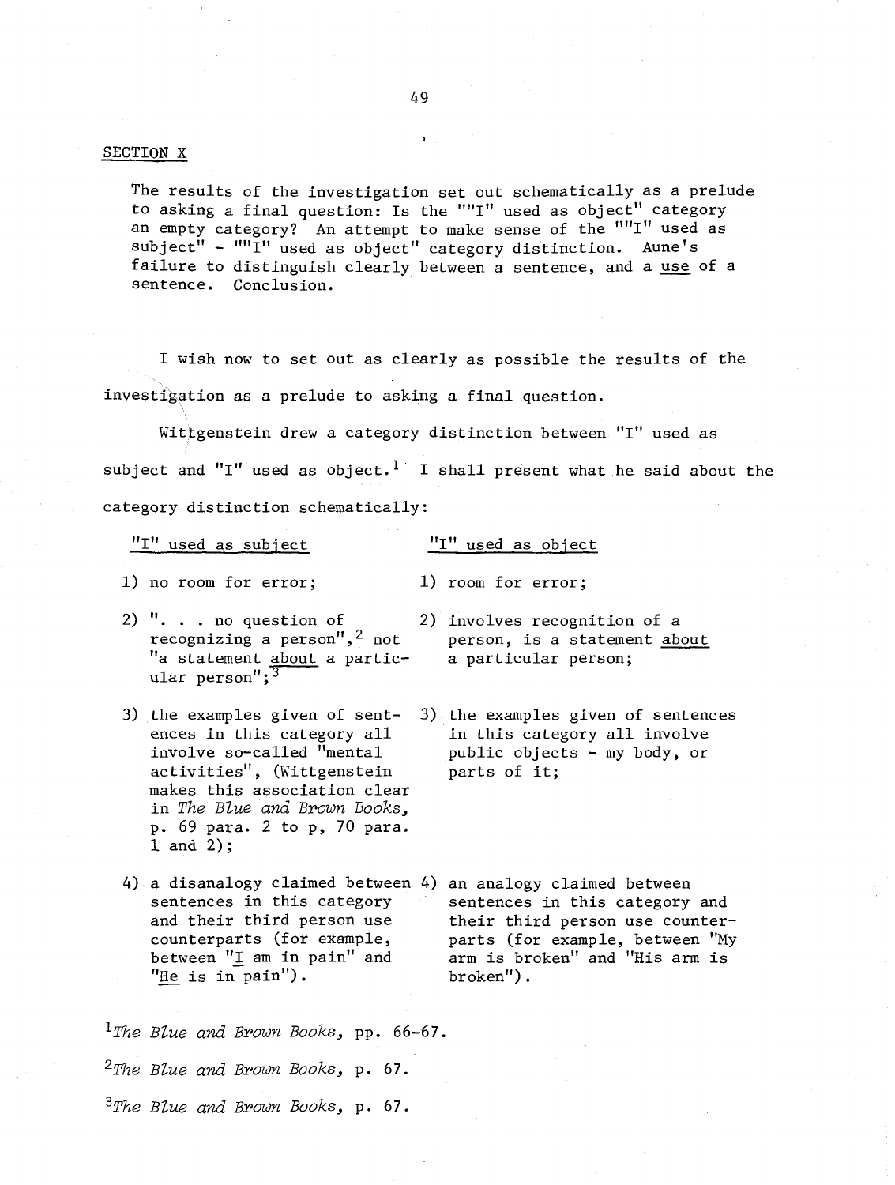## SECTION X

The results of the investigation set out schematically as a prelude to asking a final question: Is the ""I" used as object" category an empty category? An attempt to make sense of the ""I" used as subject" - ""I" used as object" category distinction. Aune's failure to distinguish clearly between a sentence, and a use of a sentence. Conclusion.

I wish now to set out as clearly as possible the results of the investigation as a prelude to asking a final question.

Wittgenstein drew a category distinction between "I" used as subject and "I" used as object.[1] I shall present what he said about the category distinction schematically:

| "I" used as subject | "I" used as object |
|---|---|
| 1) no room for error; | 1) room for error; |
| 2) ". . . no question of recognizing a person",[2] not "a statement about a particular person";[3] | 2) involves recognition of a person, is a statement about a particular person; |
| 3) the examples given of sentences in this category all involve so-called "mental activities", (Wittgenstein makes this association clear in *The Blue and Brown Books*, p. 69 para. 2 to p, 70 para. 1 and 2); | 3) the examples given of sentences in this category all involve public objects - my body, or parts of it; |
| 4) a disanalogy claimed between sentences in this category and their third person use counterparts (for example, between "I am in pain" and "He is in pain"). | 4) an analogy claimed between sentences in this category and their third person use counterparts (for example, between "My arm is broken" and "His arm is broken"). |

[1] *The Blue and Brown Books*, pp. 66-67.

[2] *The Blue and Brown Books*, p. 67.

[3] *The Blue and Brown Books*, p. 67.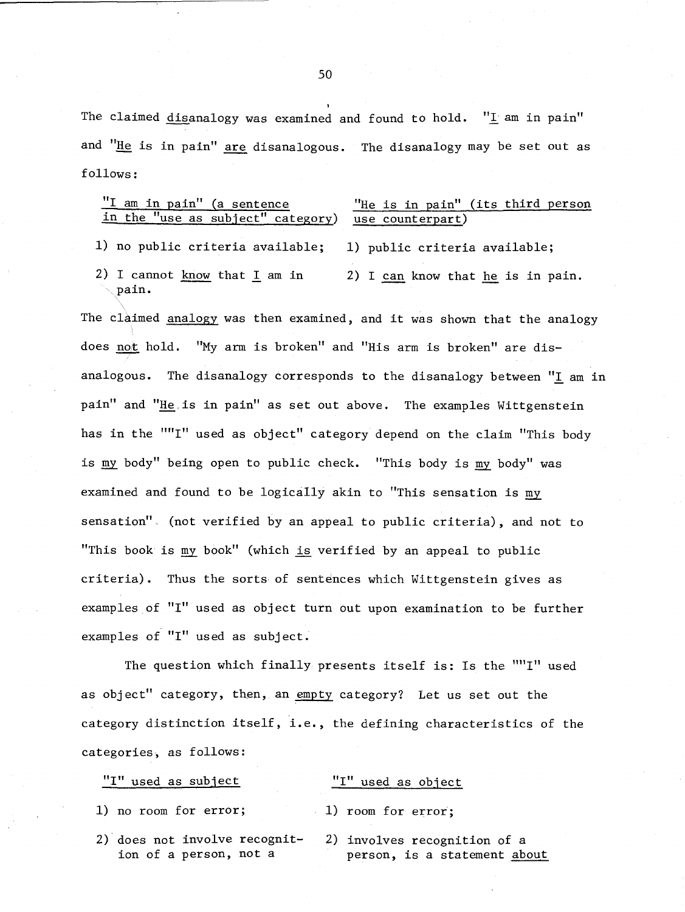The claimed <u>dis</u>analogy was examined and found to hold. "<u>I</u> am in pain" and "<u>He</u> is in pain" <u>are</u> disanalogous. The disanalogy may be set out as follows:

| <u>"I am in pain" (a sentence in the "use as subject" category)</u> | <u>"He is in pain" (its third person use counterpart)</u> |
|---|---|
| 1) no public criteria available; | 1) public criteria available; |
| 2) I cannot <u>know</u> that <u>I</u> am in pain. | 2) I <u>can</u> know that <u>he</u> is in pain. |

The claimed <u>analogy</u> was then examined, and it was shown that the analogy does <u>not</u> hold. "My arm is broken" and "His arm is broken" are disanalogous. The disanalogy corresponds to the disanalogy between "<u>I</u> am in pain" and "<u>He</u> is in pain" as set out above. The examples Wittgenstein has in the ""I" used as object" category depend on the claim "This body is <u>my</u> body" being open to public check. "This body is <u>my</u> body" was examined and found to be logically akin to "This sensation is <u>my</u> sensation". (not verified by an appeal to public criteria), and not to "This book is <u>my</u> book" (which <u>is</u> verified by an appeal to public criteria). Thus the sorts of sentences which Wittgenstein gives as examples of "I" used as object turn out upon examination to be further examples of "I" used as subject.

The question which finally presents itself is: Is the ""I" used as object" category, then, an <u>empty</u> category? Let us set out the category distinction itself, i.e., the defining characteristics of the categories, as follows:

| <u>"I" used as subject</u> | <u>"I" used as object</u> |
|---|---|
| 1) no room for error; | 1) room for error; |
| 2) does not involve recognition of a person, not a | 2) involves recognition of a person, is a statement <u>about</u> |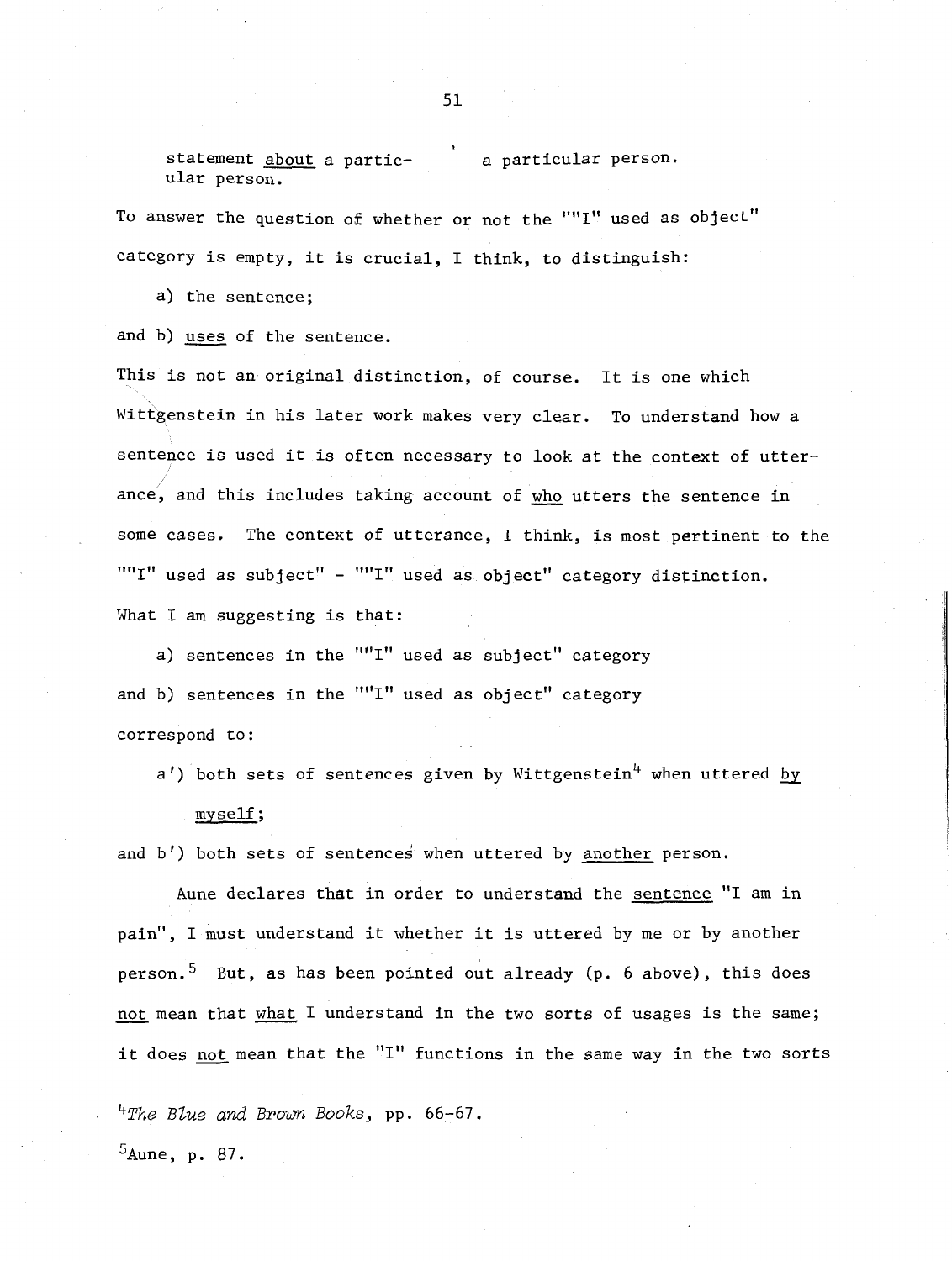| statement <u>about</u> a particular person. | a particular person. |
|---|---|

To answer the question of whether or not the ""I" used as object" category is empty, it is crucial, I think, to distinguish:

a) the sentence;

and b) <u>uses</u> of the sentence.

This is not an original distinction, of course. It is one which Wittgenstein in his later work makes very clear. To understand how a sentence is used it is often necessary to look at the context of utterance, and this includes taking account of <u>who</u> utters the sentence in some cases. The context of utterance, I think, is most pertinent to the ""I" used as subject" - ""I" used as object" category distinction. What I am suggesting is that:

a) sentences in the ""I" used as subject" category

and b) sentences in the ""I" used as object" category

correspond to:

a') both sets of sentences given by Wittgenstein[4] when uttered <u>by myself</u>;

and b') both sets of sentences when uttered by <u>another</u> person.

Aune declares that in order to understand the <u>sentence</u> "I am in pain", I must understand it whether it is uttered by me or by another person.[5] But, as has been pointed out already (p. 6 above), this does <u>not</u> mean that <u>what</u> I understand in the two sorts of usages is the same; it does <u>not</u> mean that the "I" functions in the same way in the two sorts

[4]*The Blue and Brown Books*, pp. 66-67.

[5]Aune, p. 87.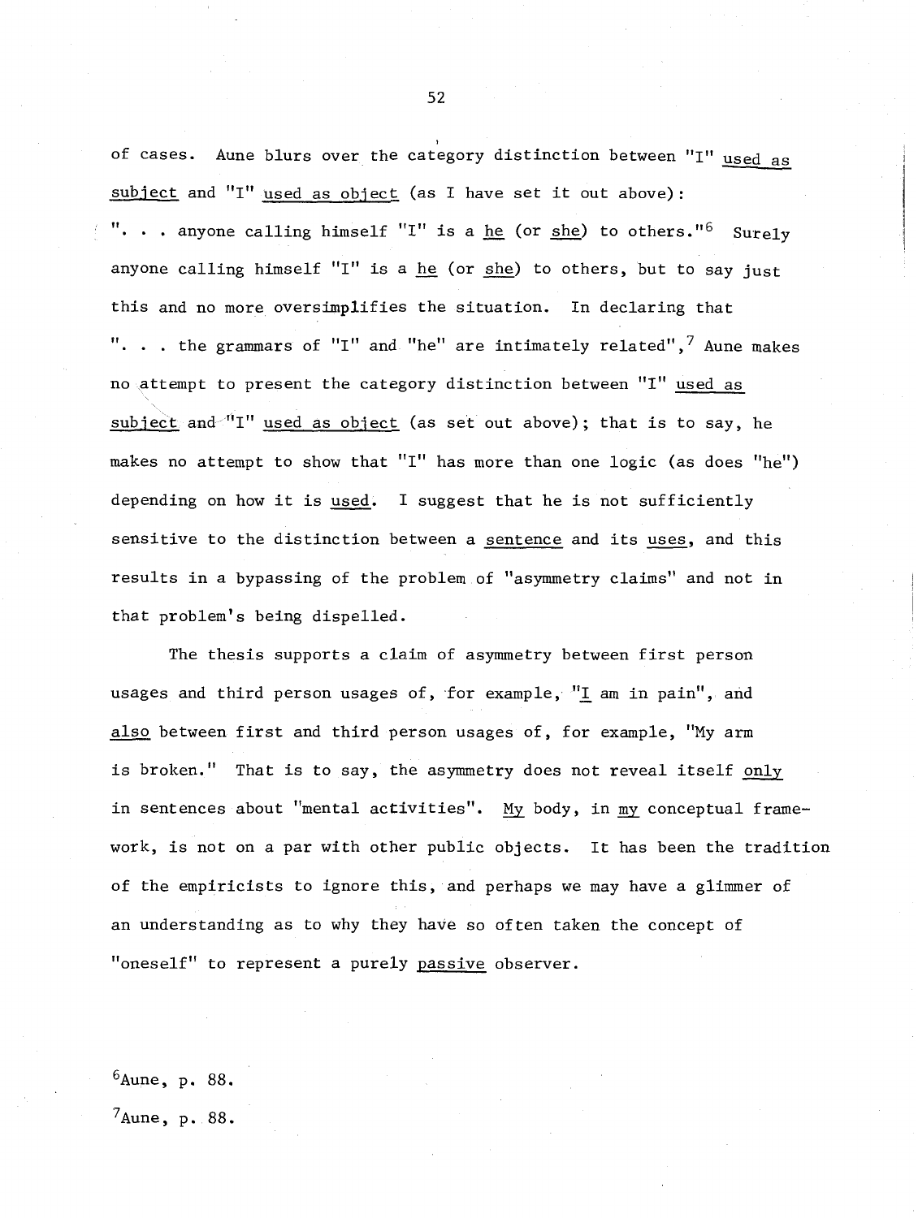of cases. Aune blurs over the category distinction between "I" _used as subject_ and "I" _used as object_ (as I have set it out above): ". . . anyone calling himself "I" is a _he_ (or _she_) to others."[6] Surely anyone calling himself "I" is a _he_ (or _she_) to others, but to say just this and no more oversimplifies the situation. In declaring that ". . . the grammars of "I" and "he" are intimately related",[7] Aune makes no attempt to present the category distinction between "I" _used as subject_ and "I" _used as object_ (as set out above); that is to say, he makes no attempt to show that "I" has more than one logic (as does "he") depending on how it is _used_. I suggest that he is not sufficiently sensitive to the distinction between a _sentence_ and its _uses_, and this results in a bypassing of the problem of "asymmetry claims" and not in that problem's being dispelled.

The thesis supports a claim of asymmetry between first person usages and third person usages of, for example, "_I_ am in pain", and _also_ between first and third person usages of, for example, "My arm is broken." That is to say, the asymmetry does not reveal itself _only_ in sentences about "mental activities". _My_ body, in _my_ conceptual framework, is not on a par with other public objects. It has been the tradition of the empiricists to ignore this, and perhaps we may have a glimmer of an understanding as to why they have so often taken the concept of "oneself" to represent a purely _passive_ observer.

[6]Aune, p. 88.

[7]Aune, p. 88.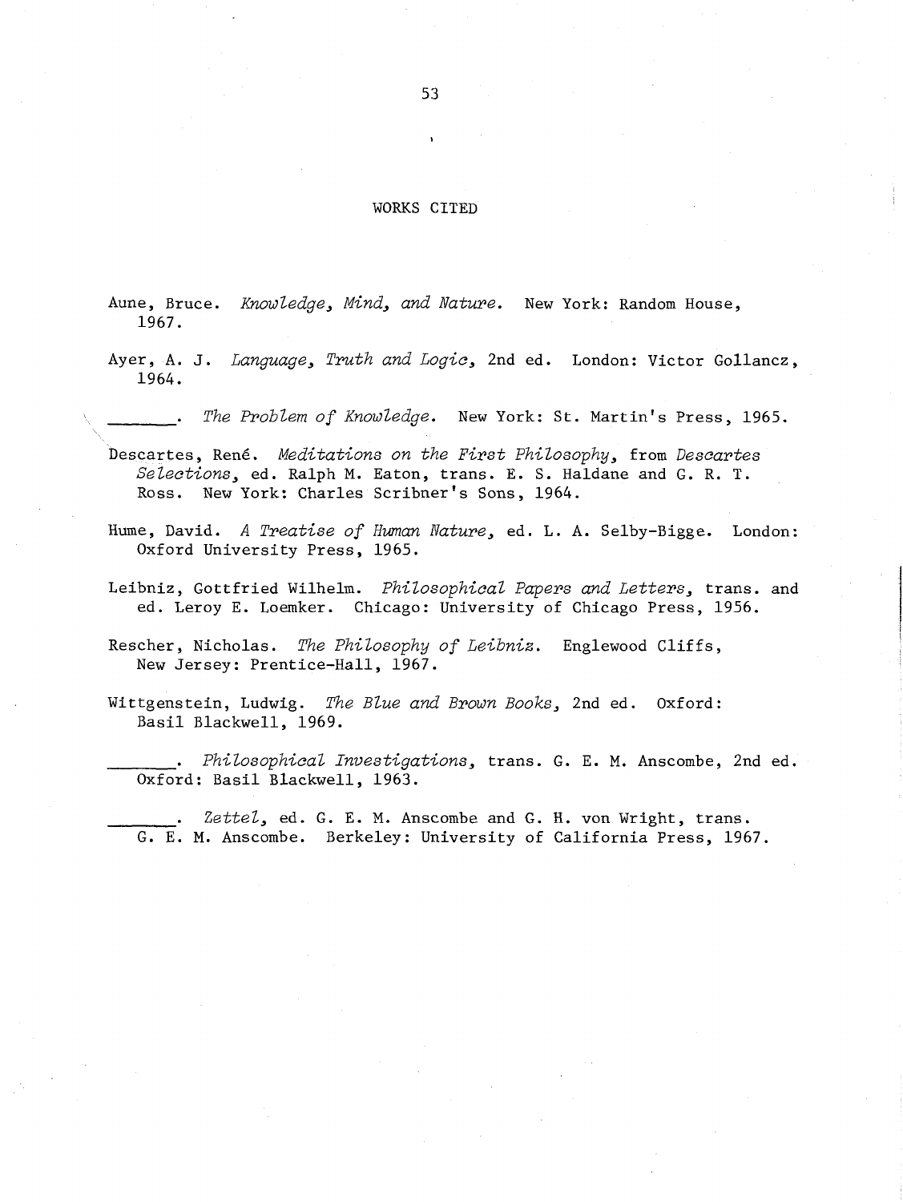# WORKS CITED

Aune, Bruce. *Knowledge, Mind, and Nature.* New York: Random House, 1967.

Ayer, A. J. *Language, Truth and Logic*, 2nd ed. London: Victor Gollancz, 1964.

_______. *The Problem of Knowledge.* New York: St. Martin's Press, 1965.

Descartes, René. *Meditations on the First Philosophy*, from *Descartes Selections*, ed. Ralph M. Eaton, trans. E. S. Haldane and G. R. T. Ross. New York: Charles Scribner's Sons, 1964.

Hume, David. *A Treatise of Human Nature*, ed. L. A. Selby-Bigge. London: Oxford University Press, 1965.

Leibniz, Gottfried Wilhelm. *Philosophical Papers and Letters*, trans. and ed. Leroy E. Loemker. Chicago: University of Chicago Press, 1956.

Rescher, Nicholas. *The Philosophy of Leibniz.* Englewood Cliffs, New Jersey: Prentice-Hall, 1967.

Wittgenstein, Ludwig. *The Blue and Brown Books*, 2nd ed. Oxford: Basil Blackwell, 1969.

_______. *Philosophical Investigations*, trans. G. E. M. Anscombe, 2nd ed. Oxford: Basil Blackwell, 1963.

_______. *Zettel*, ed. G. E. M. Anscombe and G. H. von Wright, trans. G. E. M. Anscombe. Berkeley: University of California Press, 1967.